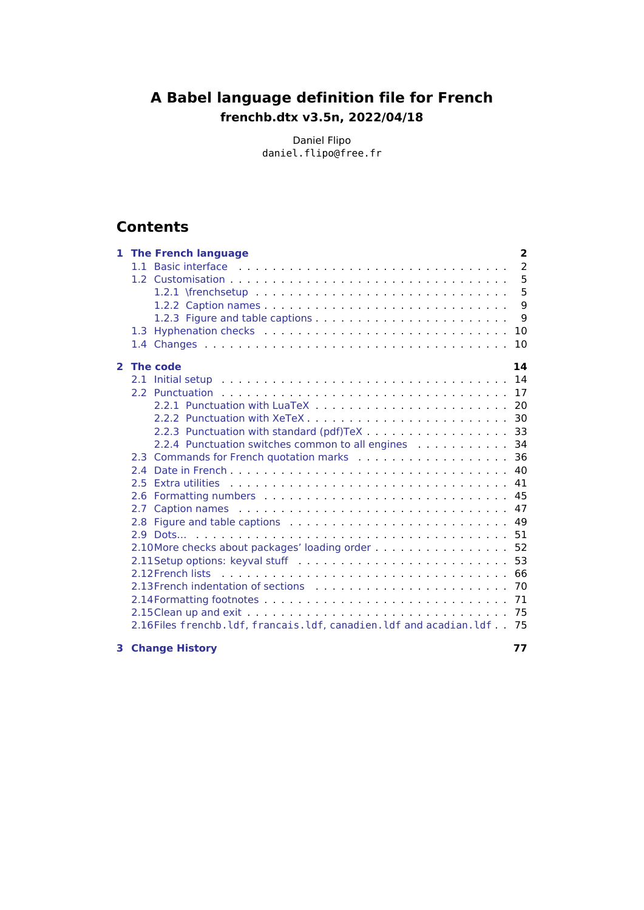# A Babel language definition file for French

## frenchb.dtx v3.5n, 2022/04/18

Daniel Flipo
`daniel.flipo@free.fr`

## Contents

**1 The French language** **2**
- 1.1 Basic interface . . . 2
- 1.2 Customisation . . . 5
  - 1.2.1 \frenchsetup . . . 5
  - 1.2.2 Caption names . . . 9
  - 1.2.3 Figure and table captions . . . 9
- 1.3 Hyphenation checks . . . 10
- 1.4 Changes . . . 10

**2 The code** **14**
- 2.1 Initial setup . . . 14
- 2.2 Punctuation . . . 17
  - 2.2.1 Punctuation with LuaTeX . . . 20
  - 2.2.2 Punctuation with XeTeX . . . 30
  - 2.2.3 Punctuation with standard (pdf)TeX . . . 33
  - 2.2.4 Punctuation switches common to all engines . . . 34
- 2.3 Commands for French quotation marks . . . 36
- 2.4 Date in French . . . 40
- 2.5 Extra utilities . . . 41
- 2.6 Formatting numbers . . . 45
- 2.7 Caption names . . . 47
- 2.8 Figure and table captions . . . 49
- 2.9 Dots... . . . 51
- 2.10 More checks about packages' loading order . . . 52
- 2.11 Setup options: keyval stuff . . . 53
- 2.12 French lists . . . 66
- 2.13 French indentation of sections . . . 70
- 2.14 Formatting footnotes . . . 71
- 2.15 Clean up and exit . . . 75
- 2.16 Files `frenchb.ldf`, `francais.ldf`, `canadien.ldf` and `acadian.ldf` . . . 75

**3 Change History** **77**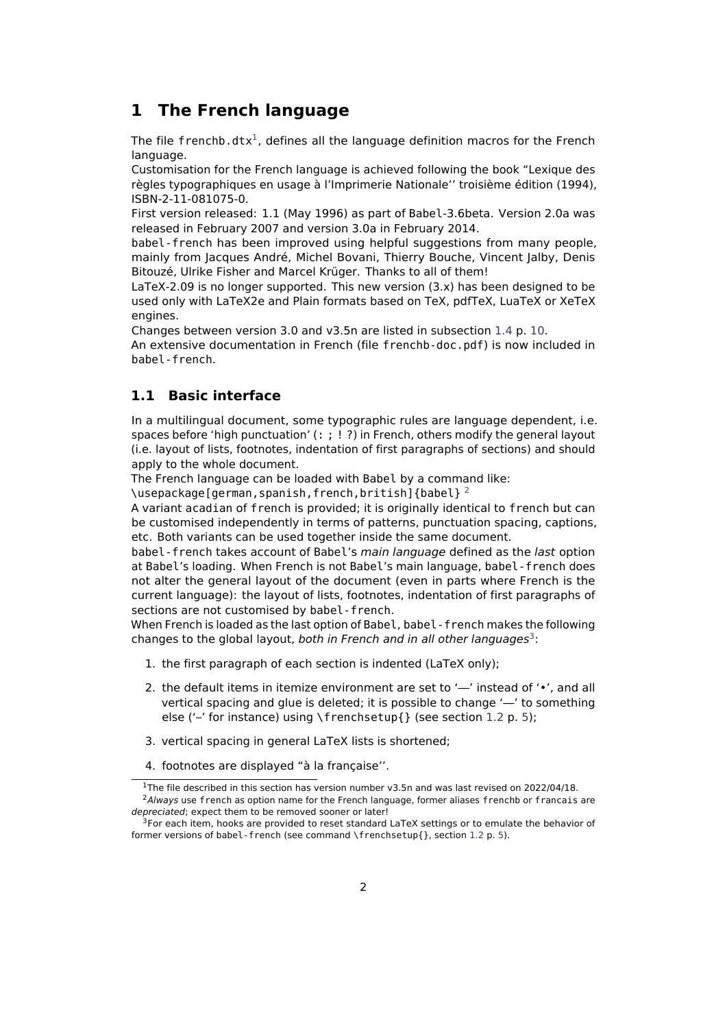# 1 The French language

The file `frenchb.dtx`[1], defines all the language definition macros for the French language.

Customisation for the French language is achieved following the book "Lexique des règles typographiques en usage à l'Imprimerie Nationale'' troisième édition (1994), ISBN-2-11-081075-0.

First version released: 1.1 (May 1996) as part of Babel-3.6beta. Version 2.0a was released in February 2007 and version 3.0a in February 2014.

`babel-french` has been improved using helpful suggestions from many people, mainly from Jacques André, Michel Bovani, Thierry Bouche, Vincent Jalby, Denis Bitouzé, Ulrike Fisher and Marcel Krüger. Thanks to all of them!

LaTeX-2.09 is no longer supported. This new version (3.x) has been designed to be used only with LaTeX2e and Plain formats based on TeX, pdfTeX, LuaTeX or XeTeX engines.

Changes between version 3.0 and v3.5n are listed in subsection 1.4 p. 10.

An extensive documentation in French (file `frenchb-doc.pdf`) is now included in `babel-french`.

## 1.1 Basic interface

In a multilingual document, some typographic rules are language dependent, i.e. spaces before 'high punctuation' (`: ; ! ?`) in French, others modify the general layout (i.e. layout of lists, footnotes, indentation of first paragraphs of sections) and should apply to the whole document.

The French language can be loaded with Babel by a command like:
`\usepackage[german,spanish,french,british]{babel}` [2]

A variant `acadian` of `french` is provided; it is originally identical to `french` but can be customised independently in terms of patterns, punctuation spacing, captions, etc. Both variants can be used together inside the same document.

`babel-french` takes account of Babel's *main language* defined as the *last* option at Babel's loading. When French is not Babel's main language, `babel-french` does not alter the general layout of the document (even in parts where French is the current language): the layout of lists, footnotes, indentation of first paragraphs of sections are not customised by `babel-french`.

When French is loaded as the last option of Babel, `babel-french` makes the following changes to the global layout, *both in French and in all other languages*[3]:

1. the first paragraph of each section is indented (LaTeX only);
2. the default items in itemize environment are set to '—' instead of '•', and all vertical spacing and glue is deleted; it is possible to change '—' to something else ('–' for instance) using `\frenchsetup{}` (see section 1.2 p. 5);
3. vertical spacing in general LaTeX lists is shortened;
4. footnotes are displayed "à la française''.

---

[1] The file described in this section has version number v3.5n and was last revised on 2022/04/18.

[2] *Always* use `french` as option name for the French language, former aliases `frenchb` or `francais` are *depreciated*; expect them to be removed sooner or later!

[3] For each item, hooks are provided to reset standard LaTeX settings or to emulate the behavior of former versions of `babel-french` (see command `\frenchsetup{}`, section 1.2 p. 5).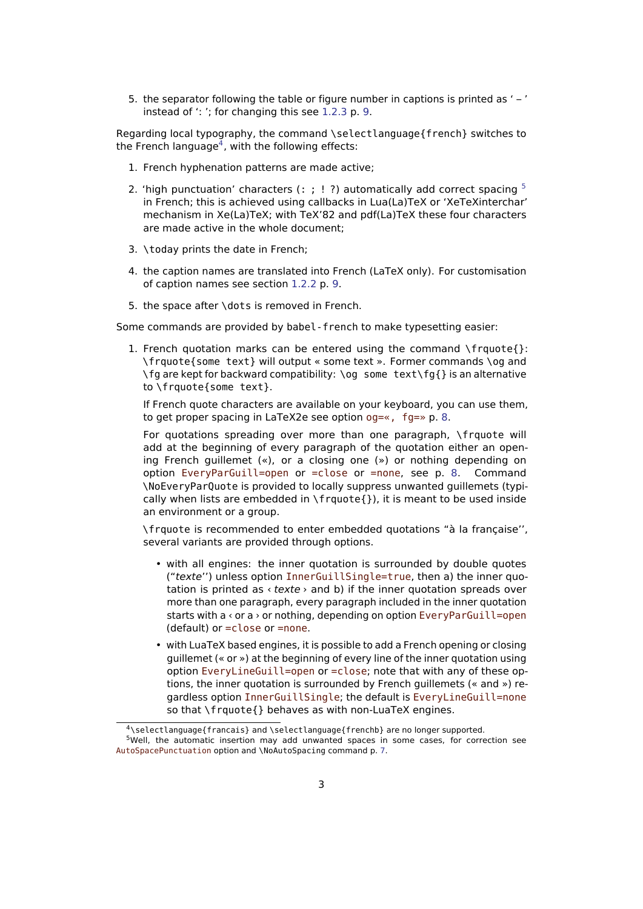5. the separator following the table or figure number in captions is printed as ' – ' instead of ': '; for changing this see 1.2.3 p. 9.

Regarding local typography, the command `\selectlanguage{french}` switches to the French language[4], with the following effects:

1. French hyphenation patterns are made active;
2. 'high punctuation' characters (`: ; ! ?`) automatically add correct spacing [5] in French; this is achieved using callbacks in Lua(La)TeX or 'XeTeXinterchar' mechanism in Xe(La)TeX; with TeX'82 and pdf(La)TeX these four characters are made active in the whole document;
3. `\today` prints the date in French;
4. the caption names are translated into French (LaTeX only). For customisation of caption names see section 1.2.2 p. 9.
5. the space after `\dots` is removed in French.

Some commands are provided by `babel-french` to make typesetting easier:

1. French quotation marks can be entered using the command `\frquote{}`: `\frquote{some text}` will output « some text ». Former commands `\og` and `\fg` are kept for backward compatibility: `\og some text\fg{}` is an alternative to `\frquote{some text}`.

   If French quote characters are available on your keyboard, you can use them, to get proper spacing in LaTeX2e see option `og=«, fg=»` p. 8.

   For quotations spreading over more than one paragraph, `\frquote` will add at the beginning of every paragraph of the quotation either an opening French guillemet («), or a closing one (») or nothing depending on option `EveryParGuill=open` or `=close` or `=none`, see p. 8. Command `\NoEveryParQuote` is provided to locally suppress unwanted guillemets (typically when lists are embedded in `\frquote{}`), it is meant to be used inside an environment or a group.

   `\frquote` is recommended to enter embedded quotations "à la française'', several variants are provided through options.

   - with all engines: the inner quotation is surrounded by double quotes ("*texte*'') unless option `InnerGuillSingle=true`, then a) the inner quotation is printed as ‹ *texte* › and b) if the inner quotation spreads over more than one paragraph, every paragraph included in the inner quotation starts with a ‹ or a › or nothing, depending on option `EveryParGuill=open` (default) or `=close` or `=none`.
   - with LuaTeX based engines, it is possible to add a French opening or closing guillemet (« or ») at the beginning of every line of the inner quotation using option `EveryLineGuill=open` or `=close`; note that with any of these options, the inner quotation is surrounded by French guillemets (« and ») regardless option `InnerGuillSingle`; the default is `EveryLineGuill=none` so that `\frquote{}` behaves as with non-LuaTeX engines.

[4] `\selectlanguage{francais}` and `\selectlanguage{frenchb}` are no longer supported.

[5] Well, the automatic insertion may add unwanted spaces in some cases, for correction see `AutoSpacePunctuation` option and `\NoAutoSpacing` command p. 7.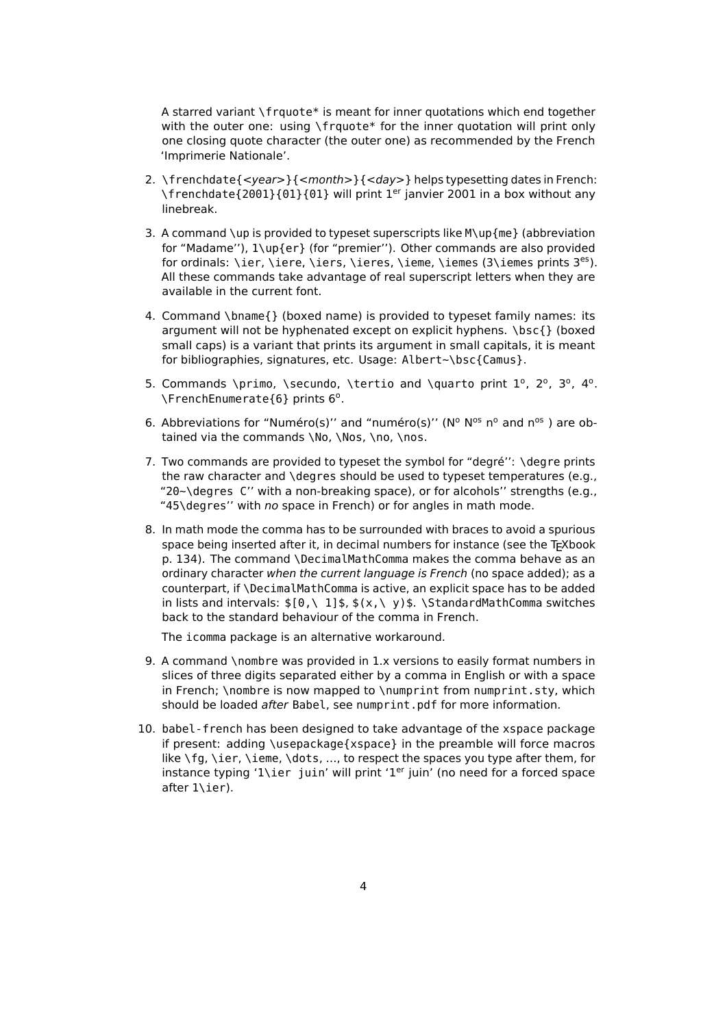A starred variant `\frquote*` is meant for inner quotations which end together with the outer one: using `\frquote*` for the inner quotation will print only one closing quote character (the outer one) as recommended by the French 'Imprimerie Nationale'.

2. `\frenchdate{<year>}{<month>}{<day>}` helps typesetting dates in French: `\frenchdate{2001}{01}{01}` will print 1$^{\text{er}}$ janvier 2001 in a box without any linebreak.

3. A command `\up` is provided to typeset superscripts like `M\up{me}` (abbreviation for "Madame''), `1\up{er}` (for "premier''). Other commands are also provided for ordinals: `\ier`, `\iere`, `\iers`, `\ieres`, `\ieme`, `\iemes` (`3\iemes` prints 3$^{\text{es}}$). All these commands take advantage of real superscript letters when they are available in the current font.

4. Command `\bname{}` (boxed name) is provided to typeset family names: its argument will not be hyphenated except on explicit hyphens. `\bsc{}` (boxed small caps) is a variant that prints its argument in small capitals, it is meant for bibliographies, signatures, etc. Usage: `Albert~\bsc{Camus}`.

5. Commands `\primo`, `\secundo`, `\tertio` and `\quarto` print 1$^{\text{o}}$, 2$^{\text{o}}$, 3$^{\text{o}}$, 4$^{\text{o}}$. `\FrenchEnumerate{6}` prints 6$^{\text{o}}$.

6. Abbreviations for "Numéro(s)'' and "numéro(s)'' (N$^{\text{o}}$ N$^{\text{os}}$ n$^{\text{o}}$ and n$^{\text{os}}$ ) are obtained via the commands `\No`, `\Nos`, `\no`, `\nos`.

7. Two commands are provided to typeset the symbol for "degré'': `\degre` prints the raw character and `\degres` should be used to typeset temperatures (e.g., "`20~\degres C`'' with a non-breaking space), or for alcohols'' strengths (e.g., "`45\degres`'' with *no* space in French) or for angles in math mode.

8. In math mode the comma has to be surrounded with braces to avoid a spurious space being inserted after it, in decimal numbers for instance (see the TEXbook p. 134). The command `\DecimalMathComma` makes the comma behave as an ordinary character *when the current language is French* (no space added); as a counterpart, if `\DecimalMathComma` is active, an explicit space has to be added in lists and intervals: `$[0,\ 1]$`, `$(x,\ y)$`. `\StandardMathComma` switches back to the standard behaviour of the comma in French.

   The `icomma` package is an alternative workaround.

9. A command `\nombre` was provided in 1.x versions to easily format numbers in slices of three digits separated either by a comma in English or with a space in French; `\nombre` is now mapped to `\numprint` from `numprint.sty`, which should be loaded *after* Babel, see `numprint.pdf` for more information.

10. `babel-french` has been designed to take advantage of the `xspace` package if present: adding `\usepackage{xspace}` in the preamble will force macros like `\fg`, `\ier`, `\ieme`, `\dots`, ..., to respect the spaces you type after them, for instance typing '`1\ier juin`' will print '1$^{\text{er}}$ juin' (no need for a forced space after `1\ier`).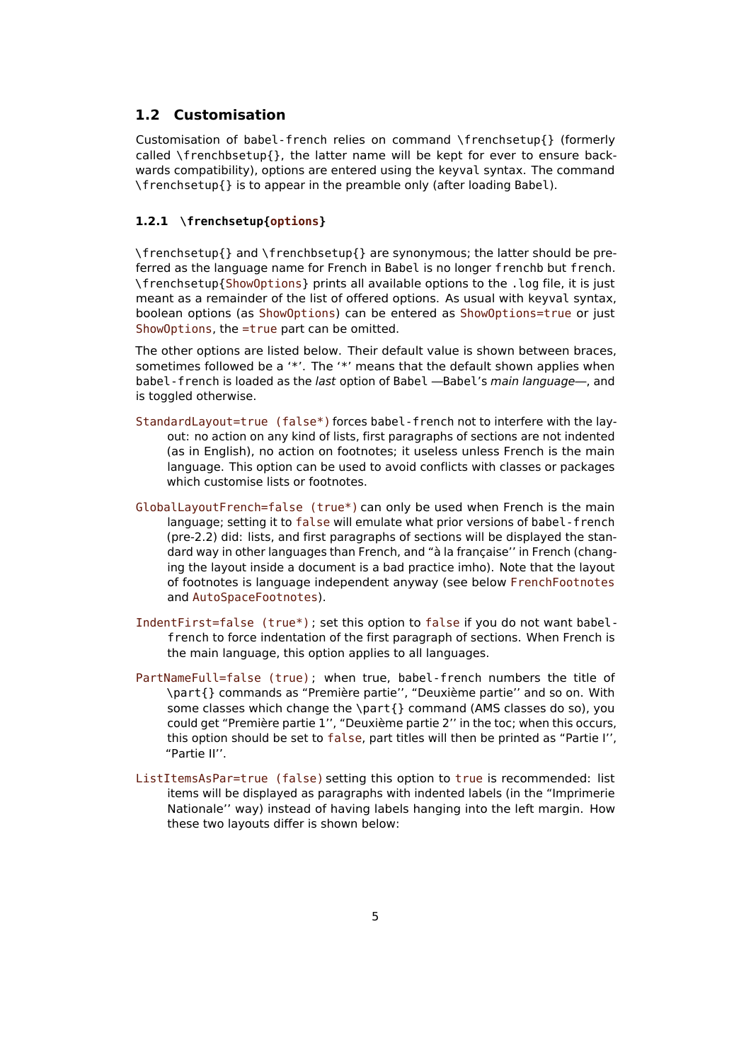## 1.2 Customisation

Customisation of `babel-french` relies on command `\frenchsetup{}` (formerly called `\frenchbsetup{}`, the latter name will be kept for ever to ensure backwards compatibility), options are entered using the `keyval` syntax. The command `\frenchsetup{}` is to appear in the preamble only (after loading `Babel`).

### 1.2.1 `\frenchsetup{options}`

`\frenchsetup{}` and `\frenchbsetup{}` are synonymous; the latter should be preferred as the language name for French in `Babel` is no longer `frenchb` but `french`. `\frenchsetup{ShowOptions}` prints all available options to the `.log` file, it is just meant as a remainder of the list of offered options. As usual with `keyval` syntax, boolean options (as `ShowOptions`) can be entered as `ShowOptions=true` or just `ShowOptions`, the `=true` part can be omitted.

The other options are listed below. Their default value is shown between braces, sometimes followed be a '*'. The '*' means that the default shown applies when `babel-french` is loaded as the *last* option of `Babel` —`Babel`'s *main language*—, and is toggled otherwise.

`StandardLayout=true (false*)` forces `babel-french` not to interfere with the layout: no action on any kind of lists, first paragraphs of sections are not indented (as in English), no action on footnotes; it useless unless French is the main language. This option can be used to avoid conflicts with classes or packages which customise lists or footnotes.

`GlobalLayoutFrench=false (true*)` can only be used when French is the main language; setting it to `false` will emulate what prior versions of `babel-french` (pre-2.2) did: lists, and first paragraphs of sections will be displayed the standard way in other languages than French, and "à la française'' in French (changing the layout inside a document is a bad practice imho). Note that the layout of footnotes is language independent anyway (see below `FrenchFootnotes` and `AutoSpaceFootnotes`).

`IndentFirst=false (true*)`; set this option to `false` if you do not want `babel-french` to force indentation of the first paragraph of sections. When French is the main language, this option applies to all languages.

`PartNameFull=false (true)`; when true, `babel-french` numbers the title of `\part{}` commands as "Première partie'', "Deuxième partie'' and so on. With some classes which change the `\part{}` command (AMS classes do so), you could get "Première partie 1'', "Deuxième partie 2'' in the toc; when this occurs, this option should be set to `false`, part titles will then be printed as "Partie I'', "Partie II''.

`ListItemsAsPar=true (false)` setting this option to `true` is recommended: list items will be displayed as paragraphs with indented labels (in the "Imprimerie Nationale'' way) instead of having labels hanging into the left margin. How these two layouts differ is shown below: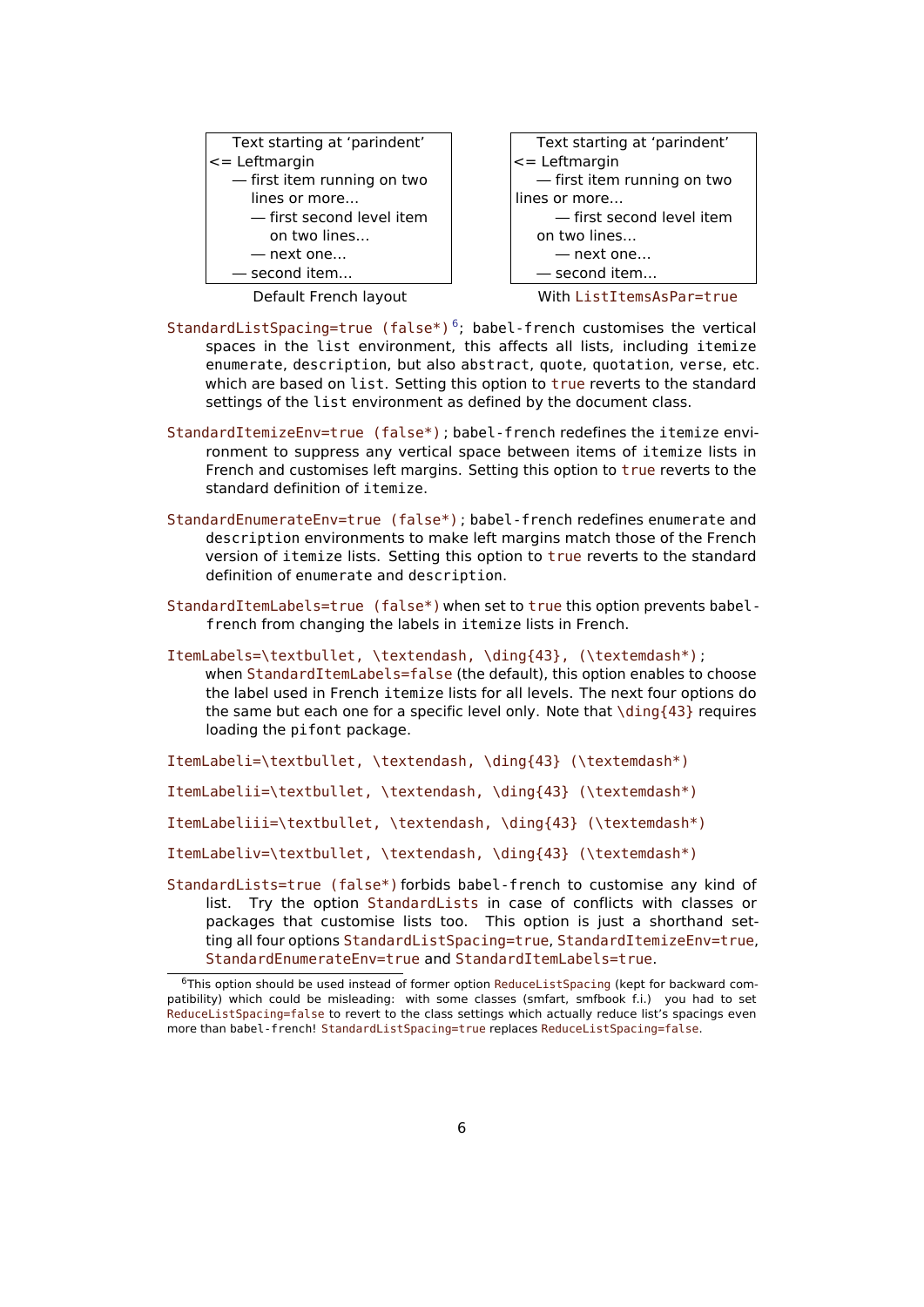| Text starting at 'parindent' |
| --- |
| <= Leftmargin |
| — first item running on two lines or more… |
| — first second level item on two lines… |
| — next one… |
| — second item… |

Default French layout

| Text starting at 'parindent' |
| --- |
| <= Leftmargin |
| — first item running on two lines or more… |
| — first second level item on two lines… |
| — next one… |
| — second item… |

With `ListItemsAsPar=true`

`StandardListSpacing=true (false*)`[6]; babel-french customises the vertical spaces in the `list` environment, this affects all lists, including `itemize` `enumerate`, `description`, but also `abstract`, `quote`, `quotation`, `verse`, etc. which are based on `list`. Setting this option to `true` reverts to the standard settings of the `list` environment as defined by the document class.

`StandardItemizeEnv=true (false*)`; babel-french redefines the `itemize` environment to suppress any vertical space between items of `itemize` lists in French and customises left margins. Setting this option to `true` reverts to the standard definition of `itemize`.

`StandardEnumerateEnv=true (false*)`; babel-french redefines `enumerate` and `description` environments to make left margins match those of the French version of `itemize` lists. Setting this option to `true` reverts to the standard definition of `enumerate` and `description`.

`StandardItemLabels=true (false*)` when set to `true` this option prevents babel-french from changing the labels in `itemize` lists in French.

`ItemLabels=\textbullet, \textendash, \ding{43}, (\textemdash*)`; when `StandardItemLabels=false` (the default), this option enables to choose the label used in French `itemize` lists for all levels. The next four options do the same but each one for a specific level only. Note that `\ding{43}` requires loading the `pifont` package.

`ItemLabeli=\textbullet, \textendash, \ding{43} (\textemdash*)`

`ItemLabelii=\textbullet, \textendash, \ding{43} (\textemdash*)`

`ItemLabeliii=\textbullet, \textendash, \ding{43} (\textemdash*)`

`ItemLabeliv=\textbullet, \textendash, \ding{43} (\textemdash*)`

`StandardLists=true (false*)` forbids babel-french to customise any kind of list. Try the option `StandardLists` in case of conflicts with classes or packages that customise lists too. This option is just a shorthand setting all four options `StandardListSpacing=true`, `StandardItemizeEnv=true`, `StandardEnumerateEnv=true` and `StandardItemLabels=true`.

[6] This option should be used instead of former option `ReduceListSpacing` (kept for backward compatibility) which could be misleading: with some classes (smfart, smfbook f.i.) you had to set `ReduceListSpacing=false` to revert to the class settings which actually reduce list's spacings even more than babel-french! `StandardListSpacing=true` replaces `ReduceListSpacing=false`.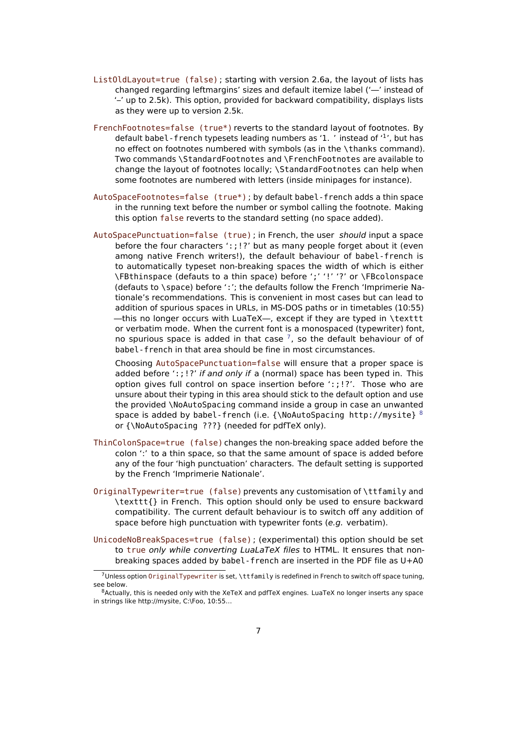`ListOldLayout=true (false)` ; starting with version 2.6a, the layout of lists has changed regarding leftmargins' sizes and default itemize label ('—' instead of '–' up to 2.5k). This option, provided for backward compatibility, displays lists as they were up to version 2.5k.

`FrenchFootnotes=false (true*)` reverts to the standard layout of footnotes. By default `babel-french` typesets leading numbers as '1. ' instead of '[1]', but has no effect on footnotes numbered with symbols (as in the `\thanks` command). Two commands `\StandardFootnotes` and `\FrenchFootnotes` are available to change the layout of footnotes locally; `\StandardFootnotes` can help when some footnotes are numbered with letters (inside minipages for instance).

`AutoSpaceFootnotes=false (true*)` ; by default `babel-french` adds a thin space in the running text before the number or symbol calling the footnote. Making this option `false` reverts to the standard setting (no space added).

`AutoSpacePunctuation=false (true)` ; in French, the user *should* input a space before the four characters '`:;!?`' but as many people forget about it (even among native French writers!), the default behaviour of `babel-french` is to automatically typeset non-breaking spaces the width of which is either `\FBthinspace` (defauts to a thin space) before ';' '!' '?' or `\FBcolonspace` (defauts to `\space`) before ':'; the defaults follow the French 'Imprimerie Nationale's recommendations. This is convenient in most cases but can lead to addition of spurious spaces in URLs, in MS-DOS paths or in timetables (10:55) —this no longer occurs with LuaTeX—, except if they are typed in `\texttt` or verbatim mode. When the current font is a monospaced (typewriter) font, no spurious space is added in that case [7], so the default behaviour of of `babel-french` in that area should be fine in most circumstances.

Choosing `AutoSpacePunctuation=false` will ensure that a proper space is added before '`:;!?`' *if and only if* a (normal) space has been typed in. This option gives full control on space insertion before '`:;!?`'. Those who are unsure about their typing in this area should stick to the default option and use the provided `\NoAutoSpacing` command inside a group in case an unwanted space is added by `babel-french` (i.e. `{\NoAutoSpacing http://mysite}` [8] or `{\NoAutoSpacing ???}` (needed for pdfTeX only).

`ThinColonSpace=true (false)` changes the non-breaking space added before the colon ':' to a thin space, so that the same amount of space is added before any of the four 'high punctuation' characters. The default setting is supported by the French 'Imprimerie Nationale'.

`OriginalTypewriter=true (false)` prevents any customisation of `\ttfamily` and `\texttt{}` in French. This option should only be used to ensure backward compatibility. The current default behaviour is to switch off any addition of space before high punctuation with typewriter fonts (*e.g.* verbatim).

`UnicodeNoBreakSpaces=true (false)` ; (experimental) this option should be set to `true` *only while converting LuaLaTeX files* to HTML. It ensures that non-breaking spaces added by `babel-french` are inserted in the PDF file as U+A0

---

[7] Unless option `OriginalTypewriter` is set, `\ttfamily` is redefined in French to switch off space tuning, see below.

[8] Actually, this is needed only with the XeTeX and pdfTeX engines. LuaTeX no longer inserts any space in strings like http://mysite, C:\Foo, 10:55…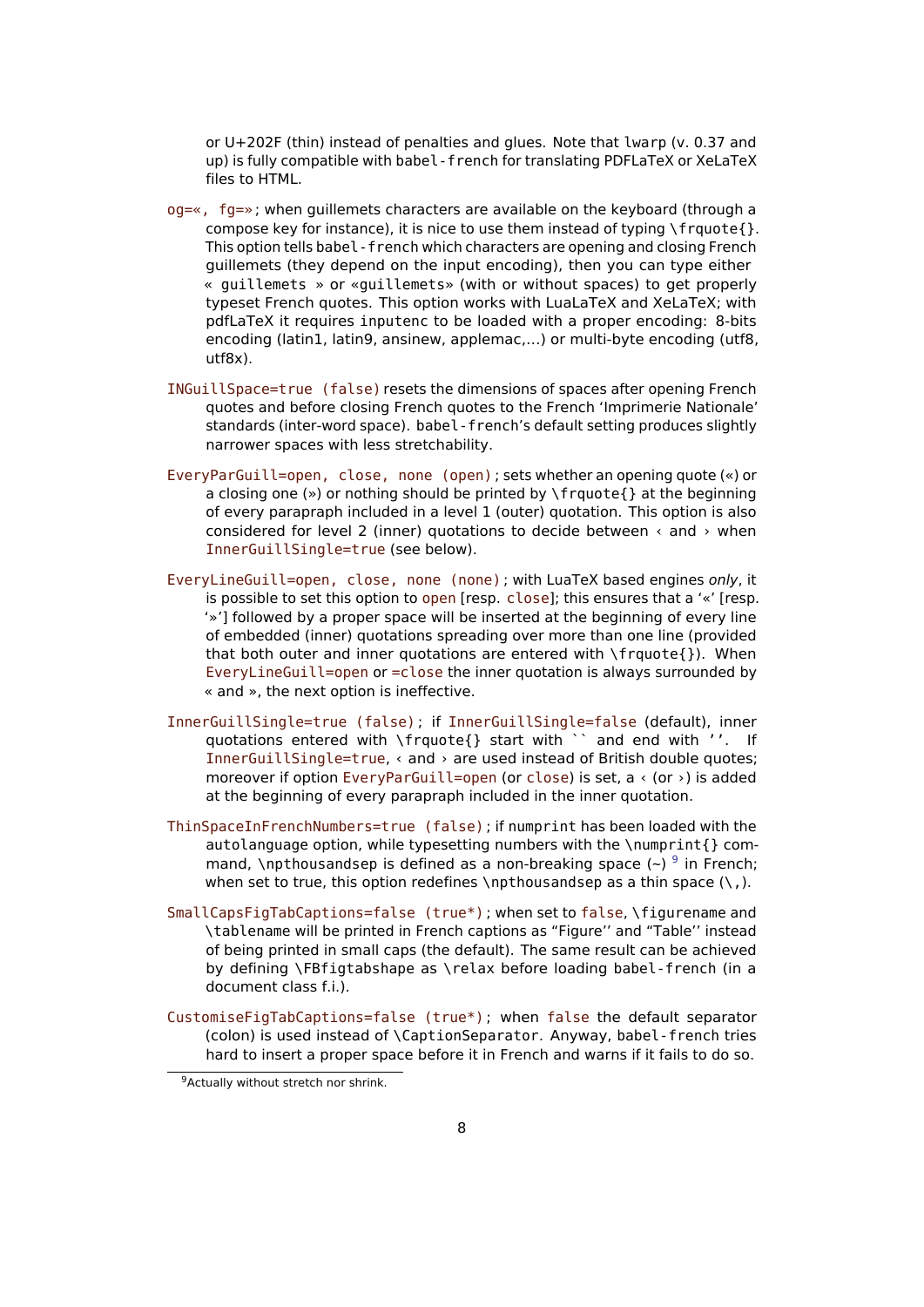or U+202F (thin) instead of penalties and glues. Note that `lwarp` (v. 0.37 and up) is fully compatible with `babel-french` for translating PDFLaTeX or XeLaTeX files to HTML.

`og=«, fg=»`; when guillemets characters are available on the keyboard (through a compose key for instance), it is nice to use them instead of typing `\frquote{}`. This option tells `babel-french` which characters are opening and closing French guillemets (they depend on the input encoding), then you can type either `« guillemets »` or `«guillemets»` (with or without spaces) to get properly typeset French quotes. This option works with LuaLaTeX and XeLaTeX; with pdfLaTeX it requires `inputenc` to be loaded with a proper encoding: 8-bits encoding (latin1, latin9, ansinew, applemac,...) or multi-byte encoding (utf8, utf8x).

`INGuillSpace=true (false)` resets the dimensions of spaces after opening French quotes and before closing French quotes to the French 'Imprimerie Nationale' standards (inter-word space). `babel-french`'s default setting produces slightly narrower spaces with less stretchability.

`EveryParGuill=open, close, none (open)`; sets whether an opening quote («) or a closing one (») or nothing should be printed by `\frquote{}` at the beginning of every parapraph included in a level 1 (outer) quotation. This option is also considered for level 2 (inner) quotations to decide between ‹ and › when `InnerGuillSingle=true` (see below).

`EveryLineGuill=open, close, none (none)`; with LuaTeX based engines *only*, it is possible to set this option to `open` [resp. `close`]; this ensures that a '«' [resp. '»'] followed by a proper space will be inserted at the beginning of every line of embedded (inner) quotations spreading over more than one line (provided that both outer and inner quotations are entered with `\frquote{}`). When `EveryLineGuill=open` or `=close` the inner quotation is always surrounded by « and », the next option is ineffective.

`InnerGuillSingle=true (false)`; if `InnerGuillSingle=false` (default), inner quotations entered with `\frquote{}` start with ` `` ` and end with `''`. If `InnerGuillSingle=true`, ‹ and › are used instead of British double quotes; moreover if option `EveryParGuill=open` (or `close`) is set, a ‹ (or ›) is added at the beginning of every parapraph included in the inner quotation.

`ThinSpaceInFrenchNumbers=true (false)`; if `numprint` has been loaded with the `autolanguage` option, while typesetting numbers with the `\numprint{}` command, `\npthousandsep` is defined as a non-breaking space (`~`) [9] in French; when set to true, this option redefines `\npthousandsep` as a thin space (`\,`).

`SmallCapsFigTabCaptions=false (true*)`; when set to `false`, `\figurename` and `\tablename` will be printed in French captions as "Figure'' and "Table'' instead of being printed in small caps (the default). The same result can be achieved by defining `\FBfigtabshape` as `\relax` before loading `babel-french` (in a document class f.i.).

`CustomiseFigTabCaptions=false (true*)`; when `false` the default separator (colon) is used instead of `\CaptionSeparator`. Anyway, `babel-french` tries hard to insert a proper space before it in French and warns if it fails to do so.

[9] Actually without stretch nor shrink.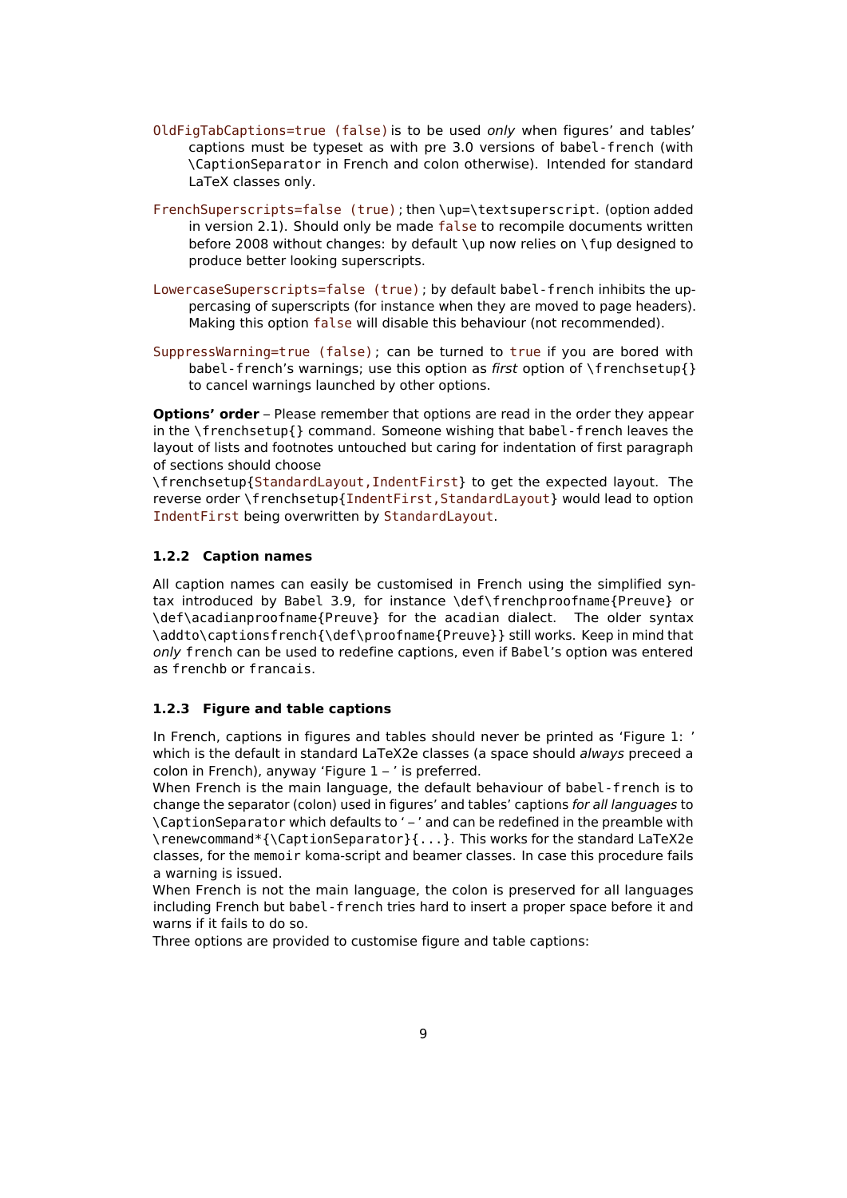`OldFigTabCaptions=true (false)` is to be used *only* when figures' and tables' captions must be typeset as with pre 3.0 versions of `babel-french` (with `\CaptionSeparator` in French and colon otherwise). Intended for standard LaTeX classes only.

`FrenchSuperscripts=false (true)`; then `\up=\textsuperscript`. (option added in version 2.1). Should only be made `false` to recompile documents written before 2008 without changes: by default `\up` now relies on `\fup` designed to produce better looking superscripts.

`LowercaseSuperscripts=false (true)`; by default `babel-french` inhibits the uppercasing of superscripts (for instance when they are moved to page headers). Making this option `false` will disable this behaviour (not recommended).

`SuppressWarning=true (false)`; can be turned to `true` if you are bored with `babel-french`'s warnings; use this option as *first* option of `\frenchsetup{}` to cancel warnings launched by other options.

**Options' order** – Please remember that options are read in the order they appear in the `\frenchsetup{}` command. Someone wishing that `babel-french` leaves the layout of lists and footnotes untouched but caring for indentation of first paragraph of sections should choose
`\frenchsetup{StandardLayout,IndentFirst}` to get the expected layout. The reverse order `\frenchsetup{IndentFirst,StandardLayout}` would lead to option `IndentFirst` being overwritten by `StandardLayout`.

### 1.2.2 Caption names

All caption names can easily be customised in French using the simplified syntax introduced by `Babel 3.9`, for instance `\def\frenchproofname{Preuve}` or `\def\acadianproofname{Preuve}` for the `acadian` dialect. The older syntax `\addto\captionsfrench{\def\proofname{Preuve}}` still works. Keep in mind that *only* `french` can be used to redefine captions, even if `Babel`'s option was entered as `frenchb` or `francais`.

### 1.2.3 Figure and table captions

In French, captions in figures and tables should never be printed as 'Figure 1: ' which is the default in standard LaTeX2e classes (a space should *always* preceed a colon in French), anyway 'Figure 1 – ' is preferred.
When French is the main language, the default behaviour of `babel-french` is to change the separator (colon) used in figures' and tables' captions *for all languages* to `\CaptionSeparator` which defaults to ' – ' and can be redefined in the preamble with `\renewcommand*{\CaptionSeparator}{...}`. This works for the standard LaTeX2e classes, for the `memoir` koma-script and beamer classes. In case this procedure fails a warning is issued.
When French is not the main language, the colon is preserved for all languages including French but `babel-french` tries hard to insert a proper space before it and warns if it fails to do so.
Three options are provided to customise figure and table captions: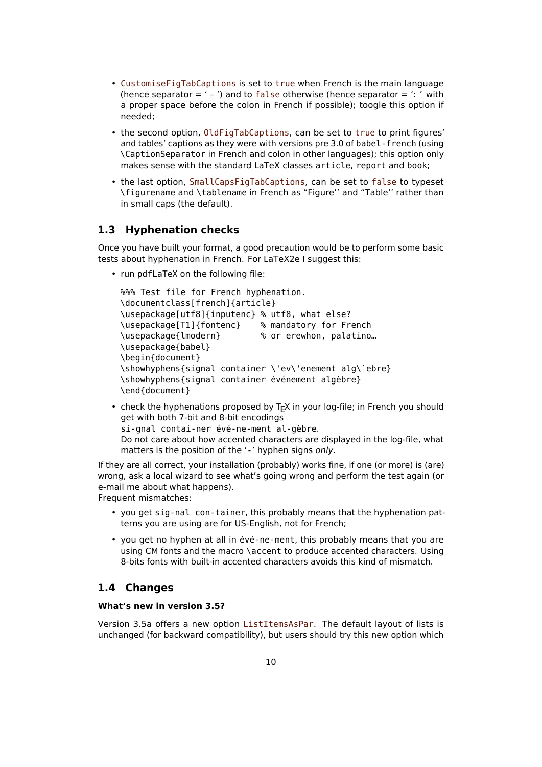- `CustomiseFigTabCaptions` is set to `true` when French is the main language (hence separator = ' – ') and to `false` otherwise (hence separator = ': ' with a proper space before the colon in French if possible); toogle this option if needed;
- the second option, `OldFigTabCaptions`, can be set to `true` to print figures' and tables' captions as they were with versions pre 3.0 of `babel-french` (using `\CaptionSeparator` in French and colon in other languages); this option only makes sense with the standard LaTeX classes `article`, `report` and `book`;
- the last option, `SmallCapsFigTabCaptions`, can be set to `false` to typeset `\figurename` and `\tablename` in French as "Figure" and "Table" rather than in small caps (the default).

## 1.3 Hyphenation checks

Once you have built your format, a good precaution would be to perform some basic tests about hyphenation in French. For LaTeX2e I suggest this:

- run `pdfLaTeX` on the following file:

  ```
  %%% Test file for French hyphenation.
  \documentclass[french]{article}
  \usepackage[utf8]{inputenc} % utf8, what else?
  \usepackage[T1]{fontenc}    % mandatory for French
  \usepackage{lmodern}        % or erewhon, palatino…
  \usepackage{babel}
  \begin{document}
  \showhyphens{signal container \'ev\'enement alg\`ebre}
  \showhyphens{signal container événement algèbre}
  \end{document}
  ```

- check the hyphenations proposed by TeX in your log-file; in French you should get with both 7-bit and 8-bit encodings
  `si-gnal contai-ner évé-ne-ment al-gèbre`.
  Do not care about how accented characters are displayed in the log-file, what matters is the position of the '`-`' hyphen signs *only*.

If they are all correct, your installation (probably) works fine, if one (or more) is (are) wrong, ask a local wizard to see what's going wrong and perform the test again (or e-mail me about what happens).
Frequent mismatches:

- you get `sig-nal con-tainer`, this probably means that the hyphenation patterns you are using are for US-English, not for French;
- you get no hyphen at all in `évé-ne-ment`, this probably means that you are using CM fonts and the macro `\accent` to produce accented characters. Using 8-bits fonts with built-in accented characters avoids this kind of mismatch.

## 1.4 Changes

**What's new in version 3.5?**

Version 3.5a offers a new option `ListItemsAsPar`. The default layout of lists is unchanged (for backward compatibility), but users should try this new option which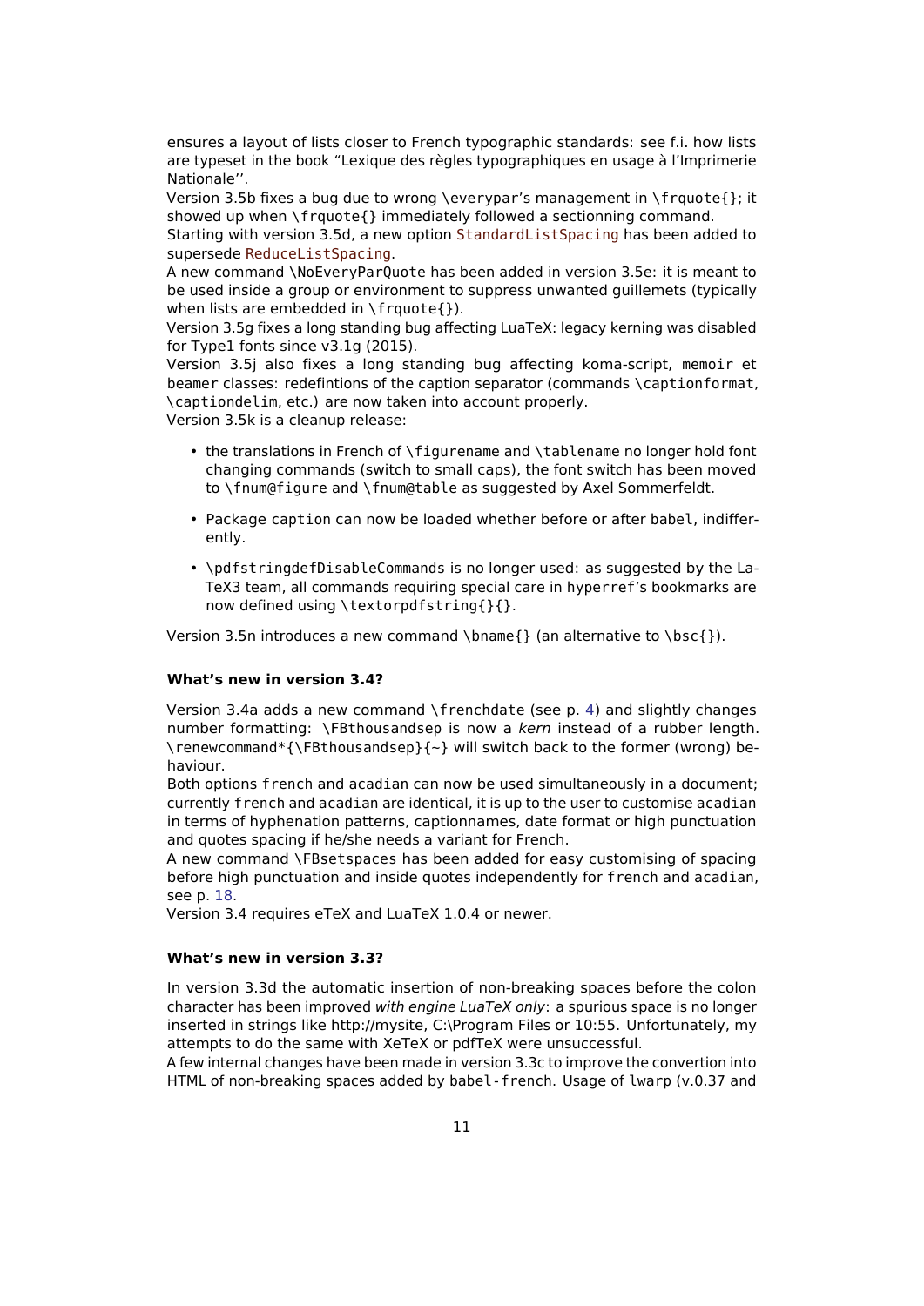ensures a layout of lists closer to French typographic standards: see f.i. how lists are typeset in the book “Lexique des règles typographiques en usage à l’Imprimerie Nationale’’.
Version 3.5b fixes a bug due to wrong `\everypar`’s management in `\frquote{}`; it showed up when `\frquote{}` immediately followed a sectionning command.
Starting with version 3.5d, a new option `StandardListSpacing` has been added to supersede `ReduceListSpacing`.
A new command `\NoEveryParQuote` has been added in version 3.5e: it is meant to be used inside a group or environment to suppress unwanted guillemets (typically when lists are embedded in `\frquote{}`).
Version 3.5g fixes a long standing bug affecting LuaTeX: legacy kerning was disabled for Type1 fonts since v3.1g (2015).
Version 3.5j also fixes a long standing bug affecting koma-script, `memoir` et `beamer` classes: redefintions of the caption separator (commands `\captionformat`, `\captiondelim`, etc.) are now taken into account properly.
Version 3.5k is a cleanup release:

- the translations in French of `\figurename` and `\tablename` no longer hold font changing commands (switch to small caps), the font switch has been moved to `\fnum@figure` and `\fnum@table` as suggested by Axel Sommerfeldt.
- Package `caption` can now be loaded whether before or after `babel`, indifferently.
- `\pdfstringdefDisableCommands` is no longer used: as suggested by the LaTeX3 team, all commands requiring special care in `hyperref`’s bookmarks are now defined using `\texorpdfstring{}{}`.

Version 3.5n introduces a new command `\bname{}` (an alternative to `\bsc{}`).

#### What’s new in version 3.4?

Version 3.4a adds a new command `\frenchdate` (see p. 4) and slightly changes number formatting: `\FBthousandsep` is now a *kern* instead of a rubber length. `\renewcommand*{\FBthousandsep}{~}` will switch back to the former (wrong) behaviour.
Both options `french` and `acadian` can now be used simultaneously in a document; currently `french` and `acadian` are identical, it is up to the user to customise `acadian` in terms of hyphenation patterns, captionnames, date format or high punctuation and quotes spacing if he/she needs a variant for French.
A new command `\FBsetspaces` has been added for easy customising of spacing before high punctuation and inside quotes independently for `french` and `acadian`, see p. 18.
Version 3.4 requires eTeX and LuaTeX 1.0.4 or newer.

#### What’s new in version 3.3?

In version 3.3d the automatic insertion of non-breaking spaces before the colon character has been improved *with engine LuaTeX only*: a spurious space is no longer inserted in strings like http://mysite, C:\Program Files or 10:55. Unfortunately, my attempts to do the same with XeTeX or pdfTeX were unsuccessful.
A few internal changes have been made in version 3.3c to improve the convertion into HTML of non-breaking spaces added by `babel-french`. Usage of `lwarp` (v.0.37 and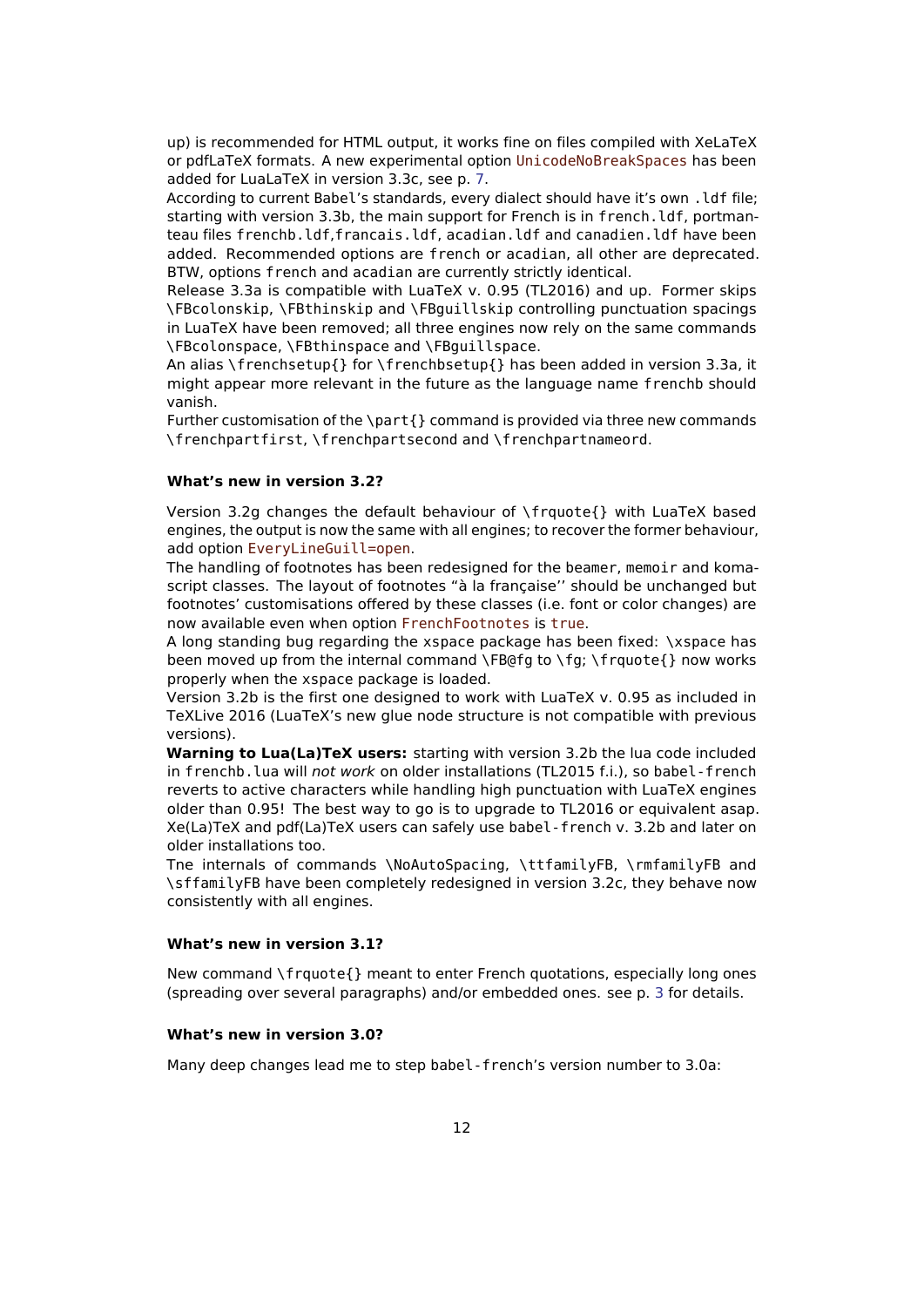up) is recommended for HTML output, it works fine on files compiled with XeLaTeX or pdfLaTeX formats. A new experimental option `UnicodeNoBreakSpaces` has been added for LuaLaTeX in version 3.3c, see p. 7.

According to current Babel's standards, every dialect should have it's own `.ldf` file; starting with version 3.3b, the main support for French is in `french.ldf`, portmanteau files `frenchb.ldf`,`francais.ldf`, `acadian.ldf` and `canadien.ldf` have been added. Recommended options are `french` or `acadian`, all other are deprecated. BTW, options `french` and `acadian` are currently strictly identical.

Release 3.3a is compatible with LuaTeX v. 0.95 (TL2016) and up. Former skips `\FBcolonskip`, `\FBthinskip` and `\FBguillskip` controlling punctuation spacings in LuaTeX have been removed; all three engines now rely on the same commands `\FBcolonspace`, `\FBthinspace` and `\FBguillspace`.

An alias `\frenchsetup{}` for `\frenchbsetup{}` has been added in version 3.3a, it might appear more relevant in the future as the language name `frenchb` should vanish.

Further customisation of the `\part{}` command is provided via three new commands `\frenchpartfirst`, `\frenchpartsecond` and `\frenchpartnameord`.

#### What's new in version 3.2?

Version 3.2g changes the default behaviour of `\frquote{}` with LuaTeX based engines, the output is now the same with all engines; to recover the former behaviour, add option `EveryLineGuill=open`.

The handling of footnotes has been redesigned for the `beamer`, `memoir` and koma-script classes. The layout of footnotes "à la française'' should be unchanged but footnotes' customisations offered by these classes (i.e. font or color changes) are now available even when option `FrenchFootnotes` is `true`.

A long standing bug regarding the `xspace` package has been fixed: `\xspace` has been moved up from the internal command `\FB@fg` to `\fg`; `\frquote{}` now works properly when the `xspace` package is loaded.

Version 3.2b is the first one designed to work with LuaTeX v. 0.95 as included in TeXLive 2016 (LuaTeX's new glue node structure is not compatible with previous versions).

**Warning to Lua(La)TeX users:** starting with version 3.2b the lua code included in `frenchb.lua` will *not work* on older installations (TL2015 f.i.), so `babel-french` reverts to active characters while handling high punctuation with LuaTeX engines older than 0.95! The best way to go is to upgrade to TL2016 or equivalent asap. Xe(La)TeX and pdf(La)TeX users can safely use `babel-french` v. 3.2b and later on older installations too.

Tne internals of commands `\NoAutoSpacing`, `\ttfamilyFB`, `\rmfamilyFB` and `\sffamilyFB` have been completely redesigned in version 3.2c, they behave now consistently with all engines.

#### What's new in version 3.1?

New command `\frquote{}` meant to enter French quotations, especially long ones (spreading over several paragraphs) and/or embedded ones. see p. 3 for details.

#### What's new in version 3.0?

Many deep changes lead me to step `babel-french`'s version number to 3.0a: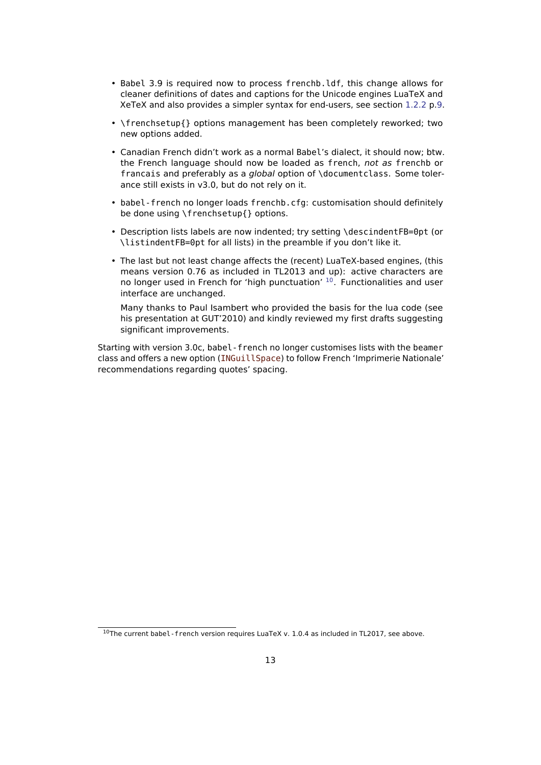- Babel 3.9 is required now to process `frenchb.ldf`, this change allows for cleaner definitions of dates and captions for the Unicode engines LuaTeX and XeTeX and also provides a simpler syntax for end-users, see section 1.2.2 p.9.
- `\frenchsetup{}` options management has been completely reworked; two new options added.
- Canadian French didn't work as a normal Babel's dialect, it should now; btw. the French language should now be loaded as `french`, *not as* `frenchb` or `francais` and preferably as a *global* option of `\documentclass`. Some tolerance still exists in v3.0, but do not rely on it.
- `babel-french` no longer loads `frenchb.cfg`: customisation should definitely be done using `\frenchsetup{}` options.
- Description lists labels are now indented; try setting `\descindentFB=0pt` (or `\listindentFB=0pt` for all lists) in the preamble if you don't like it.
- The last but not least change affects the (recent) LuaTeX-based engines, (this means version 0.76 as included in TL2013 and up): active characters are no longer used in French for 'high punctuation' [10]. Functionalities and user interface are unchanged.

  Many thanks to Paul Isambert who provided the basis for the lua code (see his presentation at GUT'2010) and kindly reviewed my first drafts suggesting significant improvements.

Starting with version 3.0c, `babel-french` no longer customises lists with the `beamer` class and offers a new option (`INGuillSpace`) to follow French 'Imprimerie Nationale' recommendations regarding quotes' spacing.

[10] The current `babel-french` version requires LuaTeX v. 1.0.4 as included in TL2017, see above.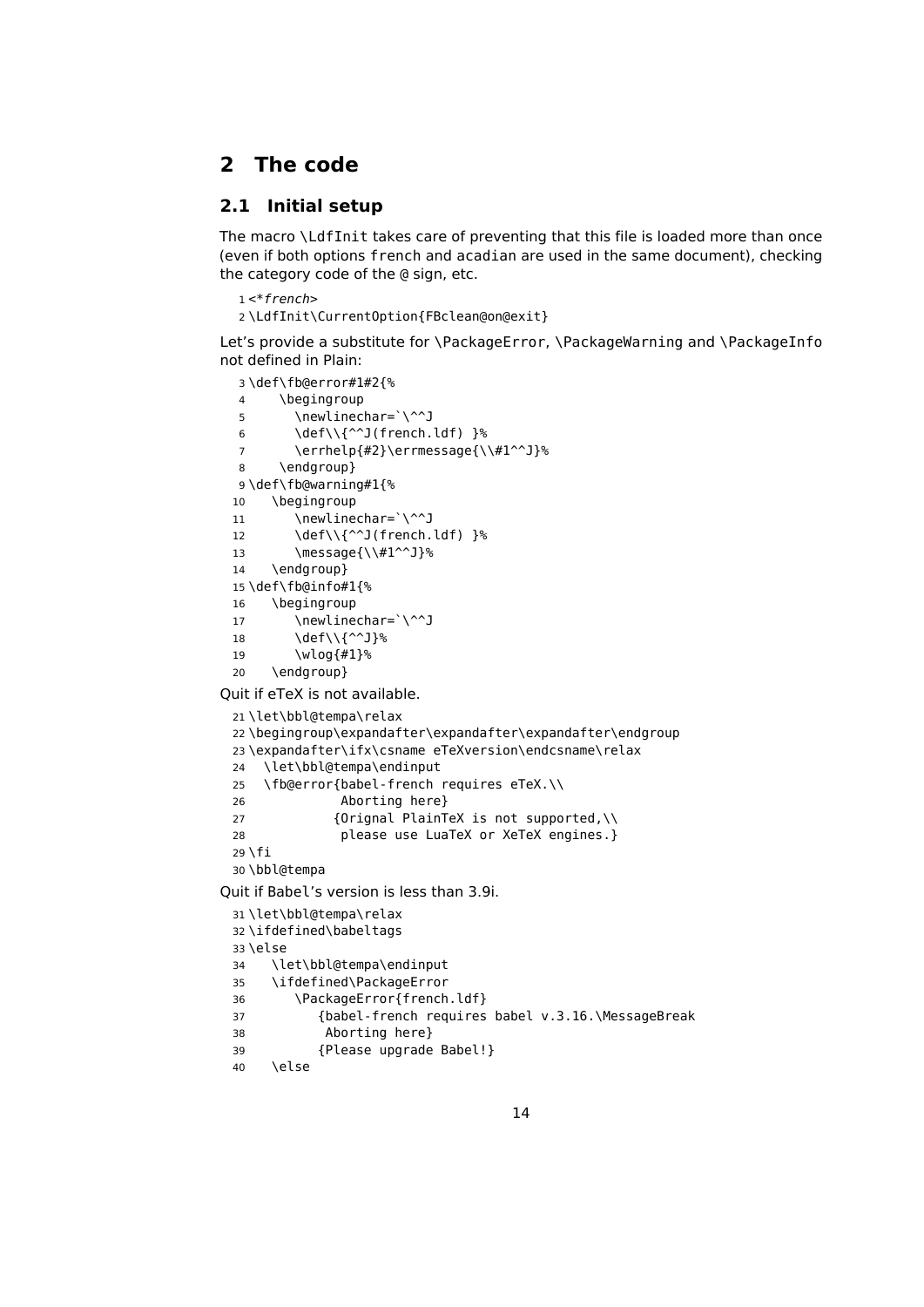## 2 The code

### 2.1 Initial setup

The macro `\LdfInit` takes care of preventing that this file is loaded more than once (even if both options `french` and `acadian` are used in the same document), checking the category code of the `@` sign, etc.

```
1 <*french>
2 \LdfInit\CurrentOption{FBclean@on@exit}
```

Let's provide a substitute for `\PackageError`, `\PackageWarning` and `\PackageInfo` not defined in Plain:

```
3 \def\fb@error#1#2{%
4     \begingroup
5       \newlinechar=`\^^J
6       \def\\{^^J(french.ldf) }%
7       \errhelp{#2}\errmessage{\\#1^^J}%
8     \endgroup}
9 \def\fb@warning#1{%
10    \begingroup
11       \newlinechar=`\^^J
12       \def\\{^^J(french.ldf) }%
13       \message{\\#1^^J}%
14    \endgroup}
15 \def\fb@info#1{%
16    \begingroup
17       \newlinechar=`\^^J
18       \def\\{^^J}%
19       \wlog{#1}%
20    \endgroup}
```

Quit if eTeX is not available.

```
21 \let\bbl@tempa\relax
22 \begingroup\expandafter\expandafter\expandafter\endgroup
23 \expandafter\ifx\csname eTeXversion\endcsname\relax
24   \let\bbl@tempa\endinput
25   \fb@error{babel-french requires eTeX.\\
26            Aborting here}
27           {Orignal PlainTeX is not supported,\\
28            please use LuaTeX or XeTeX engines.}
29 \fi
30 \bbl@tempa
```

Quit if Babel's version is less than 3.9i.

```
31 \let\bbl@tempa\relax
32 \ifdefined\babeltags
33 \else
34    \let\bbl@tempa\endinput
35    \ifdefined\PackageError
36       \PackageError{french.ldf}
37          {babel-french requires babel v.3.16.\MessageBreak
38           Aborting here}
39          {Please upgrade Babel!}
40    \else
```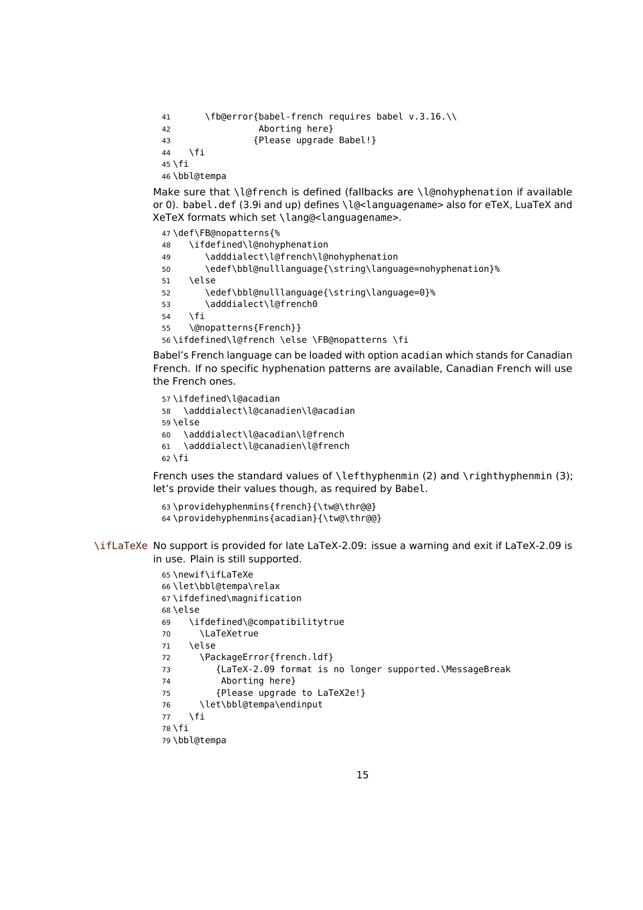```
41      \fb@error{babel-french requires babel v.3.16.\\
42                Aborting here}
43               {Please upgrade Babel!}
44   \fi
45 \fi
46 \bbl@tempa
```

Make sure that `\l@french` is defined (fallbacks are `\l@nohyphenation` if available or 0). `babel.def` (3.9i and up) defines `\l@<languagename>` also for eTeX, LuaTeX and XeTeX formats which set `\lang@<languagename>`.

```
47 \def\FB@nopatterns{%
48   \ifdefined\l@nohyphenation
49      \adddialect\l@french\l@nohyphenation
50      \edef\bbl@nulllanguage{\string\language=nohyphenation}%
51   \else
52      \edef\bbl@nulllanguage{\string\language=0}%
53      \adddialect\l@french0
54   \fi
55   \@nopatterns{French}}
56 \ifdefined\l@french \else \FB@nopatterns \fi
```

Babel's French language can be loaded with option `acadian` which stands for Canadian French. If no specific hyphenation patterns are available, Canadian French will use the French ones.

```
57 \ifdefined\l@acadian
58   \adddialect\l@canadien\l@acadian
59 \else
60   \adddialect\l@acadian\l@french
61   \adddialect\l@canadien\l@french
62 \fi
```

French uses the standard values of `\lefthyphenmin` (2) and `\righthyphenmin` (3); let's provide their values though, as required by Babel.

```
63 \providehyphenmins{french}{\tw@\thr@@}
64 \providehyphenmins{acadian}{\tw@\thr@@}
```

`\ifLaTeXe` No support is provided for late LaTeX-2.09: issue a warning and exit if LaTeX-2.09 is in use. Plain is still supported.

```
65 \newif\ifLaTeXe
66 \let\bbl@tempa\relax
67 \ifdefined\magnification
68 \else
69   \ifdefined\@compatibilitytrue
70     \LaTeXetrue
71   \else
72     \PackageError{french.ldf}
73        {LaTeX-2.09 format is no longer supported.\MessageBreak
74         Aborting here}
75        {Please upgrade to LaTeX2e!}
76     \let\bbl@tempa\endinput
77   \fi
78 \fi
79 \bbl@tempa
```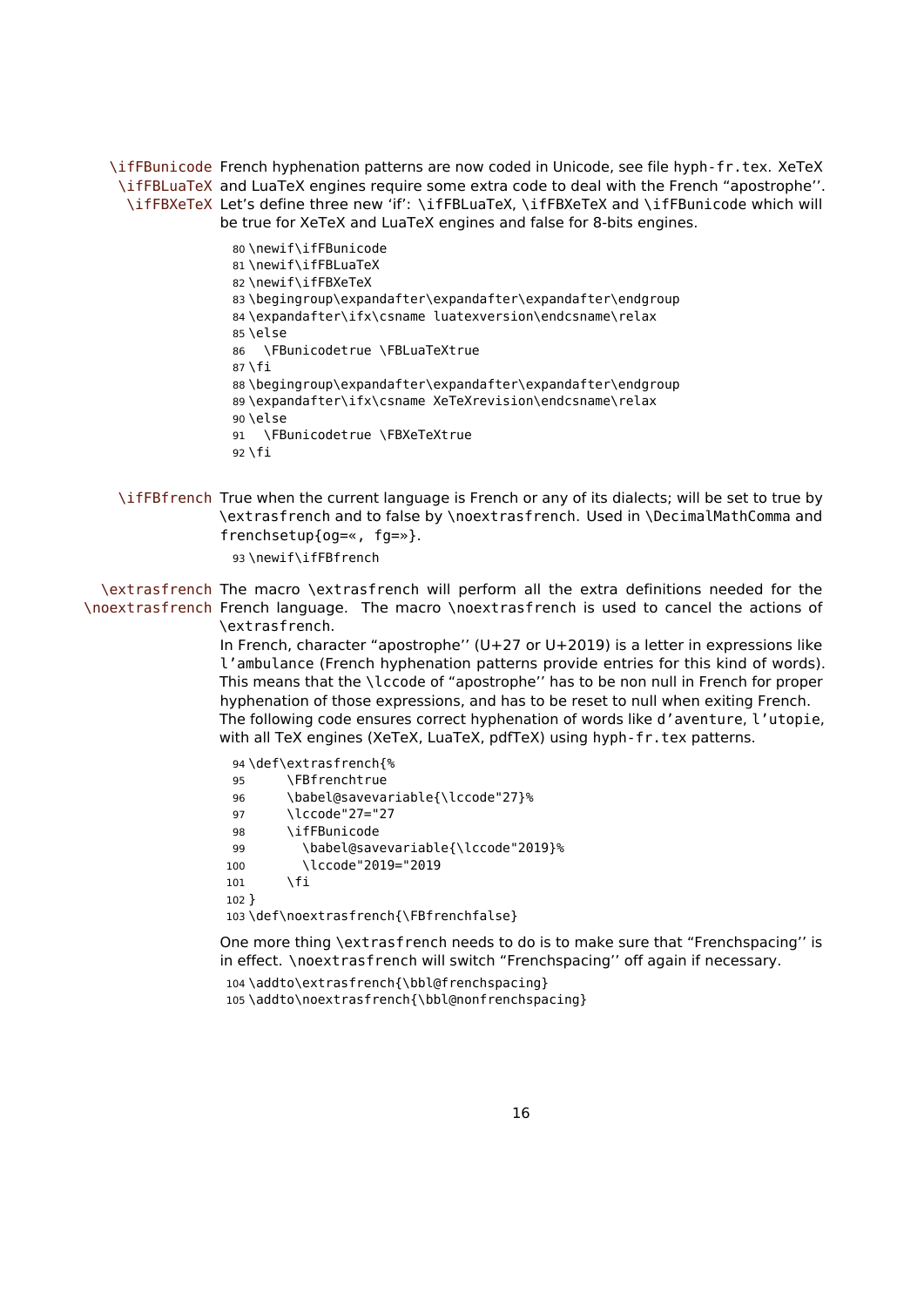\ifFBunicode \ifFBLuaTeX \ifFBXeTeX French hyphenation patterns are now coded in Unicode, see file hyph-fr.tex. XeTeX and LuaTeX engines require some extra code to deal with the French “apostrophe’’. Let’s define three new ‘if’: \ifFBLuaTeX, \ifFBXeTeX and \ifFBunicode which will be true for XeTeX and LuaTeX engines and false for 8-bits engines.

```
80 \newif\ifFBunicode
81 \newif\ifFBLuaTeX
82 \newif\ifFBXeTeX
83 \begingroup\expandafter\expandafter\expandafter\endgroup
84 \expandafter\ifx\csname luatexversion\endcsname\relax
85 \else
86   \FBunicodetrue \FBLuaTeXtrue
87 \fi
88 \begingroup\expandafter\expandafter\expandafter\endgroup
89 \expandafter\ifx\csname XeTeXrevision\endcsname\relax
90 \else
91   \FBunicodetrue \FBXeTeXtrue
92 \fi
```

\ifFBfrench True when the current language is French or any of its dialects; will be set to true by \extrasfrench and to false by \noextrasfrench. Used in \DecimalMathComma and frenchsetup{og=«, fg=»}.

```
93 \newif\ifFBfrench
```

\extrasfrench \noextrasfrench The macro \extrasfrench will perform all the extra definitions needed for the French language. The macro \noextrasfrench is used to cancel the actions of \extrasfrench.

In French, character “apostrophe’’ (U+27 or U+2019) is a letter in expressions like l’ambulance (French hyphenation patterns provide entries for this kind of words). This means that the \lccode of “apostrophe’’ has to be non null in French for proper hyphenation of those expressions, and has to be reset to null when exiting French. The following code ensures correct hyphenation of words like d’aventure, l’utopie, with all TeX engines (XeTeX, LuaTeX, pdfTeX) using hyph-fr.tex patterns.

```
94 \def\extrasfrench{%
95      \FBfrenchtrue
96      \babel@savevariable{\lccode"27}%
97      \lccode"27="27
98      \ifFBunicode
99        \babel@savevariable{\lccode"2019}%
100       \lccode"2019="2019
101     \fi
102 }
103 \def\noextrasfrench{\FBfrenchfalse}
```

One more thing \extrasfrench needs to do is to make sure that “Frenchspacing’’ is in effect. \noextrasfrench will switch “Frenchspacing’’ off again if necessary.

```
104 \addto\extrasfrench{\bbl@frenchspacing}
105 \addto\noextrasfrench{\bbl@nonfrenchspacing}
```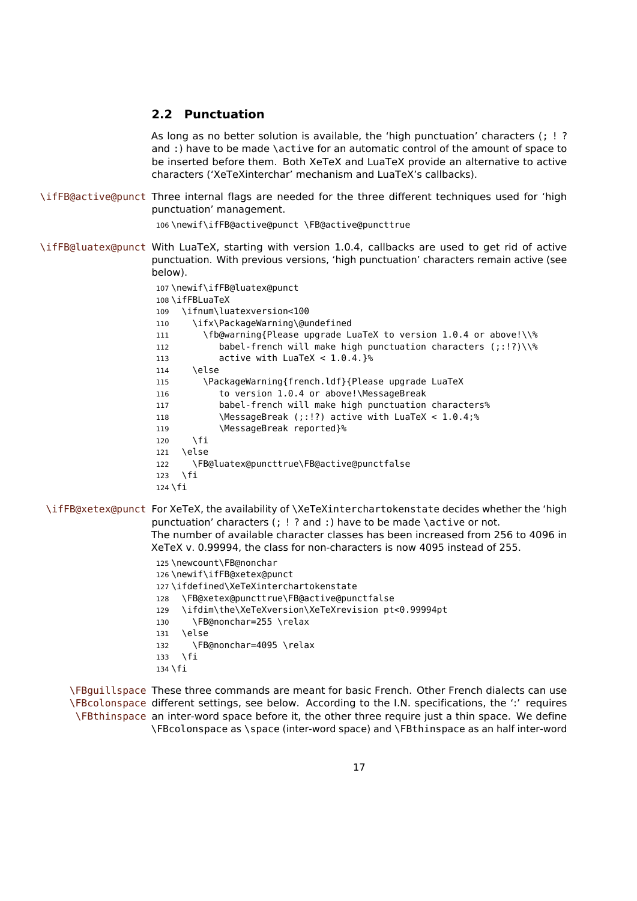## 2.2 Punctuation

As long as no better solution is available, the 'high punctuation' characters (; ! ? and :) have to be made \active for an automatic control of the amount of space to be inserted before them. Both XeTeX and LuaTeX provide an alternative to active characters ('XeTeXinterchar' mechanism and LuaTeX's callbacks).

\ifFB@active@punct Three internal flags are needed for the three different techniques used for 'high punctuation' management.

```
106 \newif\ifFB@active@punct \FB@active@puncttrue
```

\ifFB@luatex@punct With LuaTeX, starting with version 1.0.4, callbacks are used to get rid of active punctuation. With previous versions, 'high punctuation' characters remain active (see below).

```
107 \newif\ifFB@luatex@punct
108 \ifFBLuaTeX
109   \ifnum\luatexversion<100
110     \ifx\PackageWarning\@undefined
111       \fb@warning{Please upgrade LuaTeX to version 1.0.4 or above!\\%
112          babel-french will make high punctuation characters (;:!?)\\%
113          active with LuaTeX < 1.0.4.}%
114     \else
115       \PackageWarning{french.ldf}{Please upgrade LuaTeX
116          to version 1.0.4 or above!\MessageBreak
117          babel-french will make high punctuation characters%
118          \MessageBreak (;:!?) active with LuaTeX < 1.0.4;%
119          \MessageBreak reported}%
120     \fi
121   \else
122     \FB@luatex@puncttrue\FB@active@punctfalse
123   \fi
124 \fi
```

\ifFB@xetex@punct For XeTeX, the availability of \XeTeXinterchartokenstate decides whether the 'high punctuation' characters (; ! ? and :) have to be made \active or not.
The number of available character classes has been increased from 256 to 4096 in XeTeX v. 0.99994, the class for non-characters is now 4095 instead of 255.

```
125 \newcount\FB@nonchar
126 \newif\ifFB@xetex@punct
127 \ifdefined\XeTeXinterchartokenstate
128   \FB@xetex@puncttrue\FB@active@punctfalse
129   \ifdim\the\XeTeXversion\XeTeXrevision pt<0.99994pt
130     \FB@nonchar=255 \relax
131   \else
132     \FB@nonchar=4095 \relax
133   \fi
134 \fi
```

\FBguillspace \FBcolonspace \FBthinspace These three commands are meant for basic French. Other French dialects can use different settings, see below. According to the I.N. specifications, the ':' requires an inter-word space before it, the other three require just a thin space. We define \FBcolonspace as \space (inter-word space) and \FBthinspace as an half inter-word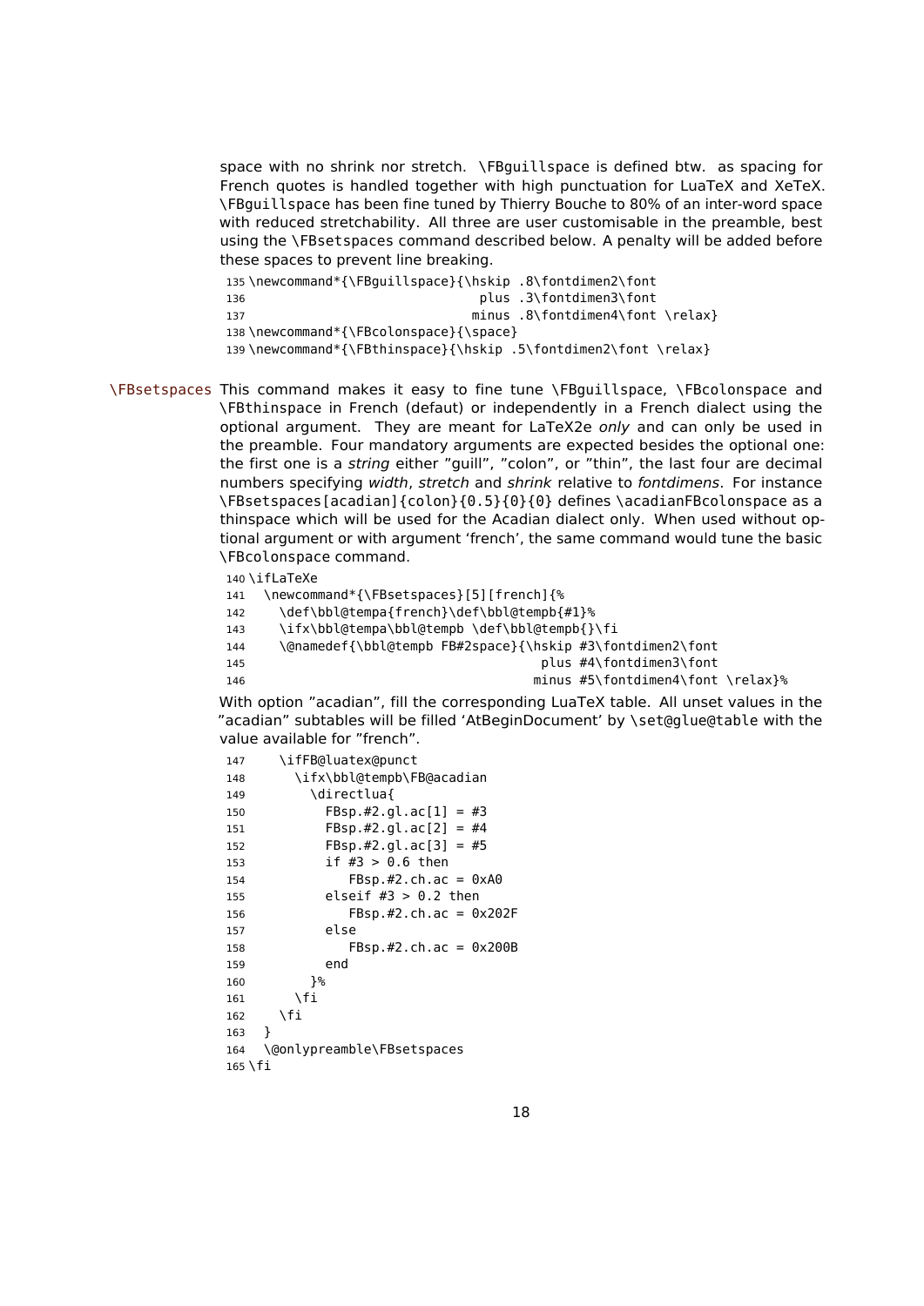space with no shrink nor stretch. \FBguillspace is defined btw. as spacing for French quotes is handled together with high punctuation for LuaTeX and XeTeX. \FBguillspace has been fine tuned by Thierry Bouche to 80% of an inter-word space with reduced stretchability. All three are user customisable in the preamble, best using the \FBsetspaces command described below. A penalty will be added before these spaces to prevent line breaking.

```
135 \newcommand*{\FBguillspace}{\hskip .8\fontdimen2\font
136                              plus .3\fontdimen3\font
137                             minus .8\fontdimen4\font \relax}
138 \newcommand*{\FBcolonspace}{\space}
139 \newcommand*{\FBthinspace}{\hskip .5\fontdimen2\font \relax}
```

\FBsetspaces This command makes it easy to fine tune \FBguillspace, \FBcolonspace and \FBthinspace in French (defaut) or independently in a French dialect using the optional argument. They are meant for LaTeX2e *only* and can only be used in the preamble. Four mandatory arguments are expected besides the optional one: the first one is a *string* either "guill", "colon", or "thin", the last four are decimal numbers specifying *width*, *stretch* and *shrink* relative to *fontdimens*. For instance \FBsetspaces[acadian]{colon}{0.5}{0}{0} defines \acadianFBcolonspace as a thinspace which will be used for the Acadian dialect only. When used without optional argument or with argument 'french', the same command would tune the basic \FBcolonspace command.

```
140 \ifLaTeXe
141   \newcommand*{\FBsetspaces}[5][french]{%
142     \def\bbl@tempa{french}\def\bbl@tempb{#1}%
143     \ifx\bbl@tempa\bbl@tempb \def\bbl@tempb{}\fi
144     \@namedef{\bbl@tempb FB#2space}{\hskip #3\fontdimen2\font
145                                         plus #4\fontdimen3\font
146                                        minus #5\fontdimen4\font \relax}%
```

With option "acadian", fill the corresponding LuaTeX table. All unset values in the "acadian" subtables will be filled 'AtBeginDocument' by \set@glue@table with the value available for "french".

```
147     \ifFB@luatex@punct
148       \ifx\bbl@tempb\FB@acadian
149         \directlua{
150           FBsp.#2.gl.ac[1] = #3
151           FBsp.#2.gl.ac[2] = #4
152           FBsp.#2.gl.ac[3] = #5
153           if #3 > 0.6 then
154              FBsp.#2.ch.ac = 0xA0
155           elseif #3 > 0.2 then
156              FBsp.#2.ch.ac = 0x202F
157           else
158              FBsp.#2.ch.ac = 0x200B
159           end
160         }%
161       \fi
162     \fi
163   }
164   \@onlypreamble\FBsetspaces
165 \fi
```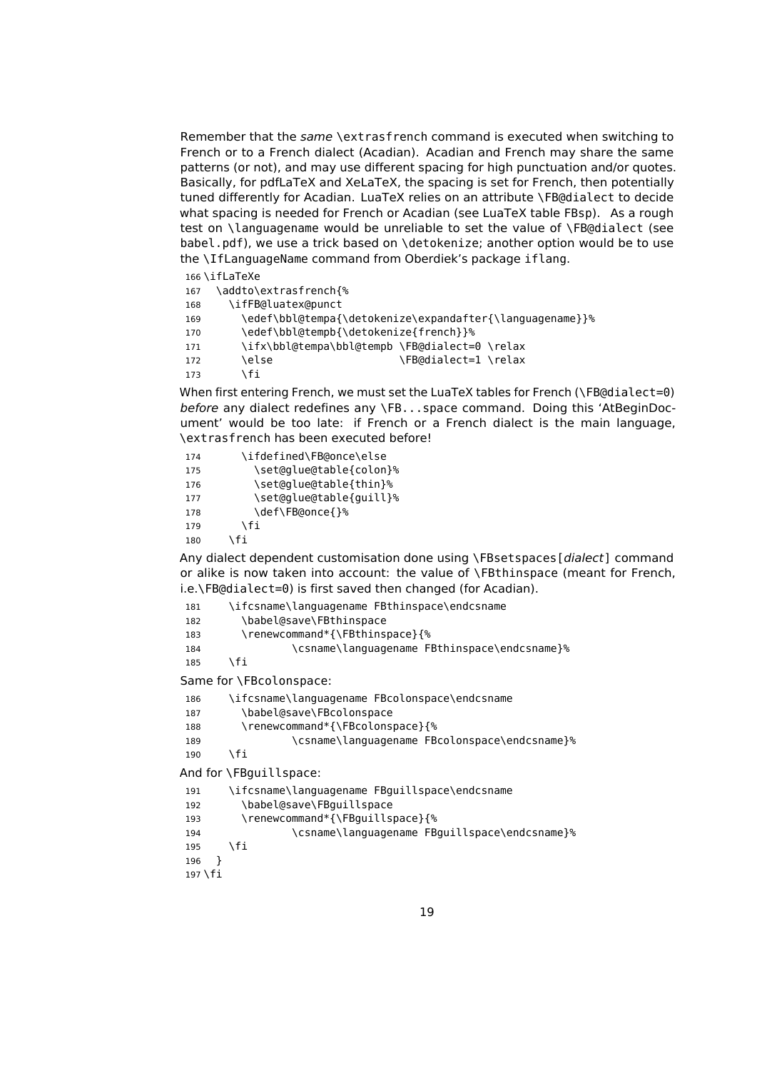Remember that the *same* \extrasfrench command is executed when switching to French or to a French dialect (Acadian). Acadian and French may share the same patterns (or not), and may use different spacing for high punctuation and/or quotes. Basically, for pdfLaTeX and XeLaTeX, the spacing is set for French, then potentially tuned differently for Acadian. LuaTeX relies on an attribute \FB@dialect to decide what spacing is needed for French or Acadian (see LuaTeX table FBsp). As a rough test on \languagename would be unreliable to set the value of \FB@dialect (see babel.pdf), we use a trick based on \detokenize; another option would be to use the \IfLanguageName command from Oberdiek's package iflang.

```
166 \ifLaTeXe
167   \addto\extrasfrench{%
168     \ifFB@luatex@punct
169       \edef\bbl@tempa{\detokenize\expandafter{\languagename}}%
170       \edef\bbl@tempb{\detokenize{french}}%
171       \ifx\bbl@tempa\bbl@tempb \FB@dialect=0 \relax
172       \else                    \FB@dialect=1 \relax
173       \fi
```

When first entering French, we must set the LuaTeX tables for French (\FB@dialect=0) *before* any dialect redefines any \FB...space command. Doing this 'AtBeginDocument' would be too late: if French or a French dialect is the main language, \extrasfrench has been executed before!

```
174       \ifdefined\FB@once\else
175         \set@glue@table{colon}%
176         \set@glue@table{thin}%
177         \set@glue@table{guill}%
178         \def\FB@once{}%
179       \fi
180     \fi
```

Any dialect dependent customisation done using \FBsetspaces[*dialect*] command or alike is now taken into account: the value of \FBthinspace (meant for French, i.e.\FB@dialect=0) is first saved then changed (for Acadian).

```
181     \ifcsname\languagename FBthinspace\endcsname
182       \babel@save\FBthinspace
183       \renewcommand*{\FBthinspace}{%
184               \csname\languagename FBthinspace\endcsname}%
185     \fi
```

Same for \FBcolonspace:

```
186     \ifcsname\languagename FBcolonspace\endcsname
187       \babel@save\FBcolonspace
188       \renewcommand*{\FBcolonspace}{%
189               \csname\languagename FBcolonspace\endcsname}%
190     \fi
```

And for \FBguillspace:

```
191     \ifcsname\languagename FBguillspace\endcsname
192       \babel@save\FBguillspace
193       \renewcommand*{\FBguillspace}{%
194               \csname\languagename FBguillspace\endcsname}%
195     \fi
196   }
197 \fi
```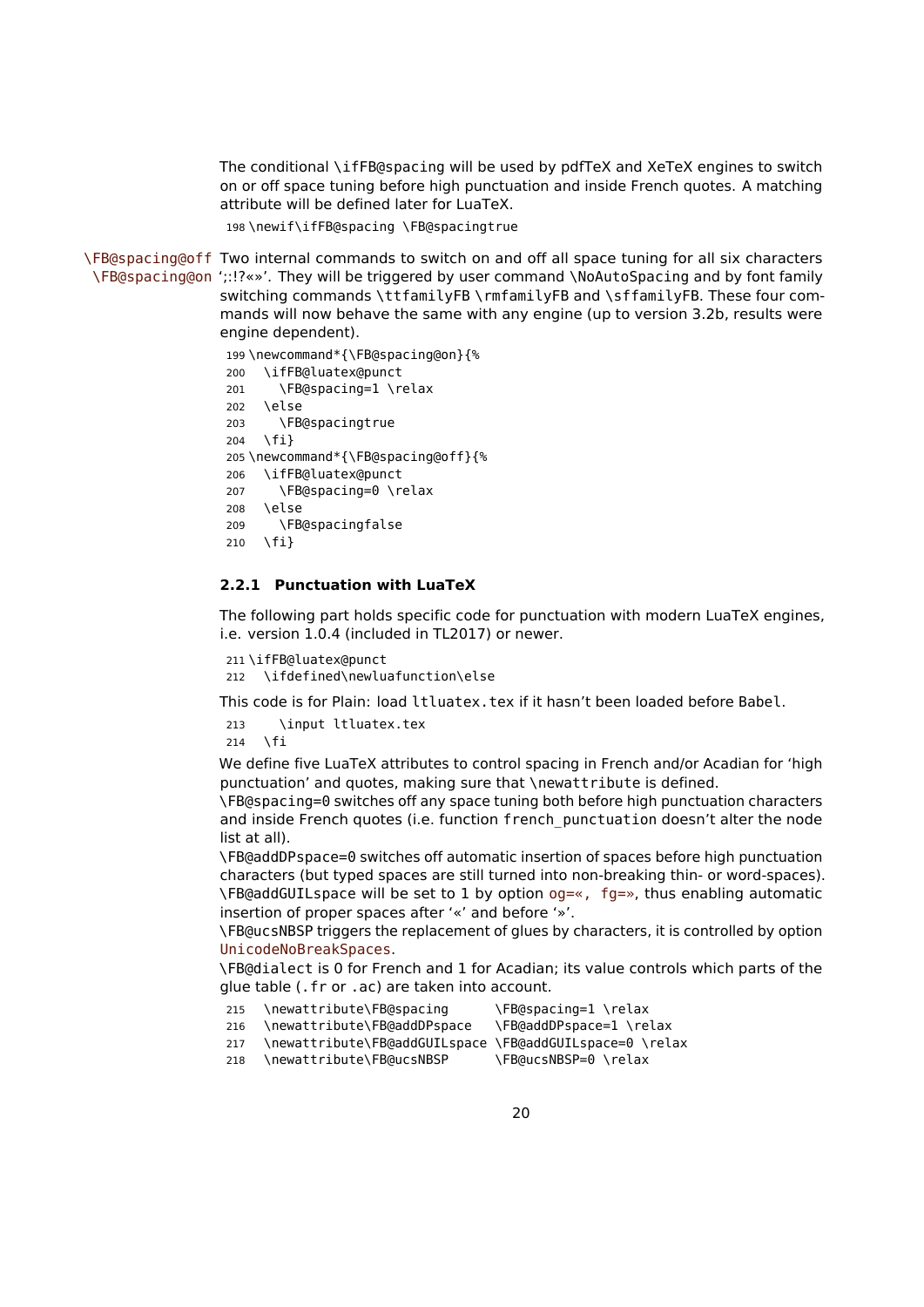The conditional `\ifFB@spacing` will be used by pdfTeX and XeTeX engines to switch on or off space tuning before high punctuation and inside French quotes. A matching attribute will be defined later for LuaTeX.

```
198 \newif\ifFB@spacing \FB@spacingtrue
```

`\FB@spacing@off` `\FB@spacing@on` Two internal commands to switch on and off all space tuning for all six characters ';:!?«»'. They will be triggered by user command `\NoAutoSpacing` and by font family switching commands `\ttfamilyFB` `\rmfamilyFB` and `\sffamilyFB`. These four commands will now behave the same with any engine (up to version 3.2b, results were engine dependent).

```
199 \newcommand*{\FB@spacing@on}{%
200   \ifFB@luatex@punct
201     \FB@spacing=1 \relax
202   \else
203     \FB@spacingtrue
204   \fi}
205 \newcommand*{\FB@spacing@off}{%
206   \ifFB@luatex@punct
207     \FB@spacing=0 \relax
208   \else
209     \FB@spacingfalse
210   \fi}
```

### 2.2.1 Punctuation with LuaTeX

The following part holds specific code for punctuation with modern LuaTeX engines, i.e. version 1.0.4 (included in TL2017) or newer.

```
211 \ifFB@luatex@punct
212   \ifdefined\newluafunction\else
```

This code is for Plain: load `ltluatex.tex` if it hasn't been loaded before Babel.

```
213     \input ltluatex.tex
214   \fi
```

We define five LuaTeX attributes to control spacing in French and/or Acadian for 'high punctuation' and quotes, making sure that `\newattribute` is defined.

`\FB@spacing=0` switches off any space tuning both before high punctuation characters and inside French quotes (i.e. function `french_punctuation` doesn't alter the node list at all).

`\FB@addDPspace=0` switches off automatic insertion of spaces before high punctuation characters (but typed spaces are still turned into non-breaking thin- or word-spaces).

`\FB@addGUILspace` will be set to 1 by option `og=«, fg=»`, thus enabling automatic insertion of proper spaces after '«' and before '»'.

`\FB@ucsNBSP` triggers the replacement of glues by characters, it is controlled by option `UnicodeNoBreakSpaces`.

`\FB@dialect` is 0 for French and 1 for Acadian; its value controls which parts of the glue table (`.fr` or `.ac`) are taken into account.

```
215   \newattribute\FB@spacing      \FB@spacing=1 \relax
216   \newattribute\FB@addDPspace   \FB@addDPspace=1 \relax
217   \newattribute\FB@addGUILspace \FB@addGUILspace=0 \relax
218   \newattribute\FB@ucsNBSP      \FB@ucsNBSP=0 \relax
```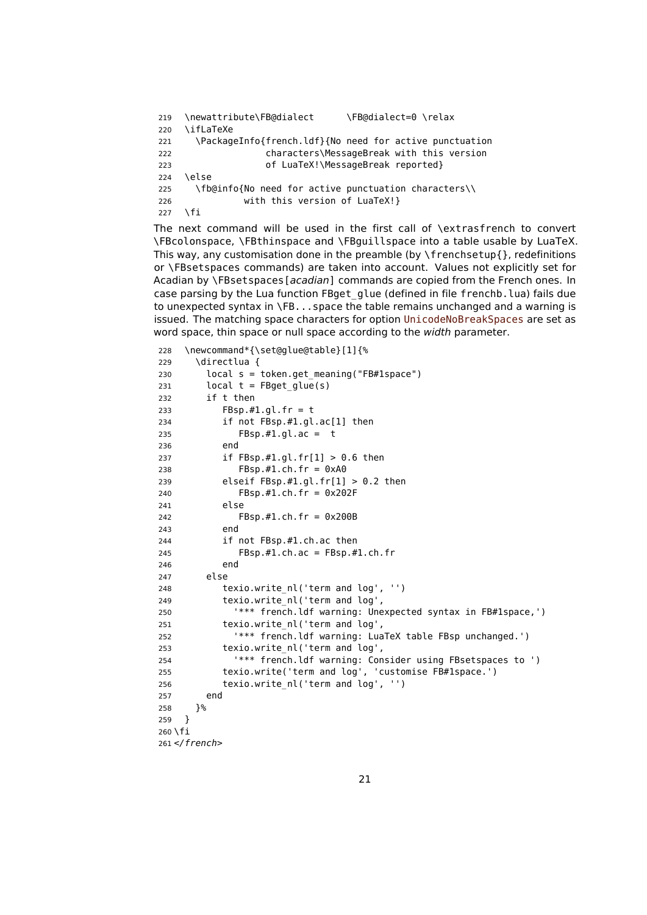```
219  \newattribute\FB@dialect      \FB@dialect=0 \relax
220  \ifLaTeXe
221    \PackageInfo{french.ldf}{No need for active punctuation
222                 characters\MessageBreak with this version
223                 of LuaTeX!\MessageBreak reported}
224  \else
225    \fb@info{No need for active punctuation characters\\
226             with this version of LuaTeX!}
227  \fi
```

The next command will be used in the first call of \extrasfrench to convert \FBcolonspace, \FBthinspace and \FBguillspace into a table usable by LuaTeX. This way, any customisation done in the preamble (by \frenchsetup{}, redefinitions or \FBsetspaces commands) are taken into account. Values not explicitly set for Acadian by \FBsetspaces[*acadian*] commands are copied from the French ones. In case parsing by the Lua function FBget_glue (defined in file frenchb.lua) fails due to unexpected syntax in \FB...space the table remains unchanged and a warning is issued. The matching space characters for option UnicodeNoBreakSpaces are set as word space, thin space or null space according to the *width* parameter.

```
228  \newcommand*{\set@glue@table}[1]{%
229    \directlua {
230      local s = token.get_meaning("FB#1space")
231      local t = FBget_glue(s)
232      if t then
233         FBsp.#1.gl.fr = t
234         if not FBsp.#1.gl.ac[1] then
235            FBsp.#1.gl.ac =  t
236         end
237         if FBsp.#1.gl.fr[1] > 0.6 then
238            FBsp.#1.ch.fr = 0xA0
239         elseif FBsp.#1.gl.fr[1] > 0.2 then
240            FBsp.#1.ch.fr = 0x202F
241         else
242            FBsp.#1.ch.fr = 0x200B
243         end
244         if not FBsp.#1.ch.ac then
245            FBsp.#1.ch.ac = FBsp.#1.ch.fr
246         end
247      else
248         texio.write_nl('term and log', '')
249         texio.write_nl('term and log',
250           '*** french.ldf warning: Unexpected syntax in FB#1space,')
251         texio.write_nl('term and log',
252           '*** french.ldf warning: LuaTeX table FBsp unchanged.')
253         texio.write_nl('term and log',
254           '*** french.ldf warning: Consider using FBsetspaces to ')
255         texio.write('term and log', 'customise FB#1space.')
256         texio.write_nl('term and log', '')
257      end
258    }%
259  }
260 \fi
261 </french>
```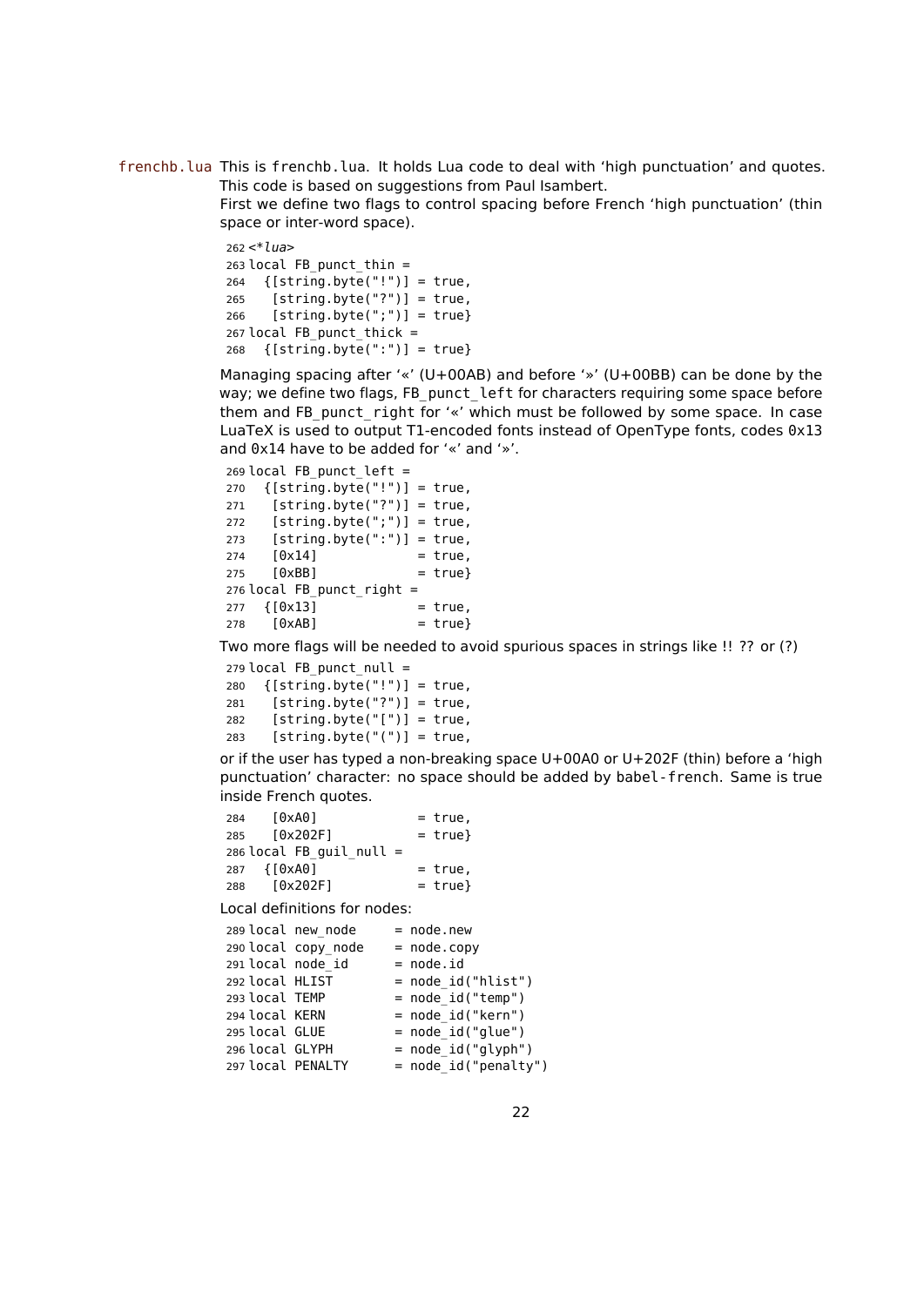frenchb.lua This is frenchb.lua. It holds Lua code to deal with 'high punctuation' and quotes. This code is based on suggestions from Paul Isambert.

First we define two flags to control spacing before French 'high punctuation' (thin space or inter-word space).

```
262 <*lua>
263 local FB_punct_thin =
264   {[string.byte("!")] = true,
265    [string.byte("?")] = true,
266    [string.byte(";")] = true}
267 local FB_punct_thick =
268   {[string.byte(":")] = true}
```

Managing spacing after '«' (U+00AB) and before '»' (U+00BB) can be done by the way; we define two flags, FB_punct_left for characters requiring some space before them and FB_punct_right for '«' which must be followed by some space. In case LuaTeX is used to output T1-encoded fonts instead of OpenType fonts, codes 0x13 and 0x14 have to be added for '«' and '»'.

```
269 local FB_punct_left =
270   {[string.byte("!")] = true,
271    [string.byte("?")] = true,
272    [string.byte(";")] = true,
273    [string.byte(":")] = true,
274    [0x14]             = true,
275    [0xBB]             = true}
276 local FB_punct_right =
277   {[0x13]             = true,
278    [0xAB]             = true}
```

Two more flags will be needed to avoid spurious spaces in strings like !! ?? or (?)

```
279 local FB_punct_null =
280   {[string.byte("!")] = true,
281    [string.byte("?")] = true,
282    [string.byte("[")] = true,
283    [string.byte("(")] = true,
```

or if the user has typed a non-breaking space U+00A0 or U+202F (thin) before a 'high punctuation' character: no space should be added by babel-french. Same is true inside French quotes.

```
284    [0xA0]             = true,
285    [0x202F]           = true}
286 local FB_guil_null =
287   {[0xA0]             = true,
288    [0x202F]           = true}
```

Local definitions for nodes:

```
289 local new_node      = node.new
290 local copy_node     = node.copy
291 local node_id       = node.id
292 local HLIST         = node_id("hlist")
293 local TEMP          = node_id("temp")
294 local KERN          = node_id("kern")
295 local GLUE          = node_id("glue")
296 local GLYPH         = node_id("glyph")
297 local PENALTY       = node_id("penalty")
```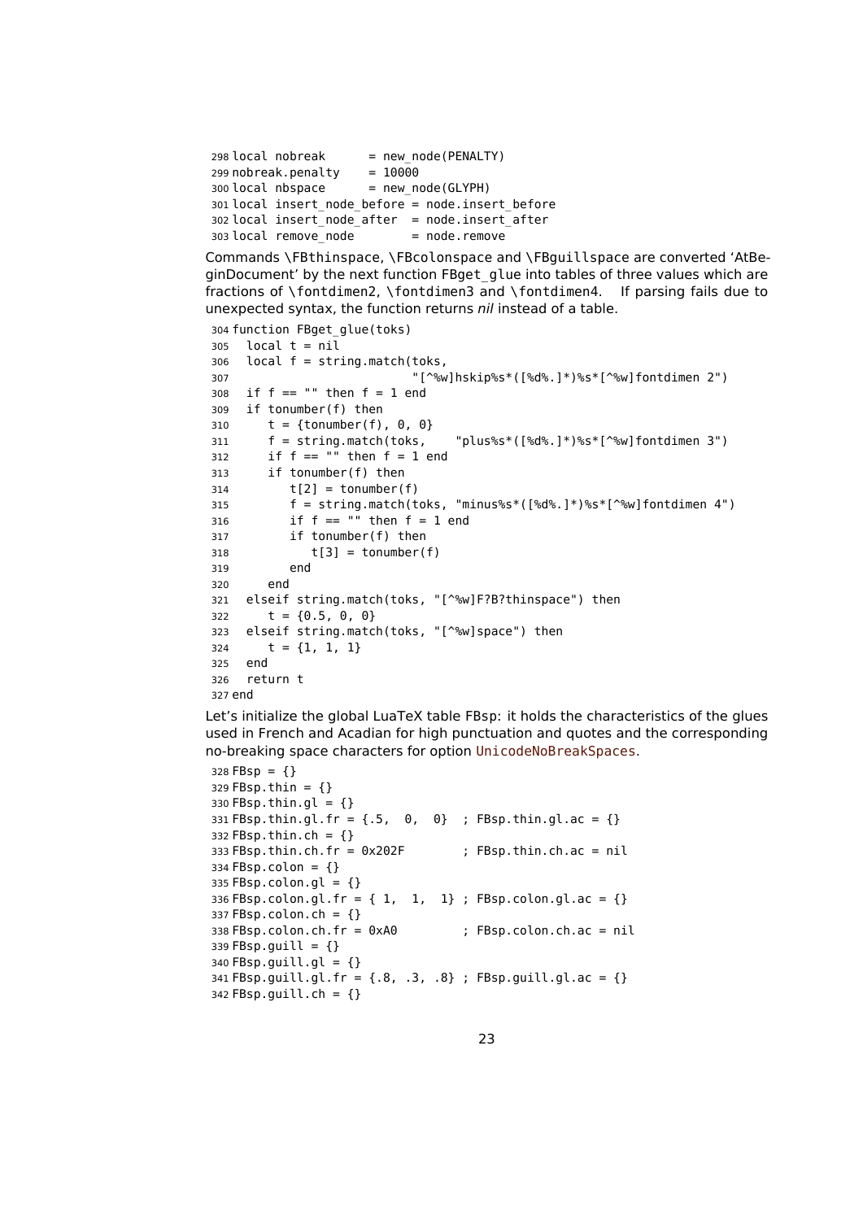```
298 local nobreak      = new_node(PENALTY)
299 nobreak.penalty    = 10000
300 local nbspace      = new_node(GLYPH)
301 local insert_node_before = node.insert_before
302 local insert_node_after  = node.insert_after
303 local remove_node        = node.remove
```

Commands \FBthinspace, \FBcolonspace and \FBguillspace are converted 'AtBeginDocument' by the next function FBget_glue into tables of three values which are fractions of \fontdimen2, \fontdimen3 and \fontdimen4. If parsing fails due to unexpected syntax, the function returns *nil* instead of a table.

```
304 function FBget_glue(toks)
305   local t = nil
306   local f = string.match(toks,
307                        "[^%w]hskip%s*([%d%.]*)%s*[^%w]fontdimen 2")
308   if f == "" then f = 1 end
309   if tonumber(f) then
310      t = {tonumber(f), 0, 0}
311      f = string.match(toks,    "plus%s*([%d%.]*)%s*[^%w]fontdimen 3")
312      if f == "" then f = 1 end
313      if tonumber(f) then
314         t[2] = tonumber(f)
315         f = string.match(toks, "minus%s*([%d%.]*)%s*[^%w]fontdimen 4")
316         if f == "" then f = 1 end
317         if tonumber(f) then
318            t[3] = tonumber(f)
319         end
320      end
321   elseif string.match(toks, "[^%w]F?B?thinspace") then
322      t = {0.5, 0, 0}
323   elseif string.match(toks, "[^%w]space") then
324      t = {1, 1, 1}
325   end
326   return t
327 end
```

Let's initialize the global LuaTeX table FBsp: it holds the characteristics of the glues used in French and Acadian for high punctuation and quotes and the corresponding no-breaking space characters for option UnicodeNoBreakSpaces.

```
328 FBsp = {}
329 FBsp.thin = {}
330 FBsp.thin.gl = {}
331 FBsp.thin.gl.fr = {.5,  0,  0}  ; FBsp.thin.gl.ac = {}
332 FBsp.thin.ch = {}
333 FBsp.thin.ch.fr = 0x202F        ; FBsp.thin.ch.ac = nil
334 FBsp.colon = {}
335 FBsp.colon.gl = {}
336 FBsp.colon.gl.fr = { 1,  1,  1} ; FBsp.colon.gl.ac = {}
337 FBsp.colon.ch = {}
338 FBsp.colon.ch.fr = 0xA0         ; FBsp.colon.ch.ac = nil
339 FBsp.guill = {}
340 FBsp.guill.gl = {}
341 FBsp.guill.gl.fr = {.8, .3, .8} ; FBsp.guill.gl.ac = {}
342 FBsp.guill.ch = {}
```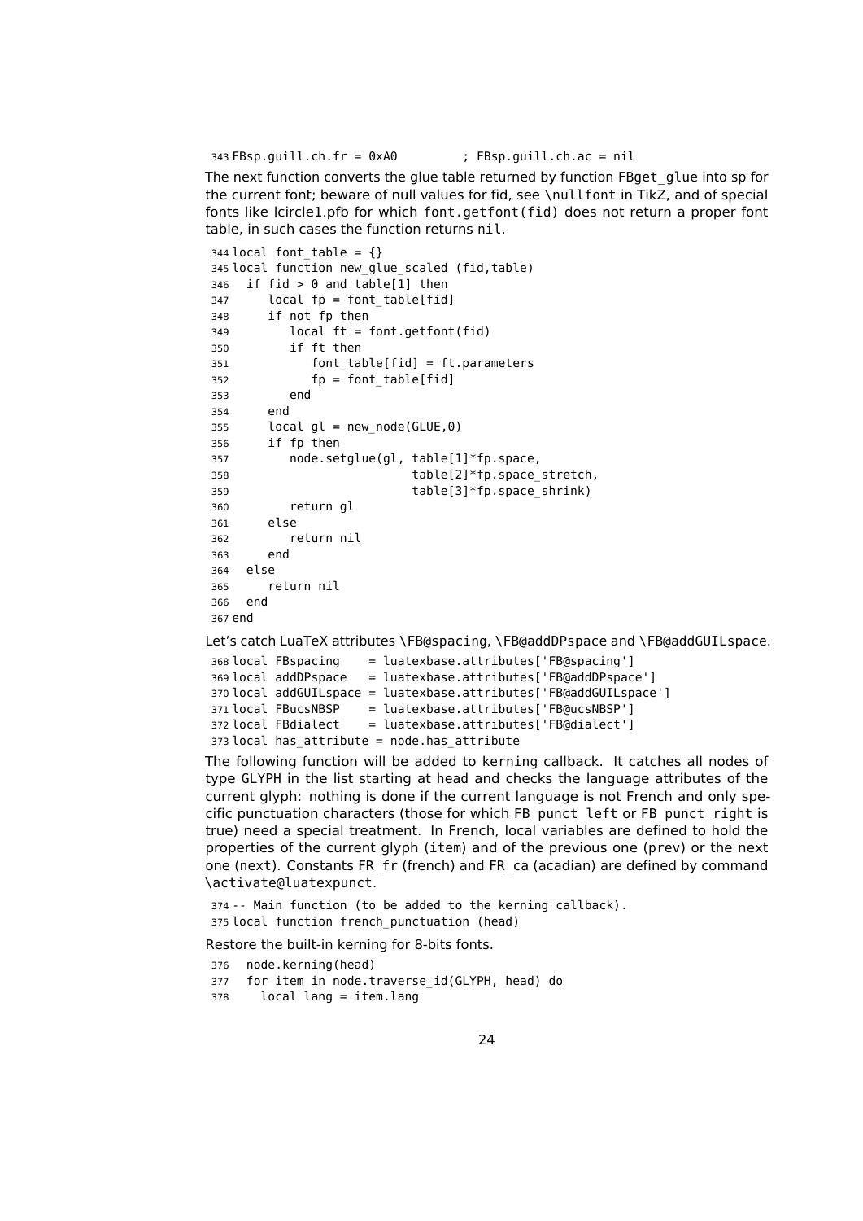```
343 FBsp.guill.ch.fr = 0xA0        ; FBsp.guill.ch.ac = nil
```

The next function converts the glue table returned by function FBget_glue into sp for the current font; beware of null values for fid, see \nullfont in TikZ, and of special fonts like lcircle1.pfb for which font.getfont(fid) does not return a proper font table, in such cases the function returns nil.

```
344 local font_table = {}
345 local function new_glue_scaled (fid,table)
346   if fid > 0 and table[1] then
347      local fp = font_table[fid]
348      if not fp then
349         local ft = font.getfont(fid)
350         if ft then
351            font_table[fid] = ft.parameters
352            fp = font_table[fid]
353         end
354      end
355      local gl = new_node(GLUE,0)
356      if fp then
357         node.setglue(gl, table[1]*fp.space,
358                          table[2]*fp.space_stretch,
359                          table[3]*fp.space_shrink)
360         return gl
361      else
362         return nil
363      end
364   else
365      return nil
366   end
367 end
```

Let's catch LuaTeX attributes \FB@spacing, \FB@addDPspace and \FB@addGUILspace.

```
368 local FBspacing    = luatexbase.attributes['FB@spacing']
369 local addDPspace   = luatexbase.attributes['FB@addDPspace']
370 local addGUILspace = luatexbase.attributes['FB@addGUILspace']
371 local FBucsNBSP    = luatexbase.attributes['FB@ucsNBSP']
372 local FBdialect    = luatexbase.attributes['FB@dialect']
373 local has_attribute = node.has_attribute
```

The following function will be added to kerning callback. It catches all nodes of type GLYPH in the list starting at head and checks the language attributes of the current glyph: nothing is done if the current language is not French and only specific punctuation characters (those for which FB_punct_left or FB_punct_right is true) need a special treatment. In French, local variables are defined to hold the properties of the current glyph (item) and of the previous one (prev) or the next one (next). Constants FR_fr (french) and FR_ca (acadian) are defined by command \activate@luatexpunct.

```
374 -- Main function (to be added to the kerning callback).
375 local function french_punctuation (head)
```

Restore the built-in kerning for 8-bits fonts.

```
376   node.kerning(head)
377   for item in node.traverse_id(GLYPH, head) do
378     local lang = item.lang
```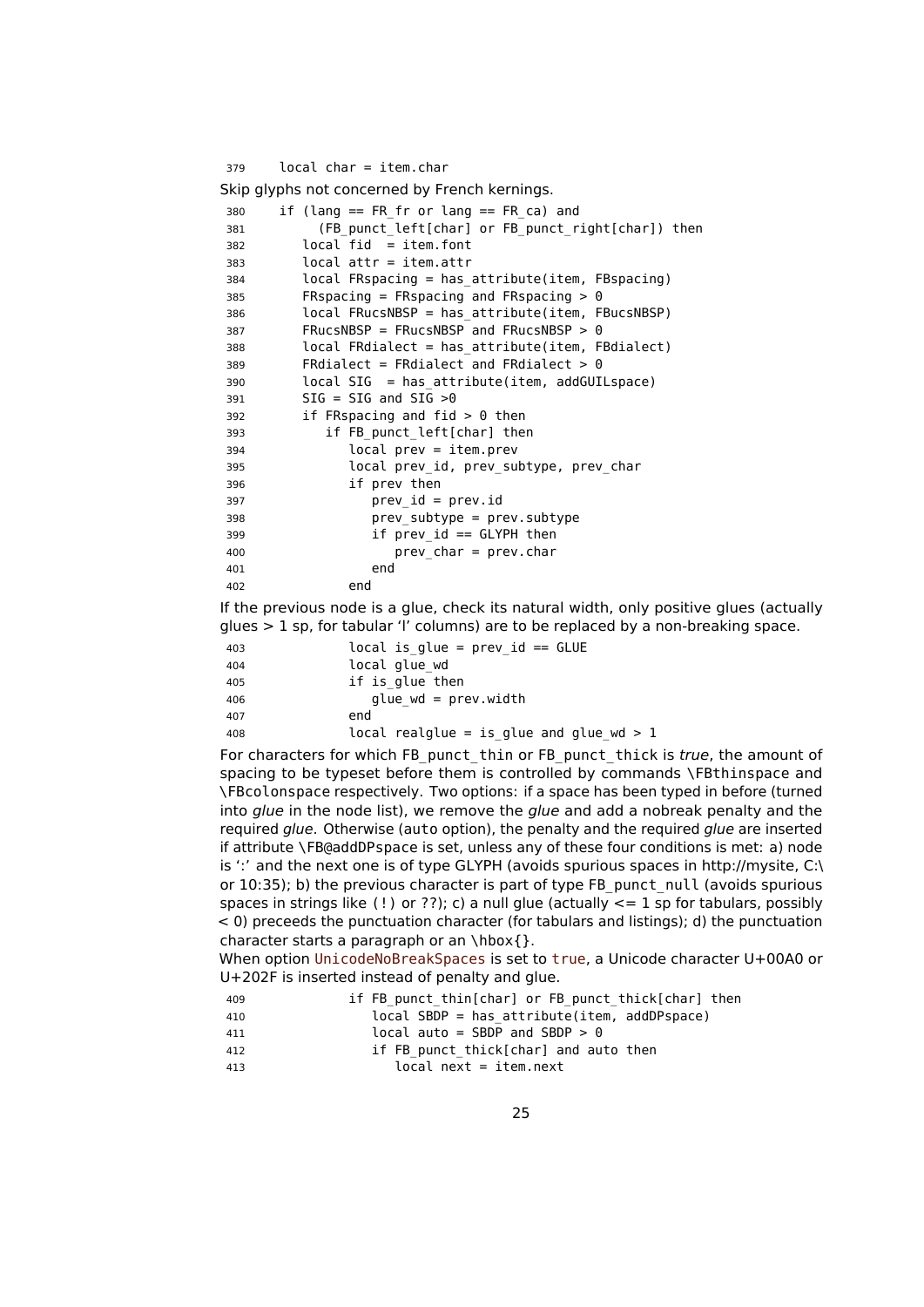```
379    local char = item.char
```

Skip glyphs not concerned by French kernings.

```
380    if (lang == FR_fr or lang == FR_ca) and
381        (FB_punct_left[char] or FB_punct_right[char]) then
382       local fid  = item.font
383       local attr = item.attr
384       local FRspacing = has_attribute(item, FBspacing)
385       FRspacing = FRspacing and FRspacing > 0
386       local FRucsNBSP = has_attribute(item, FBucsNBSP)
387       FRucsNBSP = FRucsNBSP and FRucsNBSP > 0
388       local FRdialect = has_attribute(item, FBdialect)
389       FRdialect = FRdialect and FRdialect > 0
390       local SIG  = has_attribute(item, addGUILspace)
391       SIG = SIG and SIG >0
392       if FRspacing and fid > 0 then
393          if FB_punct_left[char] then
394             local prev = item.prev
395             local prev_id, prev_subtype, prev_char
396             if prev then
397                prev_id = prev.id
398                prev_subtype = prev.subtype
399                if prev_id == GLYPH then
400                   prev_char = prev.char
401                end
402             end
```

If the previous node is a glue, check its natural width, only positive glues (actually glues > 1 sp, for tabular 'l' columns) are to be replaced by a non-breaking space.

```
403             local is_glue = prev_id == GLUE
404             local glue_wd
405             if is_glue then
406                glue_wd = prev.width
407             end
408             local realglue = is_glue and glue_wd > 1
```

For characters for which FB_punct_thin or FB_punct_thick is *true*, the amount of spacing to be typeset before them is controlled by commands \FBthinspace and \FBcolonspace respectively. Two options: if a space has been typed in before (turned into *glue* in the node list), we remove the *glue* and add a nobreak penalty and the required *glue*. Otherwise (auto option), the penalty and the required *glue* are inserted if attribute \FB@addDPspace is set, unless any of these four conditions is met: a) node is ':' and the next one is of type GLYPH (avoids spurious spaces in http://mysite, C:\ or 10:35); b) the previous character is part of type FB_punct_null (avoids spurious spaces in strings like (!) or ??); c) a null glue (actually <= 1 sp for tabulars, possibly < 0) preceeds the punctuation character (for tabulars and listings); d) the punctuation character starts a paragraph or an \hbox{}.
When option UnicodeNoBreakSpaces is set to true, a Unicode character U+00A0 or U+202F is inserted instead of penalty and glue.

```
409             if FB_punct_thin[char] or FB_punct_thick[char] then
410                local SBDP = has_attribute(item, addDPspace)
411                local auto = SBDP and SBDP > 0
412                if FB_punct_thick[char] and auto then
413                   local next = item.next
```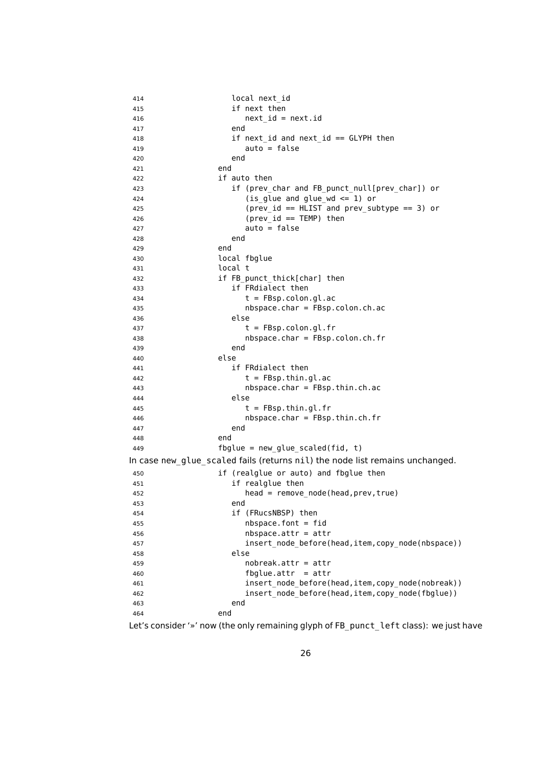```
414                 local next_id
415                 if next then
416                    next_id = next.id
417                 end
418                 if next_id and next_id == GLYPH then
419                    auto = false
420                 end
421              end
422              if auto then
423                 if (prev_char and FB_punct_null[prev_char]) or
424                    (is_glue and glue_wd <= 1) or
425                    (prev_id == HLIST and prev_subtype == 3) or
426                    (prev_id == TEMP) then
427                    auto = false
428                 end
429              end
430              local fbglue
431              local t
432              if FB_punct_thick[char] then
433                 if FRdialect then
434                    t = FBsp.colon.gl.ac
435                    nbspace.char = FBsp.colon.ch.ac
436                 else
437                    t = FBsp.colon.gl.fr
438                    nbspace.char = FBsp.colon.ch.fr
439                 end
440              else
441                 if FRdialect then
442                    t = FBsp.thin.gl.ac
443                    nbspace.char = FBsp.thin.ch.ac
444                 else
445                    t = FBsp.thin.gl.fr
446                    nbspace.char = FBsp.thin.ch.fr
447                 end
448              end
449              fbglue = new_glue_scaled(fid, t)
```

In case new_glue_scaled fails (returns nil) the node list remains unchanged.

```
450              if (realglue or auto) and fbglue then
451                 if realglue then
452                    head = remove_node(head,prev,true)
453                 end
454                 if (FRucsNBSP) then
455                    nbspace.font = fid
456                    nbspace.attr = attr
457                    insert_node_before(head,item,copy_node(nbspace))
458                 else
459                    nobreak.attr = attr
460                    fbglue.attr  = attr
461                    insert_node_before(head,item,copy_node(nobreak))
462                    insert_node_before(head,item,copy_node(fbglue))
463                 end
464              end
```

Let's consider '»' now (the only remaining glyph of FB_punct_left class): we just have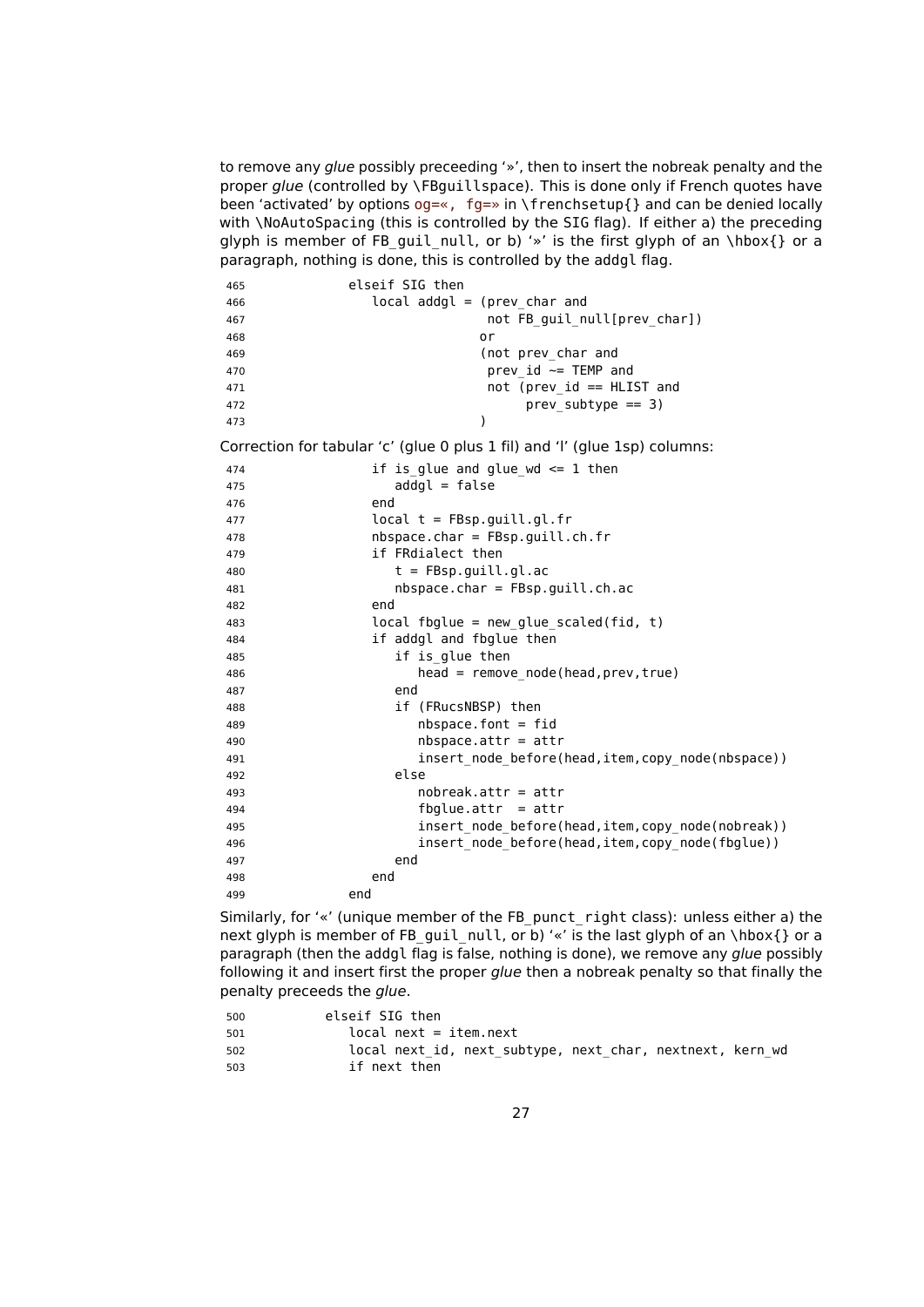to remove any *glue* possibly preceeding '»', then to insert the nobreak penalty and the proper *glue* (controlled by \FBguillspace). This is done only if French quotes have been 'activated' by options og=«, fg=» in \frenchsetup{} and can be denied locally with \NoAutoSpacing (this is controlled by the SIG flag). If either a) the preceding glyph is member of FB_guil_null, or b) '»' is the first glyph of an \hbox{} or a paragraph, nothing is done, this is controlled by the addgl flag.

```
465           elseif SIG then
466              local addgl = (prev_char and
467                              not FB_guil_null[prev_char])
468                             or
469                             (not prev_char and
470                              prev_id ~= TEMP and
471                              not (prev_id == HLIST and
472                                   prev_subtype == 3)
473                             )
```

Correction for tabular 'c' (glue 0 plus 1 fil) and 'l' (glue 1sp) columns:

```
474              if is_glue and glue_wd <= 1 then
475                 addgl = false
476              end
477              local t = FBsp.guill.gl.fr
478              nbspace.char = FBsp.guill.ch.fr
479              if FRdialect then
480                 t = FBsp.guill.gl.ac
481                 nbspace.char = FBsp.guill.ch.ac
482              end
483              local fbglue = new_glue_scaled(fid, t)
484              if addgl and fbglue then
485                 if is_glue then
486                    head = remove_node(head,prev,true)
487                 end
488                 if (FRucsNBSP) then
489                    nbspace.font = fid
490                    nbspace.attr = attr
491                    insert_node_before(head,item,copy_node(nbspace))
492                 else
493                    nobreak.attr = attr
494                    fbglue.attr  = attr
495                    insert_node_before(head,item,copy_node(nobreak))
496                    insert_node_before(head,item,copy_node(fbglue))
497                 end
498              end
499           end
```

Similarly, for '«' (unique member of the FB_punct_right class): unless either a) the next glyph is member of FB_guil_null, or b) '«' is the last glyph of an \hbox{} or a paragraph (then the addgl flag is false, nothing is done), we remove any *glue* possibly following it and insert first the proper *glue* then a nobreak penalty so that finally the penalty preceeds the *glue*.

```
500        elseif SIG then
501           local next = item.next
502           local next_id, next_subtype, next_char, nextnext, kern_wd
503           if next then
```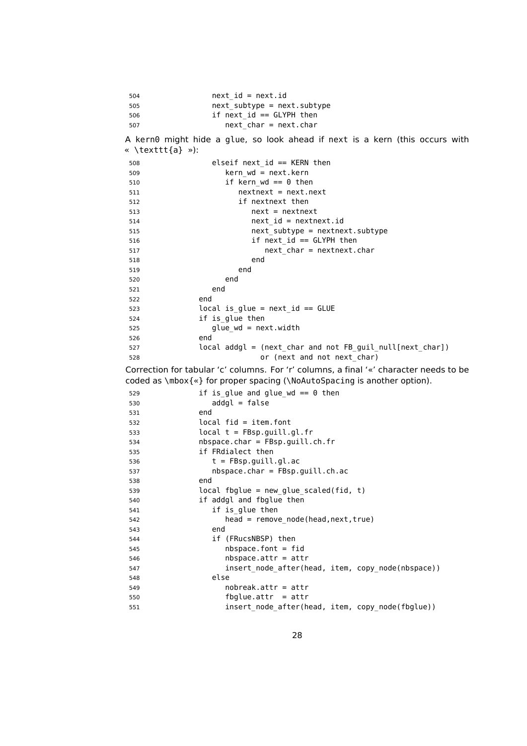```
504                next_id = next.id
505                next_subtype = next.subtype
506                if next_id == GLYPH then
507                   next_char = next.char
```

A kern0 might hide a glue, so look ahead if next is a kern (this occurs with « \texttt{a} »):

```
508                elseif next_id == KERN then
509                   kern_wd = next.kern
510                   if kern_wd == 0 then
511                      nextnext = next.next
512                      if nextnext then
513                         next = nextnext
514                         next_id = nextnext.id
515                         next_subtype = nextnext.subtype
516                         if next_id == GLYPH then
517                            next_char = nextnext.char
518                         end
519                      end
520                   end
521                end
522             end
523             local is_glue = next_id == GLUE
524             if is_glue then
525                glue_wd = next.width
526             end
527             local addgl = (next_char and not FB_guil_null[next_char])
528                           or (next and not next_char)
```

Correction for tabular 'c' columns. For 'r' columns, a final '«' character needs to be coded as \mbox{«} for proper spacing (\NoAutoSpacing is another option).

```
529             if is_glue and glue_wd == 0 then
530                addgl = false
531             end
532             local fid = item.font
533             local t = FBsp.guill.gl.fr
534             nbspace.char = FBsp.guill.ch.fr
535             if FRdialect then
536                t = FBsp.guill.gl.ac
537                nbspace.char = FBsp.guill.ch.ac
538             end
539             local fbglue = new_glue_scaled(fid, t)
540             if addgl and fbglue then
541                if is_glue then
542                   head = remove_node(head,next,true)
543                end
544                if (FRucsNBSP) then
545                   nbspace.font = fid
546                   nbspace.attr = attr
547                   insert_node_after(head, item, copy_node(nbspace))
548                else
549                   nobreak.attr = attr
550                   fbglue.attr  = attr
551                   insert_node_after(head, item, copy_node(fbglue))
```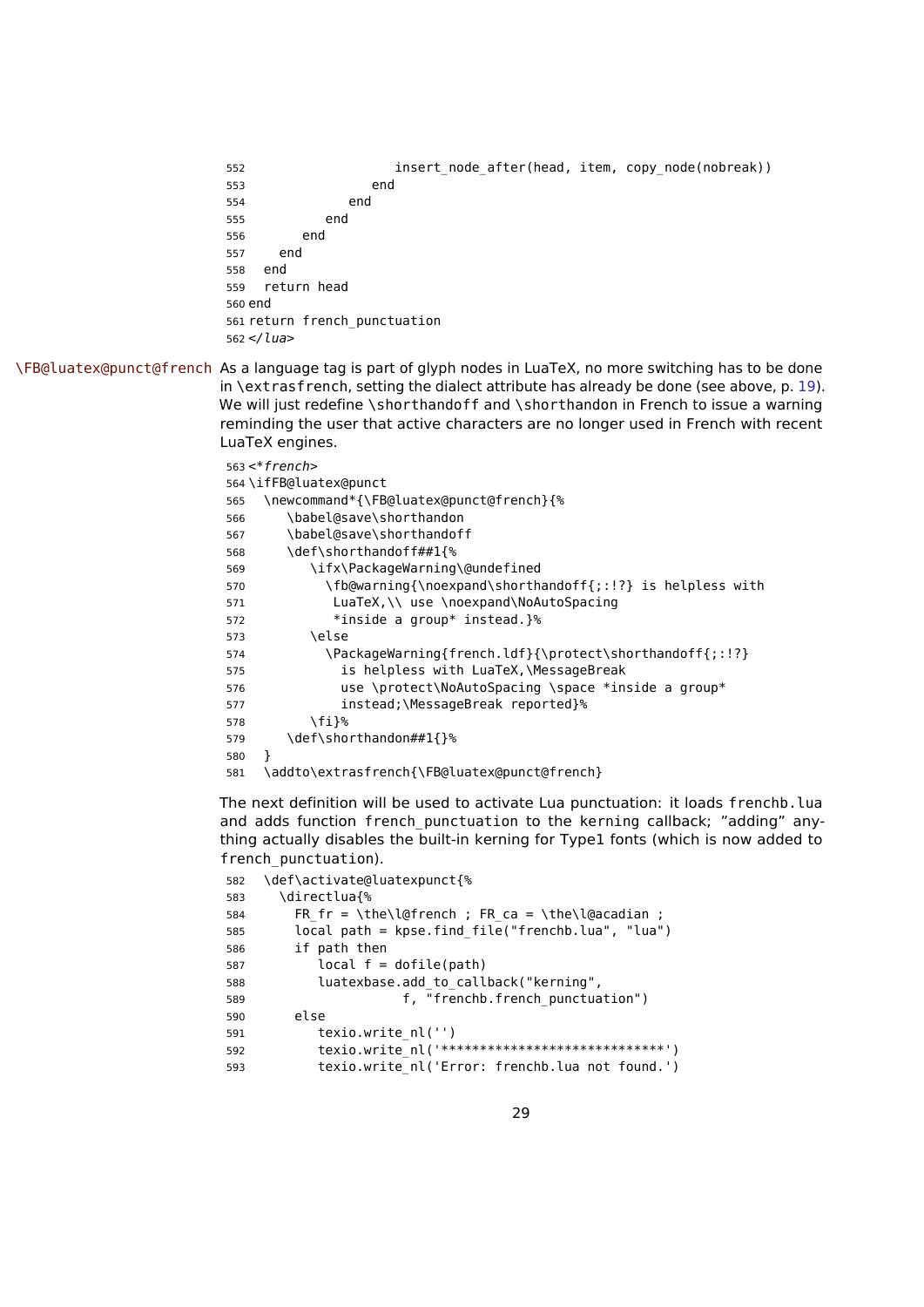```
552                  insert_node_after(head, item, copy_node(nobreak))
553                end
554              end
555            end
556          end
557        end
558      end
559      return head
560 end
561 return french_punctuation
562 </lua>
```

\FB@luatex@punct@french As a language tag is part of glyph nodes in LuaTeX, no more switching has to be done in \extrasfrench, setting the dialect attribute has already be done (see above, p. 19). We will just redefine \shorthandoff and \shorthandon in French to issue a warning reminding the user that active characters are no longer used in French with recent LuaTeX engines.

```
563 <*french>
564 \ifFB@luatex@punct
565   \newcommand*{\FB@luatex@punct@french}{%
566     \babel@save\shorthandon
567     \babel@save\shorthandoff
568     \def\shorthandoff##1{%
569       \ifx\PackageWarning\@undefined
570         \fb@warning{\noexpand\shorthandoff{;:!?} is helpless with
571          LuaTeX,\\ use \noexpand\NoAutoSpacing
572          *inside a group* instead.}%
573       \else
574         \PackageWarning{french.ldf}{\protect\shorthandoff{;:!?}
575           is helpless with LuaTeX,\MessageBreak
576           use \protect\NoAutoSpacing \space *inside a group*
577           instead;\MessageBreak reported}%
578       \fi}%
579     \def\shorthandon##1{}%
580   }
581   \addto\extrasfrench{\FB@luatex@punct@french}
```

The next definition will be used to activate Lua punctuation: it loads frenchb.lua and adds function french_punctuation to the kerning callback; "adding" anything actually disables the built-in kerning for Type1 fonts (which is now added to french_punctuation).

```
582   \def\activate@luatexpunct{%
583     \directlua{%
584       FR_fr = \the\l@french ; FR_ca = \the\l@acadian ;
585       local path = kpse.find_file("frenchb.lua", "lua")
586       if path then
587          local f = dofile(path)
588          luatexbase.add_to_callback("kerning",
589                    f, "frenchb.french_punctuation")
590       else
591          texio.write_nl('')
592          texio.write_nl('*****************************')
593          texio.write_nl('Error: frenchb.lua not found.')
```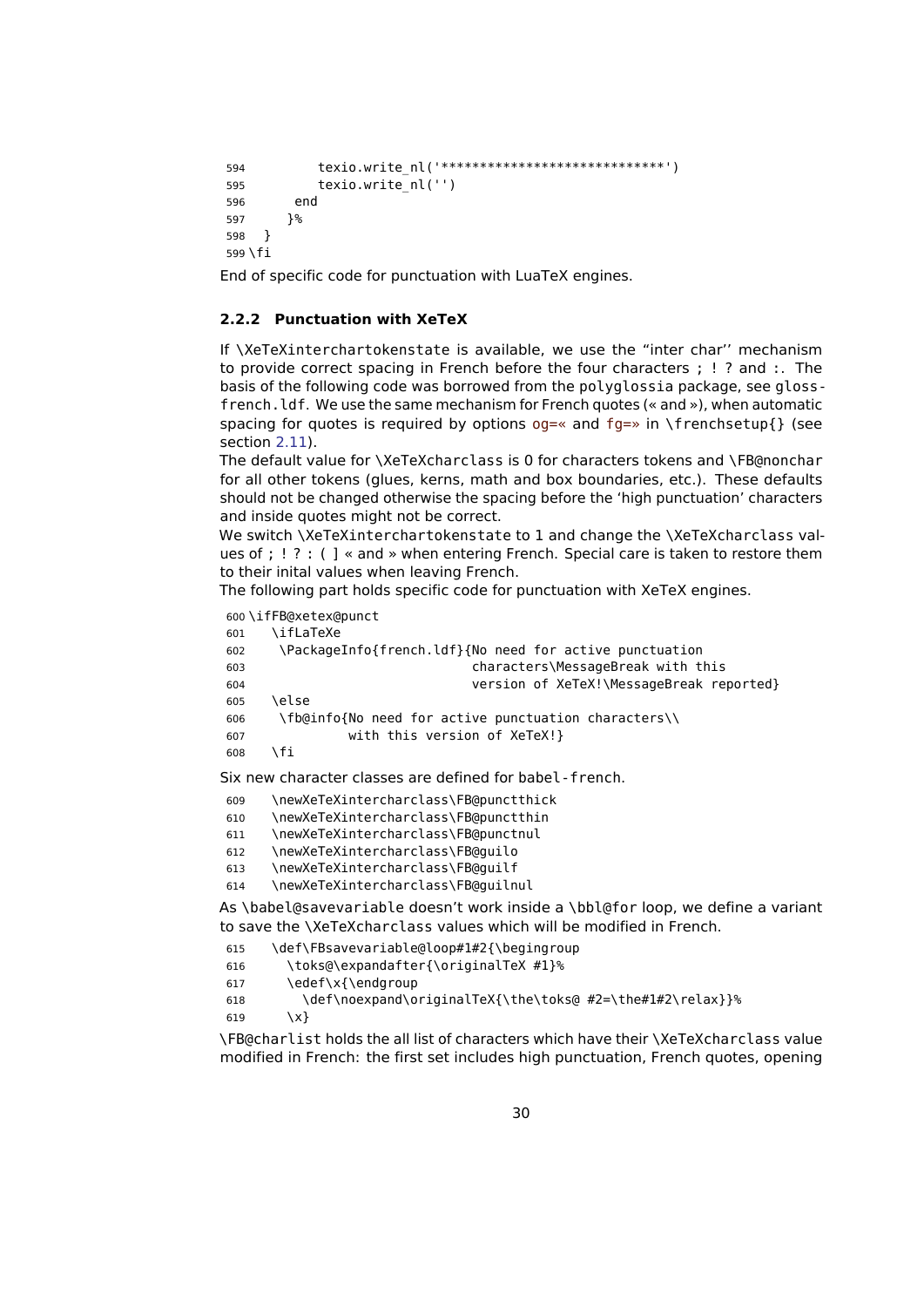```
594         texio.write_nl('*****************************')
595         texio.write_nl('')
596       end
597     }%
598   }
599 \fi
```

End of specific code for punctuation with LuaTeX engines.

### 2.2.2 Punctuation with XeTeX

If `\XeTeXinterchartokenstate` is available, we use the "inter char" mechanism to provide correct spacing in French before the four characters ; ! ? and :. The basis of the following code was borrowed from the `polyglossia` package, see `gloss-french.ldf`. We use the same mechanism for French quotes (« and »), when automatic spacing for quotes is required by options og=« and fg=» in `\frenchsetup{}` (see section 2.11).

The default value for `\XeTeXcharclass` is 0 for characters tokens and `\FB@nonchar` for all other tokens (glues, kerns, math and box boundaries, etc.). These defaults should not be changed otherwise the spacing before the 'high punctuation' characters and inside quotes might not be correct.

We switch `\XeTeXinterchartokenstate` to 1 and change the `\XeTeXcharclass` values of ; ! ? : ( ] « and » when entering French. Special care is taken to restore them to their inital values when leaving French.

The following part holds specific code for punctuation with XeTeX engines.

```
600 \ifFB@xetex@punct
601   \ifLaTeXe
602    \PackageInfo{french.ldf}{No need for active punctuation
603                             characters\MessageBreak with this
604                             version of XeTeX!\MessageBreak reported}
605   \else
606    \fb@info{No need for active punctuation characters\\
607             with this version of XeTeX!}
608   \fi
```

Six new character classes are defined for `babel-french`.

```
609   \newXeTeXintercharclass\FB@punctthick
610   \newXeTeXintercharclass\FB@punctthin
611   \newXeTeXintercharclass\FB@punctnul
612   \newXeTeXintercharclass\FB@guilo
613   \newXeTeXintercharclass\FB@guilf
614   \newXeTeXintercharclass\FB@guilnul
```

As `\babel@savevariable` doesn't work inside a `\bbl@for` loop, we define a variant to save the `\XeTeXcharclass` values which will be modified in French.

```
615   \def\FBsavevariable@loop#1#2{\begingroup
616     \toks@\expandafter{\originalTeX #1}%
617     \edef\x{\endgroup
618       \def\noexpand\originalTeX{\the\toks@ #2=\the#1#2\relax}}%
619     \x}
```

`\FB@charlist` holds the all list of characters which have their `\XeTeXcharclass` value modified in French: the first set includes high punctuation, French quotes, opening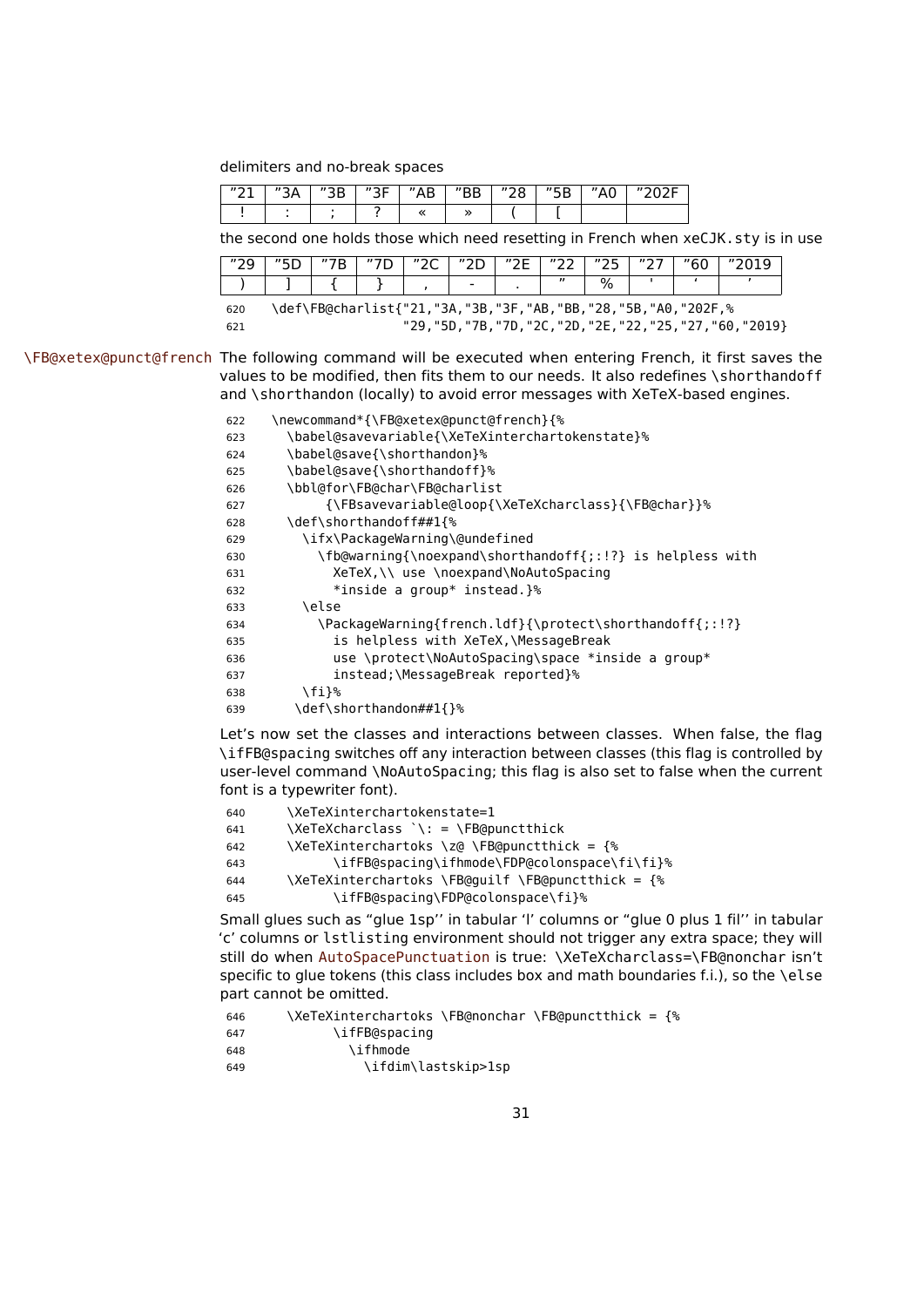delimiters and no-break spaces

| "21 | "3A | "3B | "3F | "AB | "BB | "28 | "5B | "A0 | "202F |
|---|---|---|---|---|---|---|---|---|---|
| ! | : | ; | ? | « | » | ( | [ | | |

the second one holds those which need resetting in French when xeCJK.sty is in use

| "29 | "5D | "7B | "7D | "2C | "2D | "2E | "22 | "25 | "27 | "60 | "2019 |
|---|---|---|---|---|---|---|---|---|---|---|---|
| ) | ] | { | } | , | - | . | " | % | ' | ' | ' |

```
620 \def\FB@charlist{"21,"3A,"3B,"3F,"AB,"BB,"28,"5B,"A0,"202F,%
621                  "29,"5D,"7B,"7D,"2C,"2D,"2E,"22,"25,"27,"60,"2019}
```

\FB@xetex@punct@french The following command will be executed when entering French, it first saves the values to be modified, then fits them to our needs. It also redefines \shorthandoff and \shorthandon (locally) to avoid error messages with XeTeX-based engines.

```
622 \newcommand*{\FB@xetex@punct@french}{%
623   \babel@savevariable{\XeTeXinterchartokenstate}%
624   \babel@save{\shorthandon}%
625   \babel@save{\shorthandoff}%
626   \bbl@for\FB@char\FB@charlist
627        {\FBsavevariable@loop{\XeTeXcharclass}{\FB@char}}%
628   \def\shorthandoff##1{%
629     \ifx\PackageWarning\@undefined
630       \fb@warning{\noexpand\shorthandoff{;:!?} is helpless with
631         XeTeX,\\ use \noexpand\NoAutoSpacing
632         *inside a group* instead.}%
633     \else
634       \PackageWarning{french.ldf}{\protect\shorthandoff{;:!?}
635         is helpless with XeTeX,\MessageBreak
636         use \protect\NoAutoSpacing\space *inside a group*
637         instead;\MessageBreak reported}%
638     \fi}%
639    \def\shorthandon##1{}%
```

Let's now set the classes and interactions between classes. When false, the flag \ifFB@spacing switches off any interaction between classes (this flag is controlled by user-level command \NoAutoSpacing; this flag is also set to false when the current font is a typewriter font).

```
640   \XeTeXinterchartokenstate=1
641   \XeTeXcharclass `\: = \FB@punctthick
642   \XeTeXinterchartoks \z@ \FB@punctthick = {%
643         \ifFB@spacing\ifhmode\FDP@colonspace\fi\fi}%
644   \XeTeXinterchartoks \FB@guilf \FB@punctthick = {%
645         \ifFB@spacing\FDP@colonspace\fi}%
```

Small glues such as "glue 1sp'' in tabular 'l' columns or "glue 0 plus 1 fil'' in tabular 'c' columns or lstlisting environment should not trigger any extra space; they will still do when AutoSpacePunctuation is true: \XeTeXcharclass=\FB@nonchar isn't specific to glue tokens (this class includes box and math boundaries f.i.), so the \else part cannot be omitted.

```
646   \XeTeXinterchartoks \FB@nonchar \FB@punctthick = {%
647         \ifFB@spacing
648           \ifhmode
649             \ifdim\lastskip>1sp
```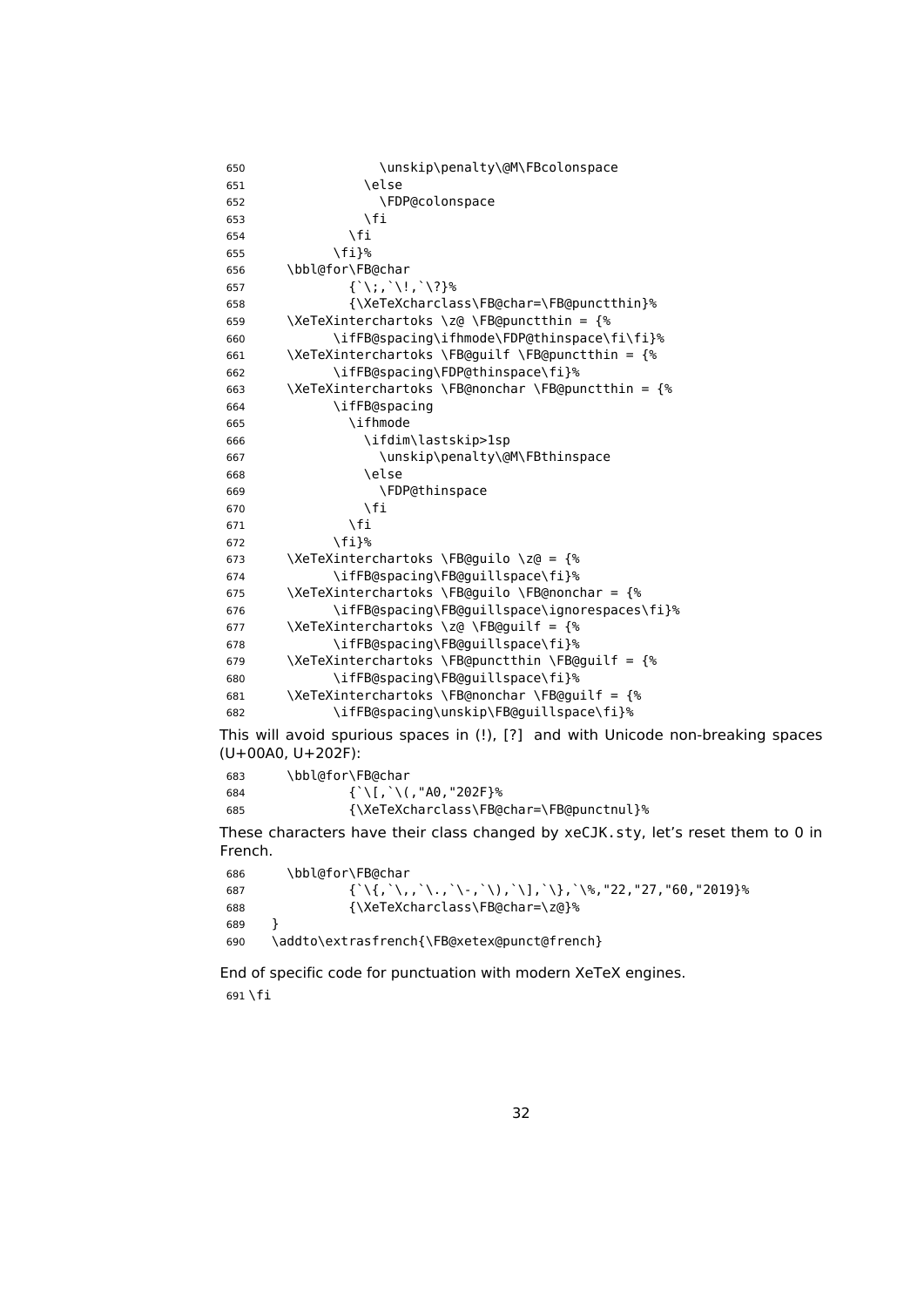```
650                 \unskip\penalty\@M\FBcolonspace
651               \else
652                 \FDP@colonspace
653               \fi
654             \fi
655           \fi}%
656     \bbl@for\FB@char
657             {`\;,`\!,`\?}%
658             {\XeTeXcharclass\FB@char=\FB@punctthin}%
659     \XeTeXinterchartoks \z@ \FB@punctthin = {%
660           \ifFB@spacing\ifhmode\FDP@thinspace\fi\fi}%
661     \XeTeXinterchartoks \FB@guilf \FB@punctthin = {%
662           \ifFB@spacing\FDP@thinspace\fi}%
663     \XeTeXinterchartoks \FB@nonchar \FB@punctthin = {%
664           \ifFB@spacing
665             \ifhmode
666               \ifdim\lastskip>1sp
667                 \unskip\penalty\@M\FBthinspace
668               \else
669                 \FDP@thinspace
670               \fi
671             \fi
672           \fi}%
673     \XeTeXinterchartoks \FB@guilo \z@ = {%
674           \ifFB@spacing\FB@guillspace\fi}%
675     \XeTeXinterchartoks \FB@guilo \FB@nonchar = {%
676           \ifFB@spacing\FB@guillspace\ignorespaces\fi}%
677     \XeTeXinterchartoks \z@ \FB@guilf = {%
678           \ifFB@spacing\FB@guillspace\fi}%
679     \XeTeXinterchartoks \FB@punctthin \FB@guilf = {%
680           \ifFB@spacing\FB@guillspace\fi}%
681     \XeTeXinterchartoks \FB@nonchar \FB@guilf = {%
682           \ifFB@spacing\unskip\FB@guillspace\fi}%
```

This will avoid spurious spaces in (!), [?] and with Unicode non-breaking spaces (U+00A0, U+202F):

```
683     \bbl@for\FB@char
684             {`\[,`\(,"A0,"202F}%
685             {\XeTeXcharclass\FB@char=\FB@punctnul}%
```

These characters have their class changed by xeCJK.sty, let's reset them to 0 in French.

```
686     \bbl@for\FB@char
687             {`\{,`\,,`\.,`\-,`\),`\],`\},`\%,"22,"27,"60,"2019}%
688             {\XeTeXcharclass\FB@char=\z@}%
689   }
690   \addto\extrasfrench{\FB@xetex@punct@french}
```

End of specific code for punctuation with modern XeTeX engines.

```
691 \fi
```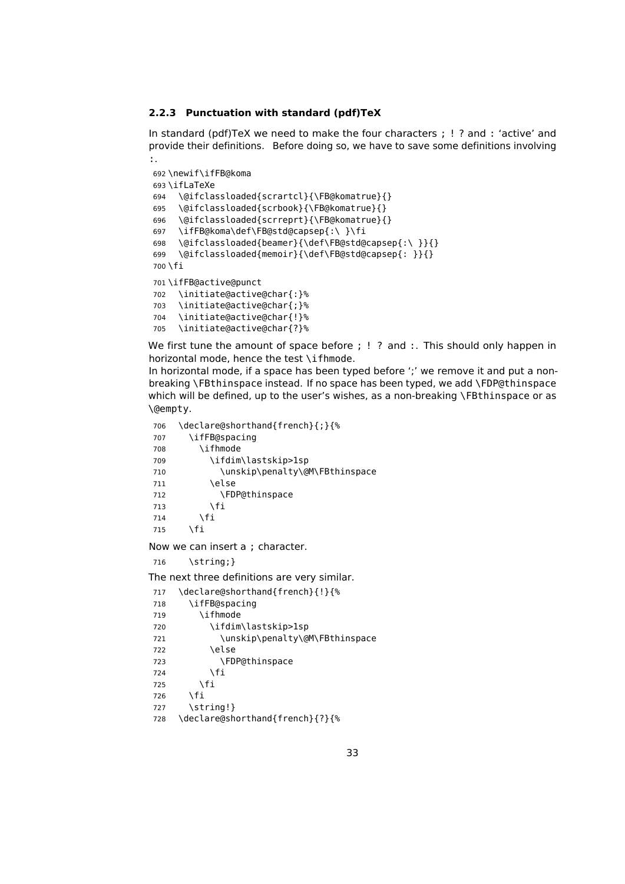### 2.2.3 Punctuation with standard (pdf)TeX

In standard (pdf)TeX we need to make the four characters `;` `!` `?` and `:` 'active' and provide their definitions. Before doing so, we have to save some definitions involving `:`.

```
692 \newif\ifFB@koma
693 \ifLaTeXe
694   \@ifclassloaded{scrartcl}{\FB@komatrue}{}
695   \@ifclassloaded{scrbook}{\FB@komatrue}{}
696   \@ifclassloaded{scrreprt}{\FB@komatrue}{}
697   \ifFB@koma\def\FB@std@capsep{:\ }\fi
698   \@ifclassloaded{beamer}{\def\FB@std@capsep{:\ }}{}
699   \@ifclassloaded{memoir}{\def\FB@std@capsep{: }}{}
700 \fi
```

```
701 \ifFB@active@punct
702   \initiate@active@char{:}%
703   \initiate@active@char{;}%
704   \initiate@active@char{!}%
705   \initiate@active@char{?}%
```

We first tune the amount of space before `;` `!` `?` and `:`. This should only happen in horizontal mode, hence the test `\ifhmode`.

In horizontal mode, if a space has been typed before ';' we remove it and put a non-breaking `\FBthinspace` instead. If no space has been typed, we add `\FDP@thinspace` which will be defined, up to the user's wishes, as a non-breaking `\FBthinspace` or as `\@empty`.

```
706   \declare@shorthand{french}{;}{%
707     \ifFB@spacing
708       \ifhmode
709         \ifdim\lastskip>1sp
710           \unskip\penalty\@M\FBthinspace
711         \else
712           \FDP@thinspace
713         \fi
714       \fi
715     \fi
```

Now we can insert a `;` character.

```
716     \string;}
```

The next three definitions are very similar.

```
717   \declare@shorthand{french}{!}{%
718     \ifFB@spacing
719       \ifhmode
720         \ifdim\lastskip>1sp
721           \unskip\penalty\@M\FBthinspace
722         \else
723           \FDP@thinspace
724         \fi
725       \fi
726     \fi
727     \string!}
728   \declare@shorthand{french}{?}{%
```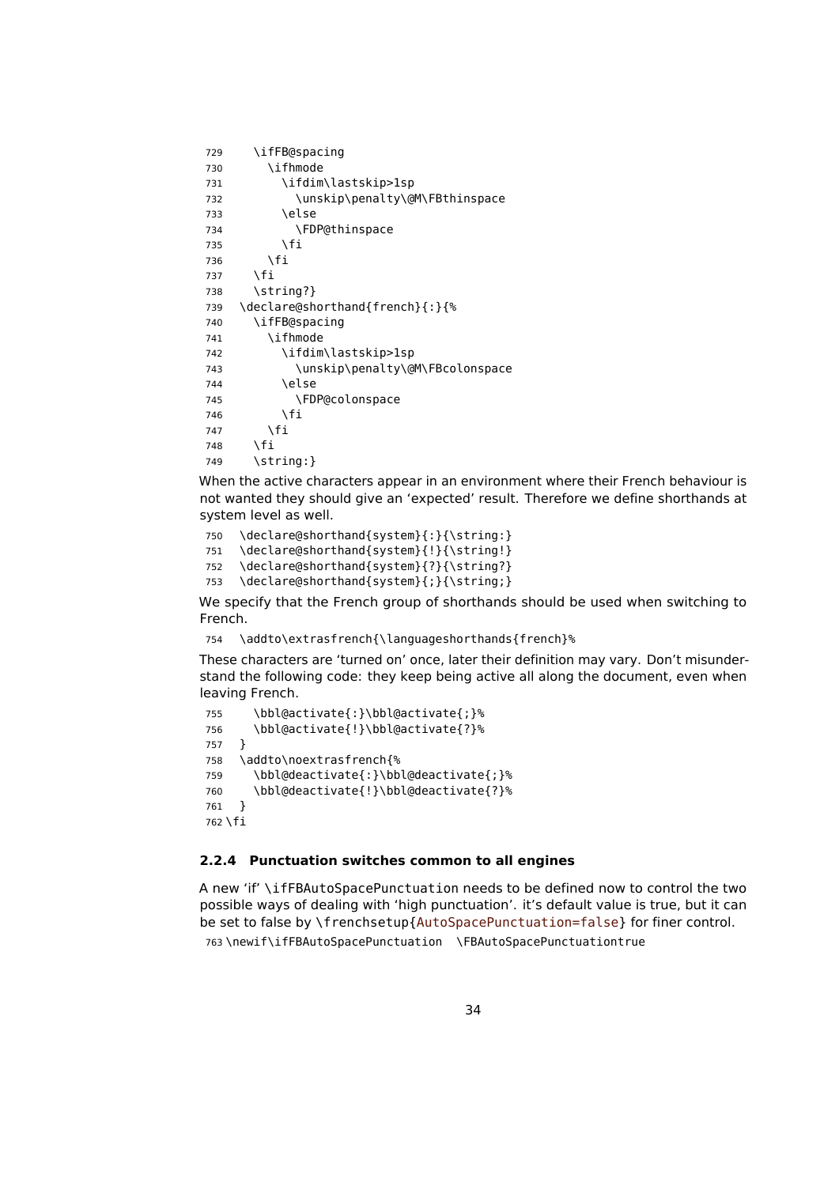```
729     \ifFB@spacing
730       \ifhmode
731         \ifdim\lastskip>1sp
732           \unskip\penalty\@M\FBthinspace
733         \else
734           \FDP@thinspace
735         \fi
736       \fi
737     \fi
738     \string?}
739   \declare@shorthand{french}{:}{%
740     \ifFB@spacing
741       \ifhmode
742         \ifdim\lastskip>1sp
743           \unskip\penalty\@M\FBcolonspace
744         \else
745           \FDP@colonspace
746         \fi
747       \fi
748     \fi
749     \string:}
```

When the active characters appear in an environment where their French behaviour is not wanted they should give an 'expected' result. Therefore we define shorthands at system level as well.

```
750   \declare@shorthand{system}{:}{\string:}
751   \declare@shorthand{system}{!}{\string!}
752   \declare@shorthand{system}{?}{\string?}
753   \declare@shorthand{system}{;}{\string;}
```

We specify that the French group of shorthands should be used when switching to French.

```
754   \addto\extrasfrench{\languageshorthands{french}%
```

These characters are 'turned on' once, later their definition may vary. Don't misunderstand the following code: they keep being active all along the document, even when leaving French.

```
755     \bbl@activate{:}\bbl@activate{;}%
756     \bbl@activate{!}\bbl@activate{?}%
757   }
758   \addto\noextrasfrench{%
759     \bbl@deactivate{:}\bbl@deactivate{;}%
760     \bbl@deactivate{!}\bbl@deactivate{?}%
761   }
762 \fi
```

### 2.2.4 Punctuation switches common to all engines

A new 'if' \ifFBAutoSpacePunctuation needs to be defined now to control the two possible ways of dealing with 'high punctuation'. it's default value is true, but it can be set to false by \frenchsetup{AutoSpacePunctuation=false} for finer control.

```
763 \newif\ifFBAutoSpacePunctuation  \FBAutoSpacePunctuationtrue
```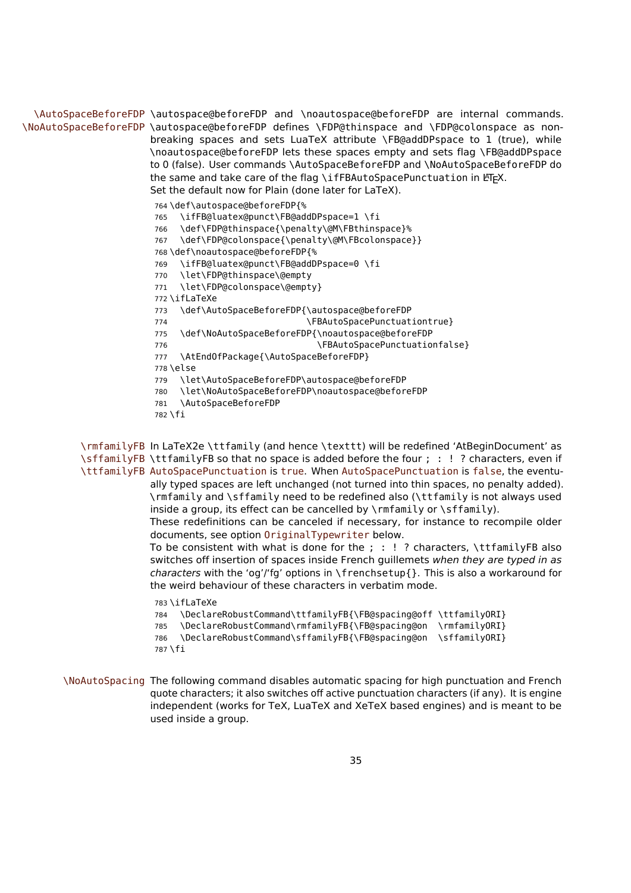\AutoSpaceBeforeFDP \NoAutoSpaceBeforeFDP \autospace@beforeFDP and \noautospace@beforeFDP are internal commands. \autospace@beforeFDP defines \FDP@thinspace and \FDP@colonspace as non-breaking spaces and sets LuaTeX attribute \FB@addDPspace to 1 (true), while \noautospace@beforeFDP lets these spaces empty and sets flag \FB@addDPspace to 0 (false). User commands \AutoSpaceBeforeFDP and \NoAutoSpaceBeforeFDP do the same and take care of the flag \ifFBAutoSpacePunctuation in LaTeX.
Set the default now for Plain (done later for LaTeX).

```
764 \def\autospace@beforeFDP{%
765   \ifFB@luatex@punct\FB@addDPspace=1 \fi
766   \def\FDP@thinspace{\penalty\@M\FBthinspace}%
767   \def\FDP@colonspace{\penalty\@M\FBcolonspace}}
768 \def\noautospace@beforeFDP{%
769   \ifFB@luatex@punct\FB@addDPspace=0 \fi
770   \let\FDP@thinspace\@empty
771   \let\FDP@colonspace\@empty}
772 \ifLaTeXe
773   \def\AutoSpaceBeforeFDP{\autospace@beforeFDP
774                           \FBAutoSpacePunctuationtrue}
775   \def\NoAutoSpaceBeforeFDP{\noautospace@beforeFDP
776                             \FBAutoSpacePunctuationfalse}
777   \AtEndOfPackage{\AutoSpaceBeforeFDP}
778 \else
779   \let\AutoSpaceBeforeFDP\autospace@beforeFDP
780   \let\NoAutoSpaceBeforeFDP\noautospace@beforeFDP
781   \AutoSpaceBeforeFDP
782 \fi
```

\rmfamilyFB \sffamilyFB \ttfamilyFB In LaTeX2e \ttfamily (and hence \texttt) will be redefined 'AtBeginDocument' as \ttfamilyFB so that no space is added before the four ; : ! ? characters, even if AutoSpacePunctuation is true. When AutoSpacePunctuation is false, the eventually typed spaces are left unchanged (not turned into thin spaces, no penalty added). \rmfamily and \sffamily need to be redefined also (\ttfamily is not always used inside a group, its effect can be cancelled by \rmfamily or \sffamily).
These redefinitions can be canceled if necessary, for instance to recompile older documents, see option OriginalTypewriter below.
To be consistent with what is done for the ; : ! ? characters, \ttfamilyFB also switches off insertion of spaces inside French guillemets *when they are typed in as characters* with the 'og'/'fg' options in \frenchsetup{}. This is also a workaround for the weird behaviour of these characters in verbatim mode.

```
783 \ifLaTeXe
784   \DeclareRobustCommand\ttfamilyFB{\FB@spacing@off \ttfamilyORI}
785   \DeclareRobustCommand\rmfamilyFB{\FB@spacing@on  \rmfamilyORI}
786   \DeclareRobustCommand\sffamilyFB{\FB@spacing@on  \sffamilyORI}
787 \fi
```

\NoAutoSpacing The following command disables automatic spacing for high punctuation and French quote characters; it also switches off active punctuation characters (if any). It is engine independent (works for TeX, LuaTeX and XeTeX based engines) and is meant to be used inside a group.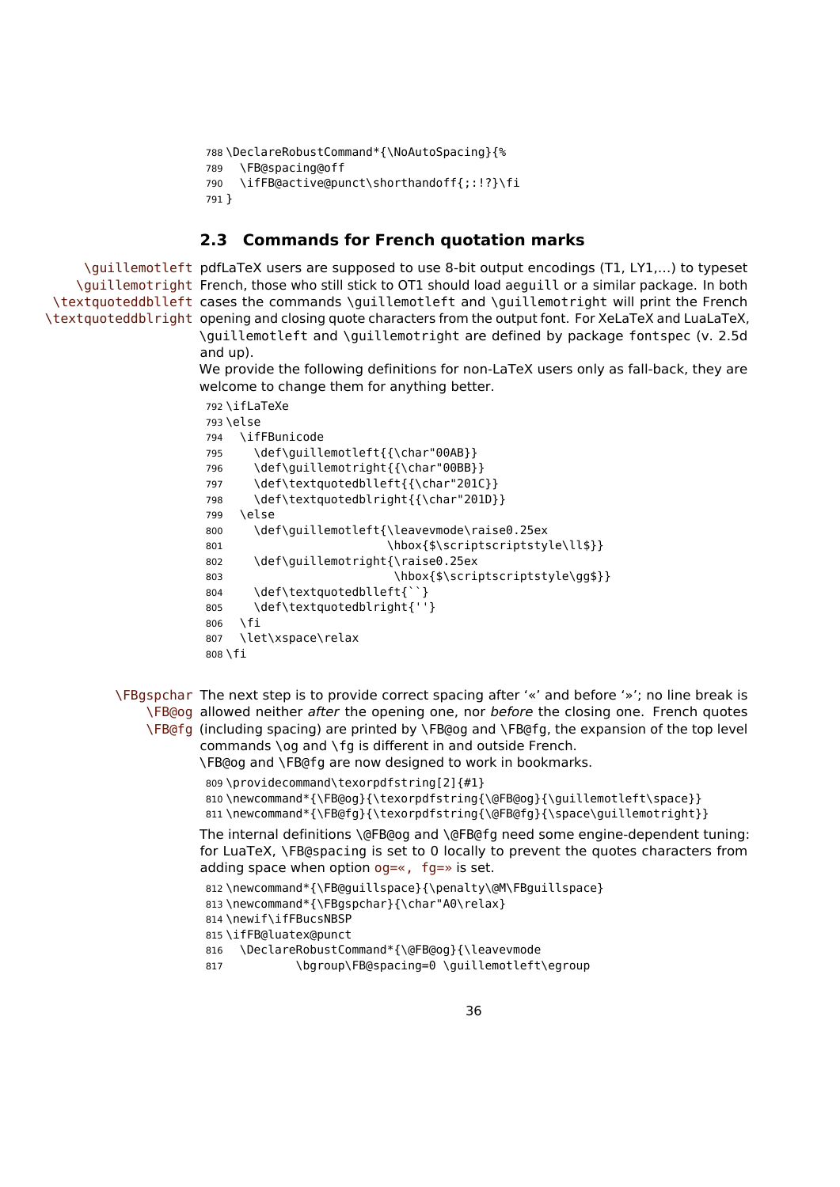```
788 \DeclareRobustCommand*{\NoAutoSpacing}{%
789   \FB@spacing@off
790   \ifFB@active@punct\shorthandoff{;:!?}\fi
791 }
```

### 2.3 Commands for French quotation marks

\guillemotleft \guillemotright \textquoteddblleft \textquoteddblright

pdfLaTeX users are supposed to use 8-bit output encodings (T1, LY1,...) to typeset French, those who still stick to OT1 should load aeguill or a similar package. In both cases the commands \guillemotleft and \guillemotright will print the French opening and closing quote characters from the output font. For XeLaTeX and LuaLaTeX, \guillemotleft and \guillemotright are defined by package fontspec (v. 2.5d and up).

We provide the following definitions for non-LaTeX users only as fall-back, they are welcome to change them for anything better.

```
792 \ifLaTeXe
793 \else
794   \ifFBunicode
795     \def\guillemotleft{{\char"00AB}}
796     \def\guillemotright{{\char"00BB}}
797     \def\textquotedblleft{{\char"201C}}
798     \def\textquotedblright{{\char"201D}}
799   \else
800     \def\guillemotleft{\leavevmode\raise0.25ex
801                        \hbox{$\scriptscriptstyle\ll$}}
802     \def\guillemotright{\raise0.25ex
803                         \hbox{$\scriptscriptstyle\gg$}}
804     \def\textquotedblleft{``}
805     \def\textquotedblright{''}
806   \fi
807   \let\xspace\relax
808 \fi
```

\FBgspchar \FB@og \FB@fg

The next step is to provide correct spacing after '«' and before '»'; no line break is allowed neither *after* the opening one, nor *before* the closing one. French quotes (including spacing) are printed by \FB@og and \FB@fg, the expansion of the top level commands \og and \fg is different in and outside French.

\FB@og and \FB@fg are now designed to work in bookmarks.

```
809 \providecommand\texorpdfstring[2]{#1}
810 \newcommand*{\FB@og}{\texorpdfstring{\@FB@og}{\guillemotleft\space}}
811 \newcommand*{\FB@fg}{\texorpdfstring{\@FB@fg}{\space\guillemotright}}
```

The internal definitions \@FB@og and \@FB@fg need some engine-dependent tuning: for LuaTeX, \FB@spacing is set to 0 locally to prevent the quotes characters from adding space when option og=«, fg=» is set.

```
812 \newcommand*{\FB@guillspace}{\penalty\@M\FBguillspace}
813 \newcommand*{\FBgspchar}{\char"A0\relax}
814 \newif\ifFBucsNBSP
815 \ifFB@luatex@punct
816   \DeclareRobustCommand*{\@FB@og}{\leavevmode
817          \bgroup\FB@spacing=0 \guillemotleft\egroup
```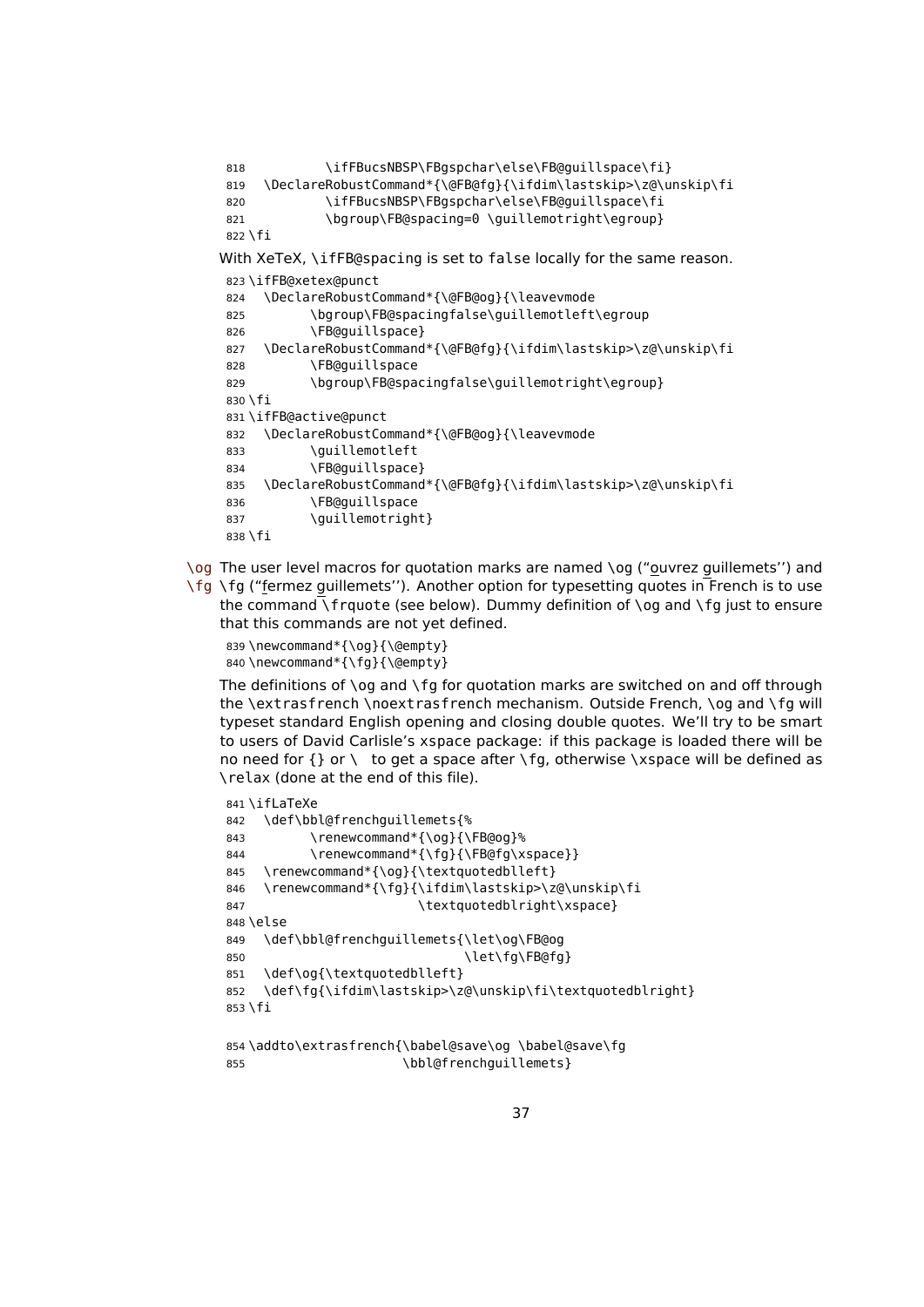```
818         \ifFBucsNBSP\FBgspchar\else\FB@guillspace\fi}
819   \DeclareRobustCommand*{\@FB@fg}{\ifdim\lastskip>\z@\unskip\fi
820         \ifFBucsNBSP\FBgspchar\else\FB@guillspace\fi
821         \bgroup\FB@spacing=0 \guillemotright\egroup}
822 \fi
```

With XeTeX, \ifFB@spacing is set to false locally for the same reason.

```
823 \ifFB@xetex@punct
824   \DeclareRobustCommand*{\@FB@og}{\leavevmode
825       \bgroup\FB@spacingfalse\guillemotleft\egroup
826       \FB@guillspace}
827   \DeclareRobustCommand*{\@FB@fg}{\ifdim\lastskip>\z@\unskip\fi
828       \FB@guillspace
829       \bgroup\FB@spacingfalse\guillemotright\egroup}
830 \fi
831 \ifFB@active@punct
832   \DeclareRobustCommand*{\@FB@og}{\leavevmode
833       \guillemotleft
834       \FB@guillspace}
835   \DeclareRobustCommand*{\@FB@fg}{\ifdim\lastskip>\z@\unskip\fi
836       \FB@guillspace
837       \guillemotright}
838 \fi
```

\og \fg The user level macros for quotation marks are named \og ("ouvrez guillemets'') and \fg ("fermez guillemets''). Another option for typesetting quotes in French is to use the command \frquote (see below). Dummy definition of \og and \fg just to ensure that this commands are not yet defined.

```
839 \newcommand*{\og}{\@empty}
840 \newcommand*{\fg}{\@empty}
```

The definitions of \og and \fg for quotation marks are switched on and off through the \extrasfrench \noextrasfrench mechanism. Outside French, \og and \fg will typeset standard English opening and closing double quotes. We'll try to be smart to users of David Carlisle's xspace package: if this package is loaded there will be no need for {} or \ to get a space after \fg, otherwise \xspace will be defined as \relax (done at the end of this file).

```
841 \ifLaTeXe
842   \def\bbl@frenchguillemets{%
843       \renewcommand*{\og}{\FB@og}%
844       \renewcommand*{\fg}{\FB@fg\xspace}}
845   \renewcommand*{\og}{\textquotedblleft}
846   \renewcommand*{\fg}{\ifdim\lastskip>\z@\unskip\fi
847                       \textquotedblright\xspace}
848 \else
849   \def\bbl@frenchguillemets{\let\og\FB@og
850                             \let\fg\FB@fg}
851   \def\og{\textquotedblleft}
852   \def\fg{\ifdim\lastskip>\z@\unskip\fi\textquotedblright}
853 \fi

854 \addto\extrasfrench{\babel@save\og \babel@save\fg
855                    \bbl@frenchguillemets}
```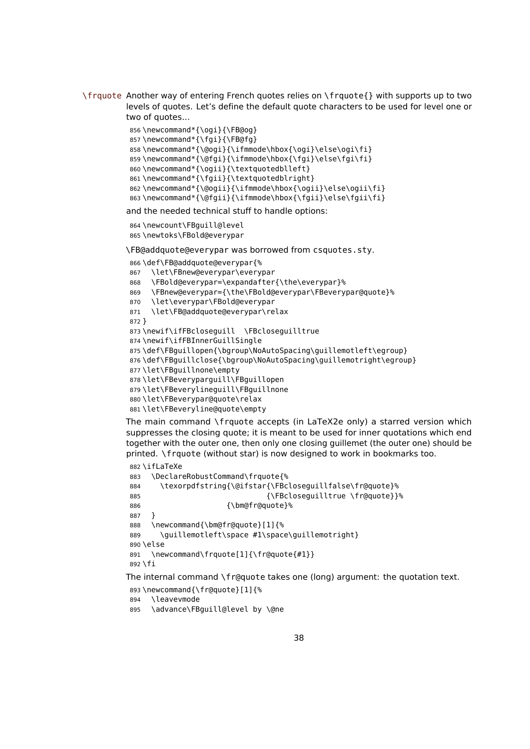\frquote Another way of entering French quotes relies on \frquote{} with supports up to two levels of quotes. Let's define the default quote characters to be used for level one or two of quotes...

```
856 \newcommand*{\ogi}{\FB@og}
857 \newcommand*{\fgi}{\FB@fg}
858 \newcommand*{\@ogi}{\ifmmode\hbox{\ogi}\else\ogi\fi}
859 \newcommand*{\@fgi}{\ifmmode\hbox{\fgi}\else\fgi\fi}
860 \newcommand*{\ogii}{\textquotedblleft}
861 \newcommand*{\fgii}{\textquotedblright}
862 \newcommand*{\@ogii}{\ifmmode\hbox{\ogii}\else\ogii\fi}
863 \newcommand*{\@fgii}{\ifmmode\hbox{\fgii}\else\fgii\fi}
```

and the needed technical stuff to handle options:

```
864 \newcount\FBguill@level
865 \newtoks\FBold@everypar
```

\FB@addquote@everypar was borrowed from csquotes.sty.

```
866 \def\FB@addquote@everypar{%
867   \let\FBnew@everypar\everypar
868   \FBold@everypar=\expandafter{\the\everypar}%
869   \FBnew@everypar={\the\FBold@everypar\FBeverypar@quote}%
870   \let\everypar\FBold@everypar
871   \let\FB@addquote@everypar\relax
872 }
873 \newif\ifFBcloseguill  \FBcloseguilltrue
874 \newif\ifFBInnerGuillSingle
875 \def\FBguillopen{\bgroup\NoAutoSpacing\guillemotleft\egroup}
876 \def\FBguillclose{\bgroup\NoAutoSpacing\guillemotright\egroup}
877 \let\FBguillnone\empty
878 \let\FBeveryparguill\FBguillopen
879 \let\FBeverylineguill\FBguillnone
880 \let\FBeverypar@quote\relax
881 \let\FBeveryline@quote\empty
```

The main command \frquote accepts (in LaTeX2e only) a starred version which suppresses the closing quote; it is meant to be used for inner quotations which end together with the outer one, then only one closing guillemet (the outer one) should be printed. \frquote (without star) is now designed to work in bookmarks too.

```
882 \ifLaTeXe
883   \DeclareRobustCommand\frquote{%
884     \texorpdfstring{\@ifstar{\FBcloseguillfalse\fr@quote}%
885                              {\FBcloseguilltrue \fr@quote}}%
886                    {\bm@fr@quote}%
887   }
888   \newcommand{\bm@fr@quote}[1]{%
889     \guillemotleft\space #1\space\guillemotright}
890 \else
891   \newcommand\frquote[1]{\fr@quote{#1}}
892 \fi
```

The internal command \fr@quote takes one (long) argument: the quotation text.

```
893 \newcommand{\fr@quote}[1]{%
894   \leavevmode
895   \advance\FBguill@level by \@ne
```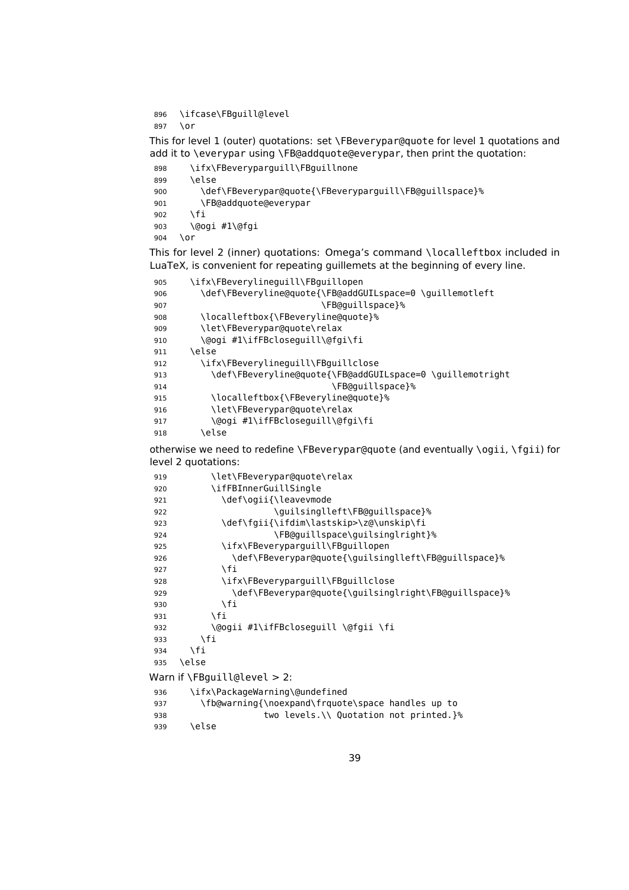```
896 \ifcase\FBguill@level
897 \or
```

This for level 1 (outer) quotations: set `\FBeverypar@quote` for level 1 quotations and add it to `\everypar` using `\FB@addquote@everypar`, then print the quotation:

```
898   \ifx\FBeveryparguill\FBguillnone
899   \else
900     \def\FBeverypar@quote{\FBeveryparguill\FB@guillspace}%
901     \FB@addquote@everypar
902   \fi
903   \@ogi #1\@fgi
904 \or
```

This for level 2 (inner) quotations: Omega's command `\localleftbox` included in LuaTeX, is convenient for repeating guillemets at the beginning of every line.

```
905   \ifx\FBeverylineguill\FBguillopen
906     \def\FBeveryline@quote{\FB@addGUILspace=0 \guillemotleft
907                            \FB@guillspace}%
908     \localleftbox{\FBeveryline@quote}%
909     \let\FBeverypar@quote\relax
910     \@ogi #1\ifFBcloseguill\@fgi\fi
911   \else
912     \ifx\FBeverylineguill\FBguillclose
913       \def\FBeveryline@quote{\FB@addGUILspace=0 \guillemotright
914                              \FB@guillspace}%
915       \localleftbox{\FBeveryline@quote}%
916       \let\FBeverypar@quote\relax
917       \@ogi #1\ifFBcloseguill\@fgi\fi
918     \else
```

otherwise we need to redefine `\FBeverypar@quote` (and eventually `\ogii`, `\fgii`) for level 2 quotations:

```
919       \let\FBeverypar@quote\relax
920       \ifFBInnerGuillSingle
921         \def\ogii{\leavevmode
922                   \guilsinglleft\FB@guillspace}%
923         \def\fgii{\ifdim\lastskip>\z@\unskip\fi
924                   \FB@guillspace\guilsinglright}%
925         \ifx\FBeveryparguill\FBguillopen
926           \def\FBeverypar@quote{\guilsinglleft\FB@guillspace}%
927         \fi
928         \ifx\FBeveryparguill\FBguillclose
929           \def\FBeverypar@quote{\guilsinglright\FB@guillspace}%
930         \fi
931       \fi
932       \@ogii #1\ifFBcloseguill \@fgii \fi
933     \fi
934   \fi
935 \else
```

Warn if `\FBguill@level` > 2:

```
936   \ifx\PackageWarning\@undefined
937     \fb@warning{\noexpand\frquote\space handles up to
938                 two levels.\\ Quotation not printed.}%
939   \else
```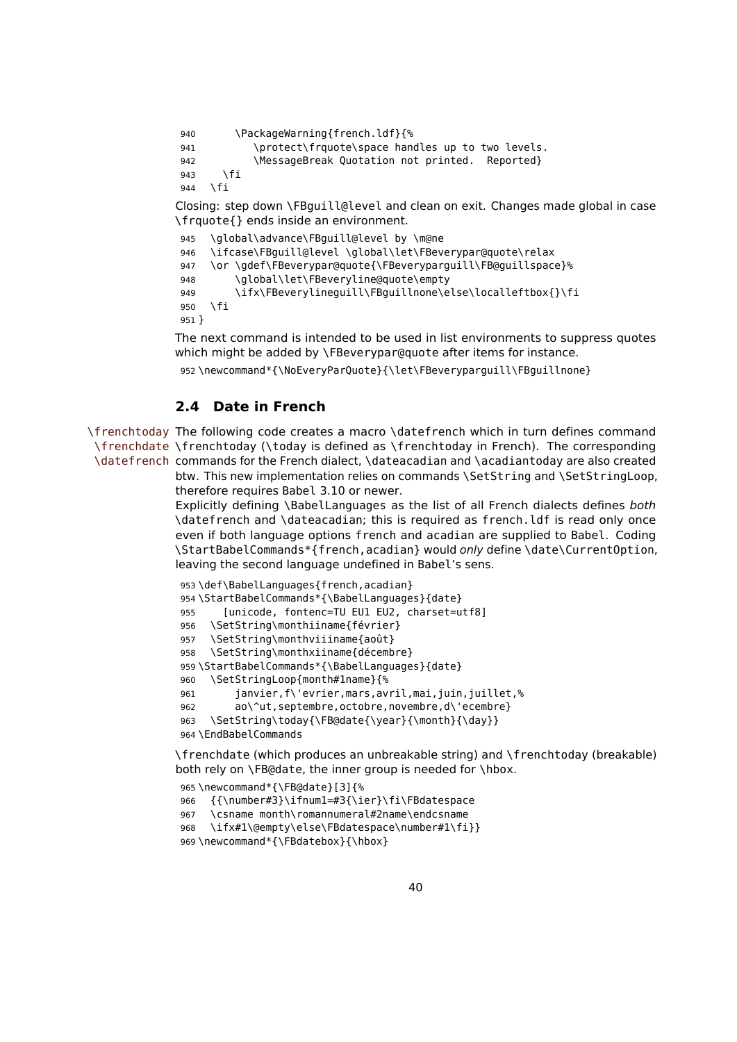```
940      \PackageWarning{french.ldf}{%
941         \protect\frquote\space handles up to two levels.
942         \MessageBreak Quotation not printed.  Reported}
943    \fi
944  \fi
```

Closing: step down \FBguill@level and clean on exit. Changes made global in case \frquote{} ends inside an environment.

```
945  \global\advance\FBguill@level by \m@ne
946  \ifcase\FBguill@level \global\let\FBeverypar@quote\relax
947  \or \gdef\FBeverypar@quote{\FBeveryparguill\FB@guillspace}%
948      \global\let\FBeveryline@quote\empty
949      \ifx\FBeverylineguill\FBguillnone\else\localleftbox{}\fi
950  \fi
951 }
```

The next command is intended to be used in list environments to suppress quotes which might be added by \FBeverypar@quote after items for instance.

```
952 \newcommand*{\NoEveryParQuote}{\let\FBeveryparguill\FBguillnone}
```

## 2.4 Date in French

\frenchtoday \frenchdate \datefrench The following code creates a macro \datefrench which in turn defines command \frenchtoday (\today is defined as \frenchtoday in French). The corresponding commands for the French dialect, \dateacadian and \acadiantoday are also created btw. This new implementation relies on commands \SetString and \SetStringLoop, therefore requires Babel 3.10 or newer.

Explicitly defining \BabelLanguages as the list of all French dialects defines *both* \datefrench and \dateacadian; this is required as french.ldf is read only once even if both language options french and acadian are supplied to Babel. Coding \StartBabelCommands*{french,acadian} would *only* define \date\CurrentOption, leaving the second language undefined in Babel's sens.

```
953 \def\BabelLanguages{french,acadian}
954 \StartBabelCommands*{\BabelLanguages}{date}
955     [unicode, fontenc=TU EU1 EU2, charset=utf8]
956   \SetString\monthiiname{février}
957   \SetString\monthviiiname{août}
958   \SetString\monthxiiname{décembre}
959 \StartBabelCommands*{\BabelLanguages}{date}
960   \SetStringLoop{month#1name}{%
961      janvier,f\'evrier,mars,avril,mai,juin,juillet,%
962      ao\^ut,septembre,octobre,novembre,d\'ecembre}
963   \SetString\today{\FB@date{\year}{\month}{\day}}
964 \EndBabelCommands
```

\frenchdate (which produces an unbreakable string) and \frenchtoday (breakable) both rely on \FB@date, the inner group is needed for \hbox.

```
965 \newcommand*{\FB@date}[3]{%
966   {{\number#3}\ifnum1=#3{\ier}\fi\FBdatespace
967   \csname month\romannumeral#2name\endcsname
968   \ifx#1\@empty\else\FBdatespace\number#1\fi}}
969 \newcommand*{\FBdatebox}{\hbox}
```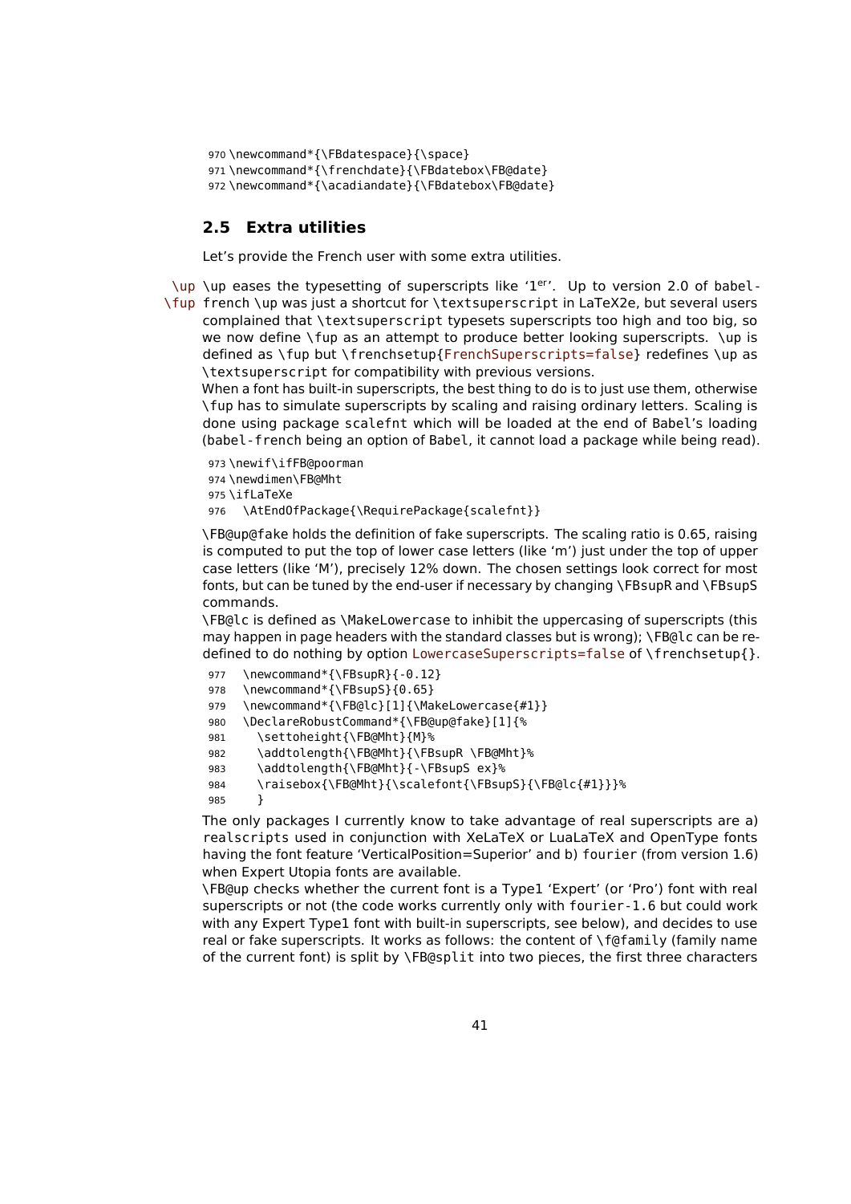```
970 \newcommand*{\FBdatespace}{\space}
971 \newcommand*{\frenchdate}{\FBdatebox\FB@date}
972 \newcommand*{\acadiandate}{\FBdatebox\FB@date}
```

## 2.5 Extra utilities

Let's provide the French user with some extra utilities.

\up \fup \up eases the typesetting of superscripts like '1[er]'. Up to version 2.0 of babel-french \up was just a shortcut for \textsuperscript in LaTeX2e, but several users complained that \textsuperscript typesets superscripts too high and too big, so we now define \fup as an attempt to produce better looking superscripts. \up is defined as \fup but \frenchsetup{FrenchSuperscripts=false} redefines \up as \textsuperscript for compatibility with previous versions.

When a font has built-in superscripts, the best thing to do is to just use them, otherwise \fup has to simulate superscripts by scaling and raising ordinary letters. Scaling is done using package scalefnt which will be loaded at the end of Babel's loading (babel-french being an option of Babel, it cannot load a package while being read).

```
973 \newif\ifFB@poorman
974 \newdimen\FB@Mht
975 \ifLaTeXe
976   \AtEndOfPackage{\RequirePackage{scalefnt}}
```

\FB@up@fake holds the definition of fake superscripts. The scaling ratio is 0.65, raising is computed to put the top of lower case letters (like 'm') just under the top of upper case letters (like 'M'), precisely 12% down. The chosen settings look correct for most fonts, but can be tuned by the end-user if necessary by changing \FBsupR and \FBsupS commands.

\FB@lc is defined as \MakeLowercase to inhibit the uppercasing of superscripts (this may happen in page headers with the standard classes but is wrong); \FB@lc can be redefined to do nothing by option LowercaseSuperscripts=false of \frenchsetup{}.

```
977   \newcommand*{\FBsupR}{-0.12}
978   \newcommand*{\FBsupS}{0.65}
979   \newcommand*{\FB@lc}[1]{\MakeLowercase{#1}}
980   \DeclareRobustCommand*{\FB@up@fake}[1]{%
981     \settoheight{\FB@Mht}{M}%
982     \addtolength{\FB@Mht}{\FBsupR \FB@Mht}%
983     \addtolength{\FB@Mht}{-\FBsupS ex}%
984     \raisebox{\FB@Mht}{\scalefont{\FBsupS}{\FB@lc{#1}}}%
985     }
```

The only packages I currently know to take advantage of real superscripts are a) realscripts used in conjunction with XeLaTeX or LuaLaTeX and OpenType fonts having the font feature 'VerticalPosition=Superior' and b) fourier (from version 1.6) when Expert Utopia fonts are available.

\FB@up checks whether the current font is a Type1 'Expert' (or 'Pro') font with real superscripts or not (the code works currently only with fourier-1.6 but could work with any Expert Type1 font with built-in superscripts, see below), and decides to use real or fake superscripts. It works as follows: the content of \f@family (family name of the current font) is split by \FB@split into two pieces, the first three characters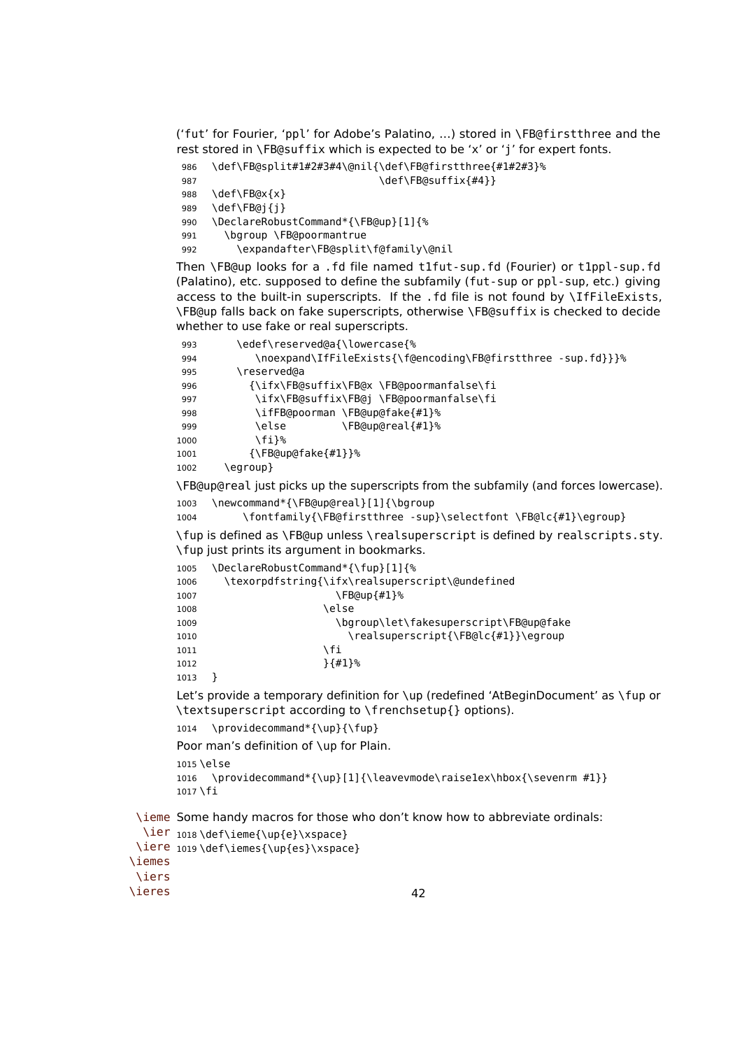('fut' for Fourier, 'ppl' for Adobe's Palatino, ...) stored in \FB@firstthree and the rest stored in \FB@suffix which is expected to be 'x' or 'j' for expert fonts.

```
986   \def\FB@split#1#2#3#4\@nil{\def\FB@firstthree{#1#2#3}%
987                              \def\FB@suffix{#4}}
988   \def\FB@x{x}
989   \def\FB@j{j}
990   \DeclareRobustCommand*{\FB@up}[1]{%
991     \bgroup \FB@poormantrue
992       \expandafter\FB@split\f@family\@nil
```

Then \FB@up looks for a .fd file named t1fut-sup.fd (Fourier) or t1ppl-sup.fd (Palatino), etc. supposed to define the subfamily (fut-sup or ppl-sup, etc.) giving access to the built-in superscripts. If the .fd file is not found by \IfFileExists, \FB@up falls back on fake superscripts, otherwise \FB@suffix is checked to decide whether to use fake or real superscripts.

```
993       \edef\reserved@a{\lowercase{%
994          \noexpand\IfFileExists{\f@encoding\FB@firstthree -sup.fd}}}%
995       \reserved@a
996         {\ifx\FB@suffix\FB@x \FB@poormanfalse\fi
997          \ifx\FB@suffix\FB@j \FB@poormanfalse\fi
998          \ifFB@poorman \FB@up@fake{#1}%
999          \else         \FB@up@real{#1}%
1000         \fi}%
1001        {\FB@up@fake{#1}}%
1002    \egroup}
```

\FB@up@real just picks up the superscripts from the subfamily (and forces lowercase).

```
1003   \newcommand*{\FB@up@real}[1]{\bgroup
1004        \fontfamily{\FB@firstthree -sup}\selectfont \FB@lc{#1}\egroup}
```

\fup is defined as \FB@up unless \realsuperscript is defined by realscripts.sty. \fup just prints its argument in bookmarks.

```
1005   \DeclareRobustCommand*{\fup}[1]{%
1006     \texorpdfstring{\ifx\realsuperscript\@undefined
1007                       \FB@up{#1}%
1008                     \else
1009                       \bgroup\let\fakesuperscript\FB@up@fake
1010                         \realsuperscript{\FB@lc{#1}}\egroup
1011                     \fi
1012                     }{#1}%
1013   }
```

Let's provide a temporary definition for \up (redefined 'AtBeginDocument' as \fup or \textsuperscript according to \frenchsetup{} options).

```
1014   \providecommand*{\up}{\fup}
```

Poor man's definition of \up for Plain.

```
1015 \else
1016   \providecommand*{\up}[1]{\leavevmode\raise1ex\hbox{\sevenrm #1}}
1017 \fi
```

\ieme \ier \iere \iemes \iers \ieres

Some handy macros for those who don't know how to abbreviate ordinals:

```
1018 \def\ieme{\up{e}\xspace}
1019 \def\iemes{\up{es}\xspace}
```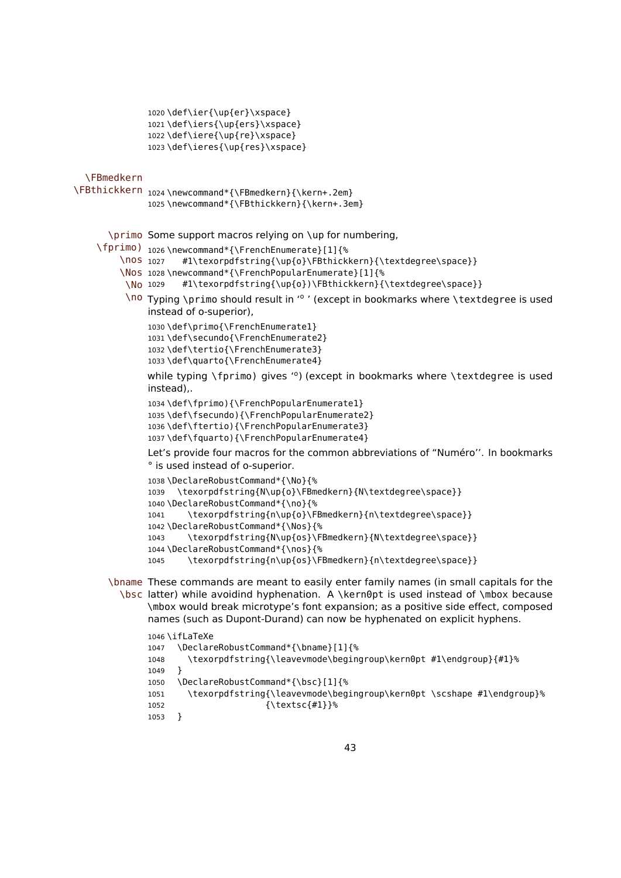```
1020 \def\ier{\up{er}\xspace}
1021 \def\iers{\up{ers}\xspace}
1022 \def\iere{\up{re}\xspace}
1023 \def\ieres{\up{res}\xspace}
```

\FBmedkern
\FBthickkern

```
1024 \newcommand*{\FBmedkern}{\kern+.2em}
1025 \newcommand*{\FBthickkern}{\kern+.3em}
```

\primo
\fprimo)
\nos
\Nos
\No
\no

Some support macros relying on \up for numbering,

```
1026 \newcommand*{\FrenchEnumerate}[1]{%
1027    #1\texorpdfstring{\up{o}\FBthickkern}{\textdegree\space}}
1028 \newcommand*{\FrenchPopularEnumerate}[1]{%
1029    #1\texorpdfstring{\up{o})\FBthickkern}{\textdegree\space}}
```

Typing \primo should result in ‘º ’ (except in bookmarks where \textdegree is used instead of o-superior),

```
1030 \def\primo{\FrenchEnumerate1}
1031 \def\secundo{\FrenchEnumerate2}
1032 \def\tertio{\FrenchEnumerate3}
1033 \def\quarto{\FrenchEnumerate4}
```

while typing \fprimo) gives ‘º) (except in bookmarks where \textdegree is used instead),.

```
1034 \def\fprimo){\FrenchPopularEnumerate1}
1035 \def\fsecundo){\FrenchPopularEnumerate2}
1036 \def\ftertio){\FrenchPopularEnumerate3}
1037 \def\fquarto){\FrenchPopularEnumerate4}
```

Let’s provide four macros for the common abbreviations of “Numéro’’. In bookmarks ° is used instead of o-superior.

```
1038 \DeclareRobustCommand*{\No}{%
1039   \texorpdfstring{N\up{o}\FBmedkern}{N\textdegree\space}}
1040 \DeclareRobustCommand*{\no}{%
1041     \texorpdfstring{n\up{o}\FBmedkern}{n\textdegree\space}}
1042 \DeclareRobustCommand*{\Nos}{%
1043     \texorpdfstring{N\up{os}\FBmedkern}{N\textdegree\space}}
1044 \DeclareRobustCommand*{\nos}{%
1045     \texorpdfstring{n\up{os}\FBmedkern}{n\textdegree\space}}
```

\bname
\bsc

These commands are meant to easily enter family names (in small capitals for the latter) while avoidind hyphenation. A \kern0pt is used instead of \mbox because \mbox would break microtype’s font expansion; as a positive side effect, composed names (such as Dupont-Durand) can now be hyphenated on explicit hyphens.

```
1046 \ifLaTeXe
1047   \DeclareRobustCommand*{\bname}[1]{%
1048     \texorpdfstring{\leavevmode\begingroup\kern0pt #1\endgroup}{#1}%
1049   }
1050   \DeclareRobustCommand*{\bsc}[1]{%
1051     \texorpdfstring{\leavevmode\begingroup\kern0pt \scshape #1\endgroup}%
1052                    {\textsc{#1}}%
1053   }
```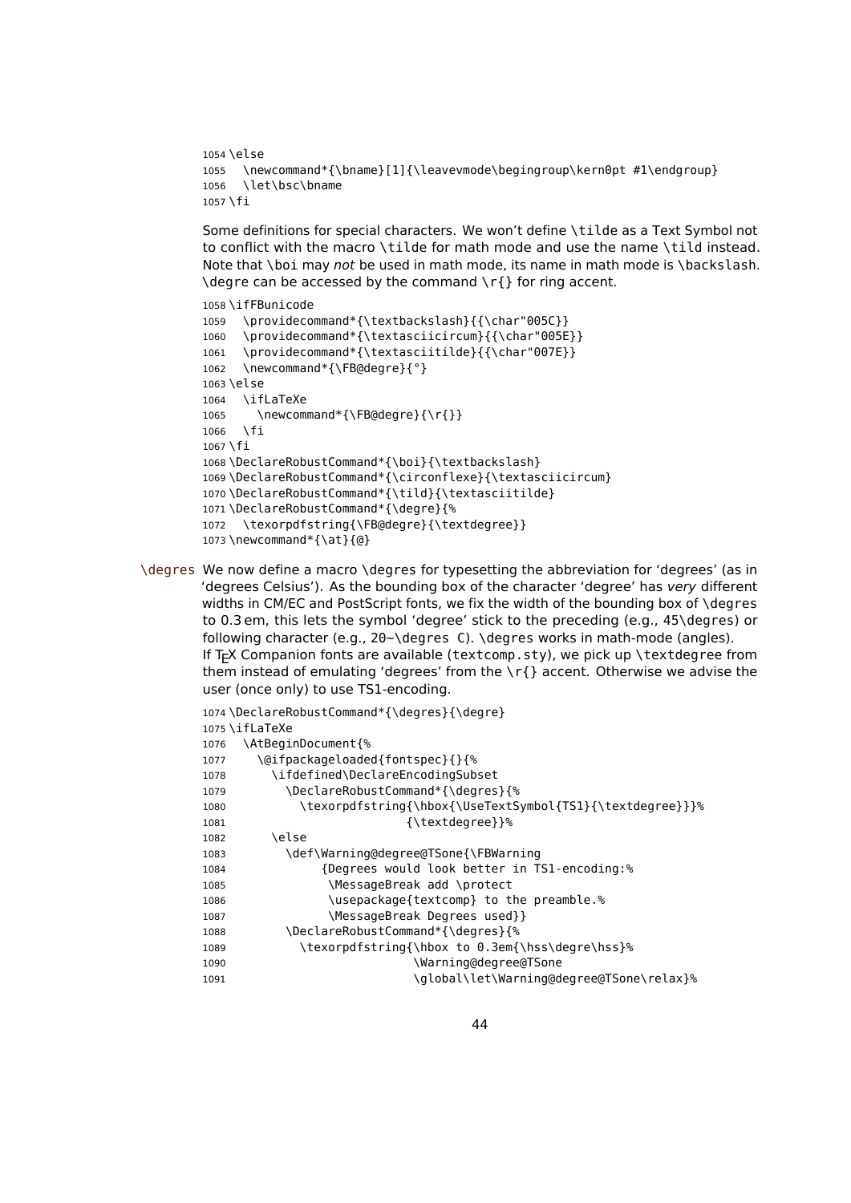```
1054 \else
1055   \newcommand*{\bname}[1]{\leavevmode\begingroup\kern0pt #1\endgroup}
1056   \let\bsc\bname
1057 \fi
```

Some definitions for special characters. We won't define `\tilde` as a Text Symbol not to conflict with the macro `\tilde` for math mode and use the name `\tild` instead. Note that `\boi` may *not* be used in math mode, its name in math mode is `\backslash`. `\degre` can be accessed by the command `\r{}` for ring accent.

```
1058 \ifFBunicode
1059   \providecommand*{\textbackslash}{{\char"005C}}
1060   \providecommand*{\textasciicircum}{{\char"005E}}
1061   \providecommand*{\textasciitilde}{{\char"007E}}
1062   \newcommand*{\FB@degre}{°}
1063 \else
1064   \ifLaTeXe
1065     \newcommand*{\FB@degre}{\r{}}
1066   \fi
1067 \fi
1068 \DeclareRobustCommand*{\boi}{\textbackslash}
1069 \DeclareRobustCommand*{\circonflexe}{\textasciicircum}
1070 \DeclareRobustCommand*{\tild}{\textasciitilde}
1071 \DeclareRobustCommand*{\degre}{%
1072   \texorpdfstring{\FB@degre}{\textdegree}}
1073 \newcommand*{\at}{@}
```

`\degres` We now define a macro `\degres` for typesetting the abbreviation for 'degrees' (as in 'degrees Celsius'). As the bounding box of the character 'degree' has *very* different widths in CM/EC and PostScript fonts, we fix the width of the bounding box of `\degres` to 0.3 em, this lets the symbol 'degree' stick to the preceding (e.g., `45\degres`) or following character (e.g., `20~\degres C`). `\degres` works in math-mode (angles). If TEX Companion fonts are available (`textcomp.sty`), we pick up `\textdegree` from them instead of emulating 'degrees' from the `\r{}` accent. Otherwise we advise the user (once only) to use TS1-encoding.

```
1074 \DeclareRobustCommand*{\degres}{\degre}
1075 \ifLaTeXe
1076   \AtBeginDocument{%
1077     \@ifpackageloaded{fontspec}{}{%
1078       \ifdefined\DeclareEncodingSubset
1079         \DeclareRobustCommand*{\degres}{%
1080           \texorpdfstring{\hbox{\UseTextSymbol{TS1}{\textdegree}}}%
1081                          {\textdegree}}%
1082       \else
1083         \def\Warning@degree@TSone{\FBWarning
1084              {Degrees would look better in TS1-encoding:%
1085               \MessageBreak add \protect
1086               \usepackage{textcomp} to the preamble.%
1087               \MessageBreak Degrees used}}
1088         \DeclareRobustCommand*{\degres}{%
1089           \texorpdfstring{\hbox to 0.3em{\hss\degre\hss}%
1090                           \Warning@degree@TSone
1091                           \global\let\Warning@degree@TSone\relax}%
```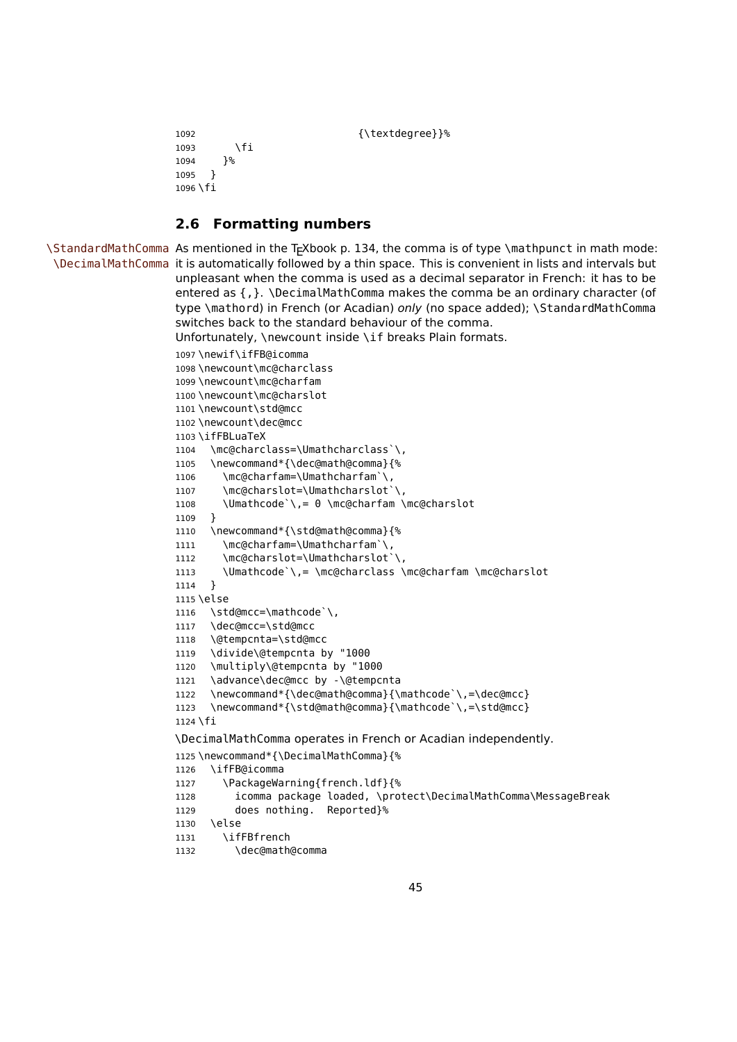```
1092                          {\textdegree}}%
1093      \fi
1094    }%
1095  }
1096 \fi
```

## 2.6 Formatting numbers

\StandardMathComma \DecimalMathComma As mentioned in the TEXbook p. 134, the comma is of type `\mathpunct` in math mode: it is automatically followed by a thin space. This is convenient in lists and intervals but unpleasant when the comma is used as a decimal separator in French: it has to be entered as `{,}`. `\DecimalMathComma` makes the comma be an ordinary character (of type `\mathord`) in French (or Acadian) *only* (no space added); `\StandardMathComma` switches back to the standard behaviour of the comma.

Unfortunately, `\newcount` inside `\if` breaks Plain formats.

```
1097 \newif\ifFB@icomma
1098 \newcount\mc@charclass
1099 \newcount\mc@charfam
1100 \newcount\mc@charslot
1101 \newcount\std@mcc
1102 \newcount\dec@mcc
1103 \ifFBLuaTeX
1104   \mc@charclass=\Umathcharclass`\,
1105   \newcommand*{\dec@math@comma}{%
1106     \mc@charfam=\Umathcharfam`\,
1107     \mc@charslot=\Umathcharslot`\,
1108     \Umathcode`\,= 0 \mc@charfam \mc@charslot
1109   }
1110   \newcommand*{\std@math@comma}{%
1111     \mc@charfam=\Umathcharfam`\,
1112     \mc@charslot=\Umathcharslot`\,
1113     \Umathcode`\,= \mc@charclass \mc@charfam \mc@charslot
1114   }
1115 \else
1116   \std@mcc=\mathcode`\,
1117   \dec@mcc=\std@mcc
1118   \@tempcnta=\std@mcc
1119   \divide\@tempcnta by "1000
1120   \multiply\@tempcnta by "1000
1121   \advance\dec@mcc by -\@tempcnta
1122   \newcommand*{\dec@math@comma}{\mathcode`\,=\dec@mcc}
1123   \newcommand*{\std@math@comma}{\mathcode`\,=\std@mcc}
1124 \fi
```

`\DecimalMathComma` operates in French or Acadian independently.

```
1125 \newcommand*{\DecimalMathComma}{%
1126   \ifFB@icomma
1127     \PackageWarning{french.ldf}{%
1128       icomma package loaded, \protect\DecimalMathComma\MessageBreak
1129       does nothing.  Reported}%
1130   \else
1131     \ifFBfrench
1132       \dec@math@comma
```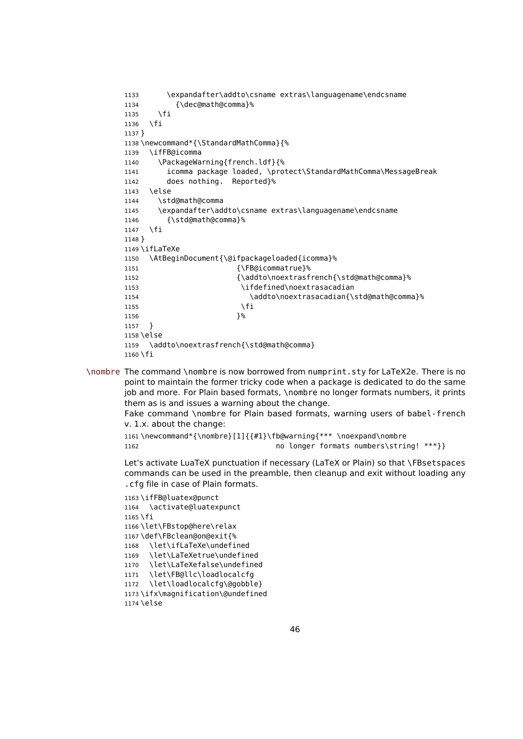```
1133      \expandafter\addto\csname extras\languagename\endcsname
1134        {\dec@math@comma}%
1135    \fi
1136  \fi
1137 }
1138 \newcommand*{\StandardMathComma}{%
1139  \ifFB@icomma
1140    \PackageWarning{french.ldf}{%
1141      icomma package loaded, \protect\StandardMathComma\MessageBreak
1142      does nothing.  Reported}%
1143  \else
1144    \std@math@comma
1145    \expandafter\addto\csname extras\languagename\endcsname
1146      {\std@math@comma}%
1147  \fi
1148 }
1149 \ifLaTeXe
1150  \AtBeginDocument{\@ifpackageloaded{icomma}%
1151                      {\FB@icommatrue}%
1152                      {\addto\noextrasfrench{\std@math@comma}%
1153                       \ifdefined\noextrasacadian
1154                         \addto\noextrasacadian{\std@math@comma}%
1155                       \fi
1156                      }%
1157  }
1158 \else
1159  \addto\noextrasfrench{\std@math@comma}
1160 \fi
```

\nombre The command \nombre is now borrowed from numprint.sty for LaTeX2e. There is no point to maintain the former tricky code when a package is dedicated to do the same job and more. For Plain based formats, \nombre no longer formats numbers, it prints them as is and issues a warning about the change.

Fake command \nombre for Plain based formats, warning users of babel-french v. 1.x. about the change:

```
1161 \newcommand*{\nombre}[1]{{#1}\fb@warning{*** \noexpand\nombre
1162                               no longer formats numbers\string! ***}}
```

Let's activate LuaTeX punctuation if necessary (LaTeX or Plain) so that \FBsetspaces commands can be used in the preamble, then cleanup and exit without loading any .cfg file in case of Plain formats.

```
1163 \ifFB@luatex@punct
1164  \activate@luatexpunct
1165 \fi
1166 \let\FBstop@here\relax
1167 \def\FBclean@on@exit{%
1168  \let\ifLaTeXe\undefined
1169  \let\LaTeXetrue\undefined
1170  \let\LaTeXefalse\undefined
1171  \let\FB@llc\loadlocalcfg
1172  \let\loadlocalcfg\@gobble}
1173 \ifx\magnification\@undefined
1174 \else
```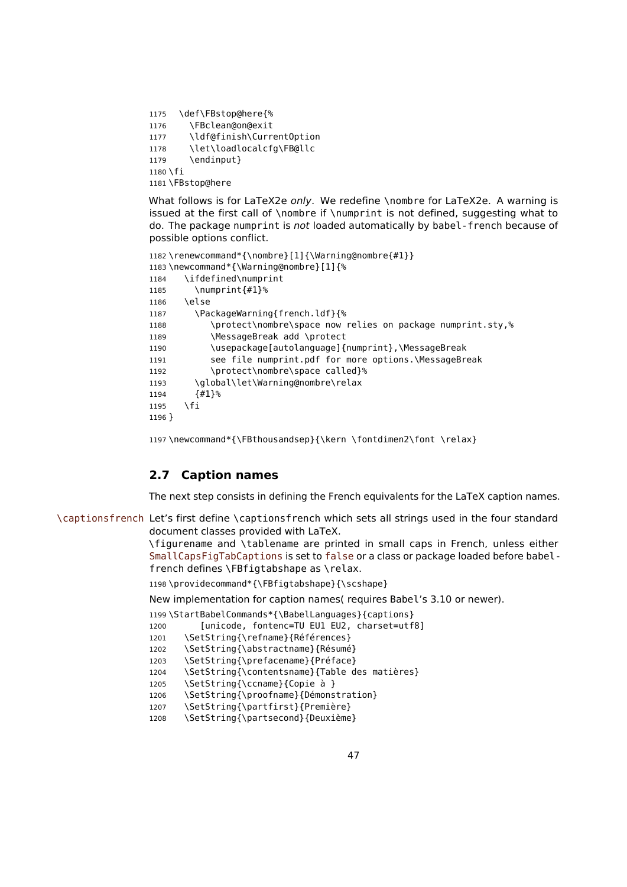```
1175  \def\FBstop@here{%
1176    \FBclean@on@exit
1177    \ldf@finish\CurrentOption
1178    \let\loadlocalcfg\FB@llc
1179    \endinput}
1180 \fi
1181 \FBstop@here
```

What follows is for LaTeX2e *only*. We redefine \nombre for LaTeX2e. A warning is issued at the first call of \nombre if \numprint is not defined, suggesting what to do. The package numprint is *not* loaded automatically by babel-french because of possible options conflict.

```
1182 \renewcommand*{\nombre}[1]{\Warning@nombre{#1}}
1183 \newcommand*{\Warning@nombre}[1]{%
1184   \ifdefined\numprint
1185     \numprint{#1}%
1186   \else
1187     \PackageWarning{french.ldf}{%
1188        \protect\nombre\space now relies on package numprint.sty,%
1189        \MessageBreak add \protect
1190        \usepackage[autolanguage]{numprint},\MessageBreak
1191        see file numprint.pdf for more options.\MessageBreak
1192        \protect\nombre\space called}%
1193     \global\let\Warning@nombre\relax
1194     {#1}%
1195   \fi
1196 }
```

```
1197 \newcommand*{\FBthousandsep}{\kern \fontdimen2\font \relax}
```

## 2.7 Caption names

The next step consists in defining the French equivalents for the LaTeX caption names.

\captionsfrench Let's first define \captionsfrench which sets all strings used in the four standard document classes provided with LaTeX.
\figurename and \tablename are printed in small caps in French, unless either SmallCapsFigTabCaptions is set to false or a class or package loaded before babel-french defines \FBfigtabshape as \relax.

```
1198 \providecommand*{\FBfigtabshape}{\scshape}
```

New implementation for caption names( requires Babel's 3.10 or newer).

```
1199 \StartBabelCommands*{\BabelLanguages}{captions}
1200       [unicode, fontenc=TU EU1 EU2, charset=utf8]
1201   \SetString{\refname}{Références}
1202   \SetString{\abstractname}{Résumé}
1203   \SetString{\prefacename}{Préface}
1204   \SetString{\contentsname}{Table des matières}
1205   \SetString{\ccname}{Copie à }
1206   \SetString{\proofname}{Démonstration}
1207   \SetString{\partfirst}{Première}
1208   \SetString{\partsecond}{Deuxième}
```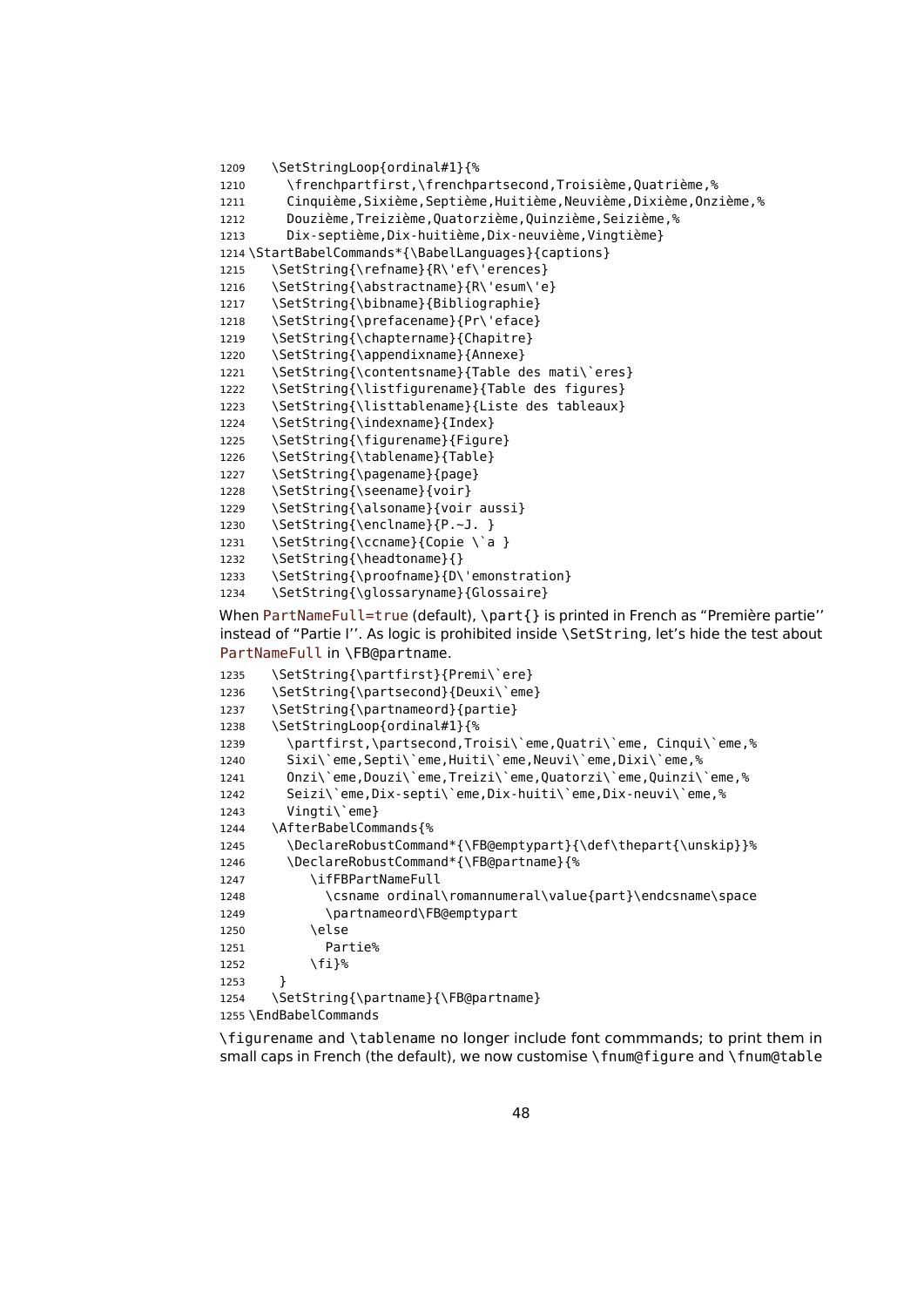```
1209   \SetStringLoop{ordinal#1}{%
1210     \frenchpartfirst,\frenchpartsecond,Troisième,Quatrième,%
1211     Cinquième,Sixième,Septième,Huitième,Neuvième,Dixième,Onzième,%
1212     Douzième,Treizième,Quatorzième,Quinzième,Seizième,%
1213     Dix-septième,Dix-huitième,Dix-neuvième,Vingtième}
1214 \StartBabelCommands*{\BabelLanguages}{captions}
1215   \SetString{\refname}{R\'ef\'erences}
1216   \SetString{\abstractname}{R\'esum\'e}
1217   \SetString{\bibname}{Bibliographie}
1218   \SetString{\prefacename}{Pr\'eface}
1219   \SetString{\chaptername}{Chapitre}
1220   \SetString{\appendixname}{Annexe}
1221   \SetString{\contentsname}{Table des mati\`eres}
1222   \SetString{\listfigurename}{Table des figures}
1223   \SetString{\listtablename}{Liste des tableaux}
1224   \SetString{\indexname}{Index}
1225   \SetString{\figurename}{Figure}
1226   \SetString{\tablename}{Table}
1227   \SetString{\pagename}{page}
1228   \SetString{\seename}{voir}
1229   \SetString{\alsoname}{voir aussi}
1230   \SetString{\enclname}{P.~J. }
1231   \SetString{\ccname}{Copie \`a }
1232   \SetString{\headtoname}{}
1233   \SetString{\proofname}{D\'emonstration}
1234   \SetString{\glossaryname}{Glossaire}
```

When PartNameFull=true (default), \part{} is printed in French as "Première partie'' instead of "Partie I''. As logic is prohibited inside \SetString, let's hide the test about PartNameFull in \FB@partname.

```
1235   \SetString{\partfirst}{Premi\`ere}
1236   \SetString{\partsecond}{Deuxi\`eme}
1237   \SetString{\partnameord}{partie}
1238   \SetStringLoop{ordinal#1}{%
1239     \partfirst,\partsecond,Troisi\`eme,Quatri\`eme, Cinqui\`eme,%
1240     Sixi\`eme,Septi\`eme,Huiti\`eme,Neuvi\`eme,Dixi\`eme,%
1241     Onzi\`eme,Douzi\`eme,Treizi\`eme,Quatorzi\`eme,Quinzi\`eme,%
1242     Seizi\`eme,Dix-septi\`eme,Dix-huiti\`eme,Dix-neuvi\`eme,%
1243     Vingti\`eme}
1244   \AfterBabelCommands{%
1245     \DeclareRobustCommand*{\FB@emptypart}{\def\thepart{\unskip}}%
1246     \DeclareRobustCommand*{\FB@partname}{%
1247        \ifFBPartNameFull
1248          \csname ordinal\romannumeral\value{part}\endcsname\space
1249          \partnameord\FB@emptypart
1250        \else
1251          Partie%
1252        \fi}%
1253    }
1254   \SetString{\partname}{\FB@partname}
1255 \EndBabelCommands
```

\figurename and \tablename no longer include font commmands; to print them in small caps in French (the default), we now customise \fnum@figure and \fnum@table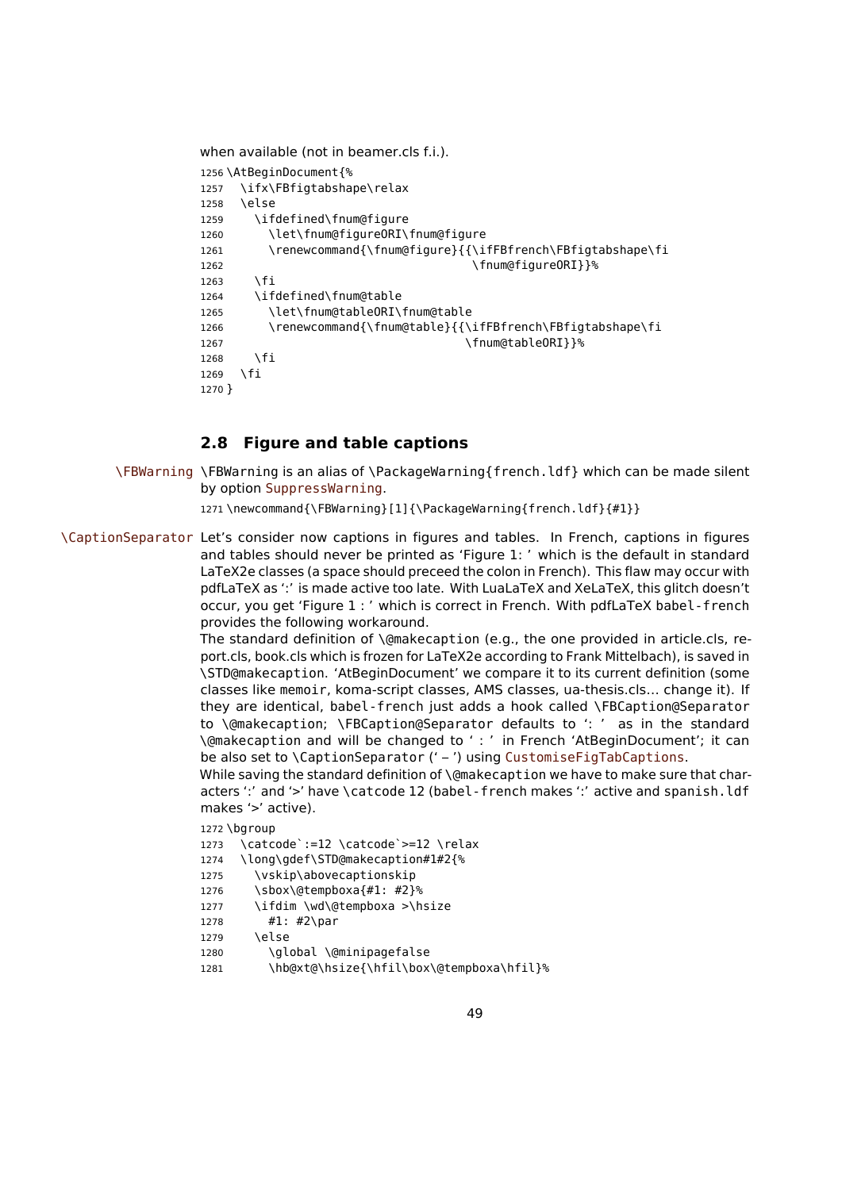when available (not in beamer.cls f.i.).

```
1256 \AtBeginDocument{%
1257   \ifx\FBfigtabshape\relax
1258   \else
1259     \ifdefined\fnum@figure
1260       \let\fnum@figureORI\fnum@figure
1261       \renewcommand{\fnum@figure}{{\ifFBfrench\FBfigtabshape\fi
1262                                    \fnum@figureORI}}%
1263     \fi
1264     \ifdefined\fnum@table
1265       \let\fnum@tableORI\fnum@table
1266       \renewcommand{\fnum@table}{{\ifFBfrench\FBfigtabshape\fi
1267                                   \fnum@tableORI}}%
1268     \fi
1269   \fi
1270 }
```

### 2.8 Figure and table captions

\FBWarning \FBWarning is an alias of \PackageWarning{french.ldf} which can be made silent by option SuppressWarning.

```
1271 \newcommand{\FBWarning}[1]{\PackageWarning{french.ldf}{#1}}
```

\CaptionSeparator Let's consider now captions in figures and tables. In French, captions in figures and tables should never be printed as 'Figure 1: ' which is the default in standard LaTeX2e classes (a space should preceed the colon in French). This flaw may occur with pdfLaTeX as ':' is made active too late. With LuaLaTeX and XeLaTeX, this glitch doesn't occur, you get 'Figure 1 : ' which is correct in French. With pdfLaTeX babel-french provides the following workaround.

The standard definition of \@makecaption (e.g., the one provided in article.cls, report.cls, book.cls which is frozen for LaTeX2e according to Frank Mittelbach), is saved in \STD@makecaption. 'AtBeginDocument' we compare it to its current definition (some classes like memoir, koma-script classes, AMS classes, ua-thesis.cls… change it). If they are identical, babel-french just adds a hook called \FBCaption@Separator to \@makecaption; \FBCaption@Separator defaults to ': ' as in the standard \@makecaption and will be changed to ' : ' in French 'AtBeginDocument'; it can be also set to \CaptionSeparator (' – ') using CustomiseFigTabCaptions.

While saving the standard definition of \@makecaption we have to make sure that characters ':' and '>' have \catcode 12 (babel-french makes ':' active and spanish.ldf makes '>' active).

```
1272 \bgroup
1273   \catcode`:=12 \catcode`>=12 \relax
1274   \long\gdef\STD@makecaption#1#2{%
1275     \vskip\abovecaptionskip
1276     \sbox\@tempboxa{#1: #2}%
1277     \ifdim \wd\@tempboxa >\hsize
1278       #1: #2\par
1279     \else
1280       \global \@minipagefalse
1281       \hb@xt@\hsize{\hfil\box\@tempboxa\hfil}%
```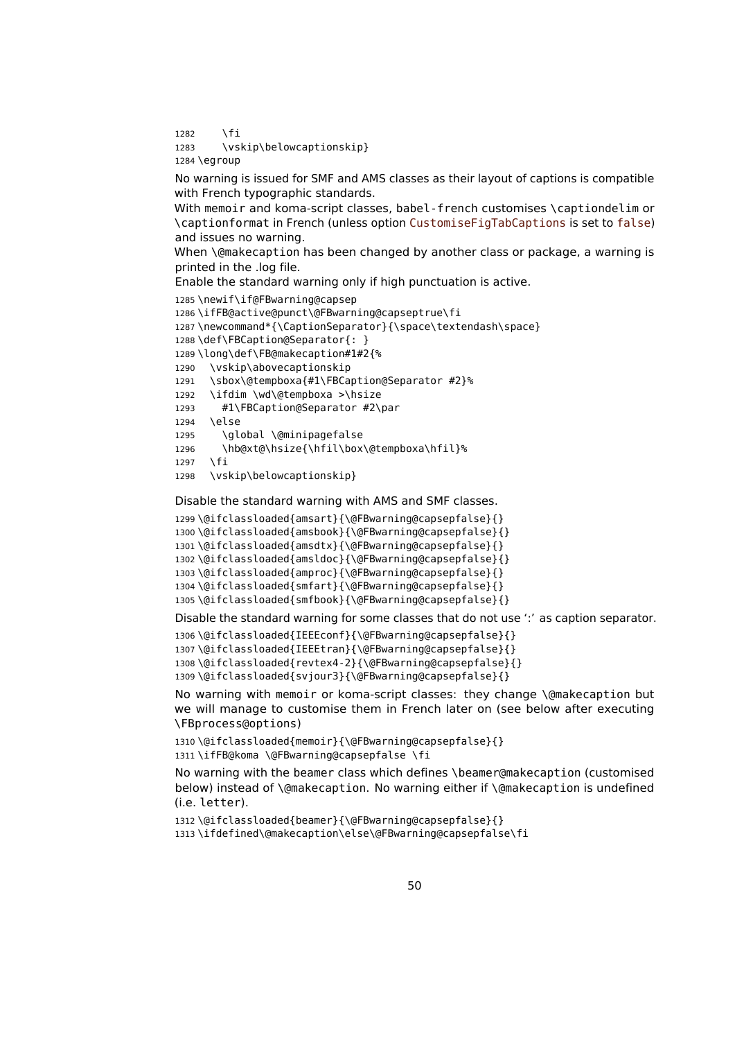```
1282    \fi
1283    \vskip\belowcaptionskip}
1284 \egroup
```

No warning is issued for SMF and AMS classes as their layout of captions is compatible with French typographic standards.
With memoir and koma-script classes, babel-french customises \captiondelim or \captionformat in French (unless option CustomiseFigTabCaptions is set to false) and issues no warning.
When \@makecaption has been changed by another class or package, a warning is printed in the .log file.
Enable the standard warning only if high punctuation is active.

```
1285 \newif\if@FBwarning@capsep
1286 \ifFB@active@punct\@FBwarning@capseptrue\fi
1287 \newcommand*{\CaptionSeparator}{\space\textendash\space}
1288 \def\FBCaption@Separator{: }
1289 \long\def\FB@makecaption#1#2{%
1290   \vskip\abovecaptionskip
1291   \sbox\@tempboxa{#1\FBCaption@Separator #2}%
1292   \ifdim \wd\@tempboxa >\hsize
1293     #1\FBCaption@Separator #2\par
1294   \else
1295     \global \@minipagefalse
1296     \hb@xt@\hsize{\hfil\box\@tempboxa\hfil}%
1297   \fi
1298   \vskip\belowcaptionskip}
```

Disable the standard warning with AMS and SMF classes.

```
1299 \@ifclassloaded{amsart}{\@FBwarning@capsepfalse}{}
1300 \@ifclassloaded{amsbook}{\@FBwarning@capsepfalse}{}
1301 \@ifclassloaded{amsdtx}{\@FBwarning@capsepfalse}{}
1302 \@ifclassloaded{amsldoc}{\@FBwarning@capsepfalse}{}
1303 \@ifclassloaded{amproc}{\@FBwarning@capsepfalse}{}
1304 \@ifclassloaded{smfart}{\@FBwarning@capsepfalse}{}
1305 \@ifclassloaded{smfbook}{\@FBwarning@capsepfalse}{}
```

Disable the standard warning for some classes that do not use ':' as caption separator.

```
1306 \@ifclassloaded{IEEEconf}{\@FBwarning@capsepfalse}{}
1307 \@ifclassloaded{IEEEtran}{\@FBwarning@capsepfalse}{}
1308 \@ifclassloaded{revtex4-2}{\@FBwarning@capsepfalse}{}
1309 \@ifclassloaded{svjour3}{\@FBwarning@capsepfalse}{}
```

No warning with memoir or koma-script classes: they change \@makecaption but we will manage to customise them in French later on (see below after executing \FBprocess@options)

```
1310 \@ifclassloaded{memoir}{\@FBwarning@capsepfalse}{}
1311 \ifFB@koma \@FBwarning@capsepfalse \fi
```

No warning with the beamer class which defines \beamer@makecaption (customised below) instead of \@makecaption. No warning either if \@makecaption is undefined (i.e. letter).

```
1312 \@ifclassloaded{beamer}{\@FBwarning@capsepfalse}{}
1313 \ifdefined\@makecaption\else\@FBwarning@capsepfalse\fi
```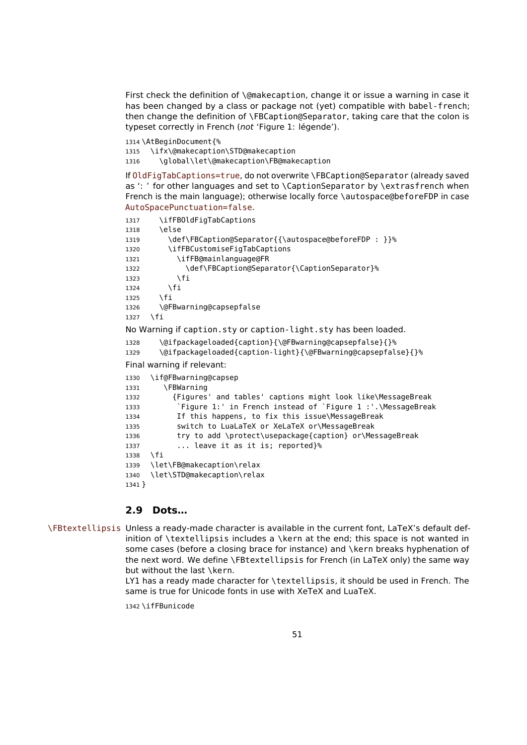First check the definition of `\@makecaption`, change it or issue a warning in case it has been changed by a class or package not (yet) compatible with `babel-french`; then change the definition of `\FBCaption@Separator`, taking care that the colon is typeset correctly in French (*not* 'Figure 1: légende').

```
1314 \AtBeginDocument{%
1315   \ifx\@makecaption\STD@makecaption
1316     \global\let\@makecaption\FB@makecaption
```

If `OldFigTabCaptions=true`, do not overwrite `\FBCaption@Separator` (already saved as ': ' for other languages and set to `\CaptionSeparator` by `\extrasfrench` when French is the main language); otherwise locally force `\autospace@beforeFDP` in case `AutoSpacePunctuation=false`.

```
1317     \ifFBOldFigTabCaptions
1318     \else
1319       \def\FBCaption@Separator{{\autospace@beforeFDP : }}%
1320       \ifFBCustomiseFigTabCaptions
1321         \ifFB@mainlanguage@FR
1322           \def\FBCaption@Separator{\CaptionSeparator}%
1323         \fi
1324       \fi
1325     \fi
1326     \@FBwarning@capsepfalse
1327   \fi
```

No Warning if `caption.sty` or `caption-light.sty` has been loaded.

```
1328     \@ifpackageloaded{caption}{\@FBwarning@capsepfalse}{}%
1329     \@ifpackageloaded{caption-light}{\@FBwarning@capsepfalse}{}%
```

Final warning if relevant:

```
1330   \if@FBwarning@capsep
1331      \FBWarning
1332        {Figures' and tables' captions might look like\MessageBreak
1333         `Figure 1:' in French instead of `Figure 1 :'.\MessageBreak
1334         If this happens, to fix this issue\MessageBreak
1335         switch to LuaLaTeX or XeLaTeX or\MessageBreak
1336         try to add \protect\usepackage{caption} or\MessageBreak
1337         ... leave it as it is; reported}%
1338   \fi
1339   \let\FB@makecaption\relax
1340   \let\STD@makecaption\relax
1341 }
```

## 2.9 Dots...

`\FBtextellipsis` Unless a ready-made character is available in the current font, LaTeX's default definition of `\textellipsis` includes a `\kern` at the end; this space is not wanted in some cases (before a closing brace for instance) and `\kern` breaks hyphenation of the next word. We define `\FBtextellipsis` for French (in LaTeX only) the same way but without the last `\kern`.

LY1 has a ready made character for `\textellipsis`, it should be used in French. The same is true for Unicode fonts in use with XeTeX and LuaTeX.

```
1342 \ifFBunicode
```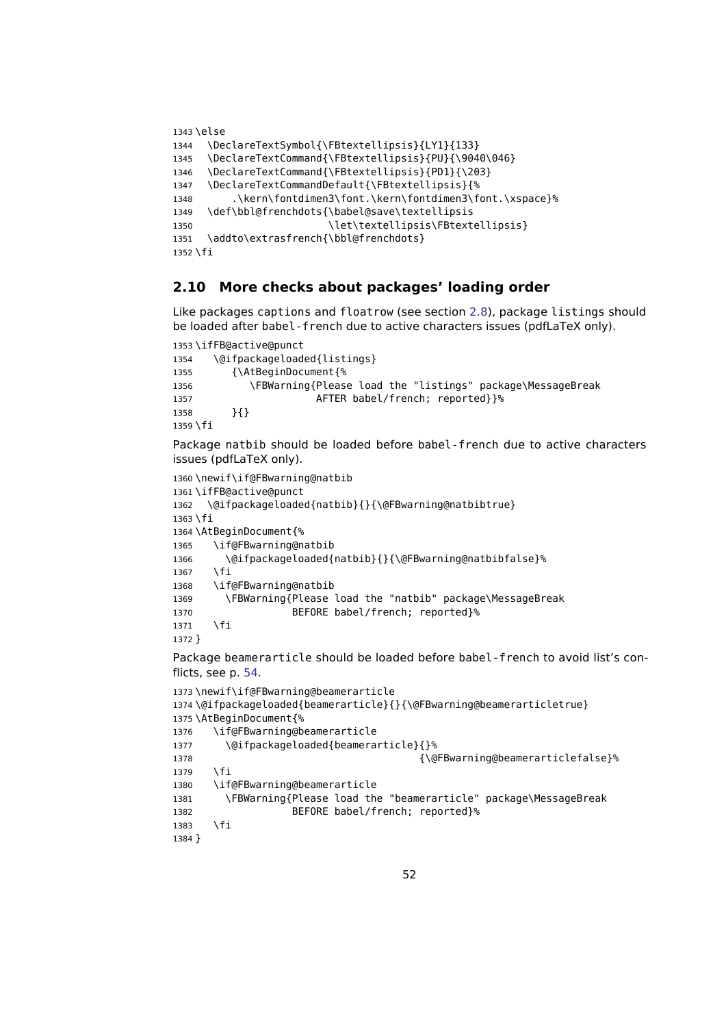```
1343 \else
1344   \DeclareTextSymbol{\FBtextellipsis}{LY1}{133}
1345   \DeclareTextCommand{\FBtextellipsis}{PU}{\9040\046}
1346   \DeclareTextCommand{\FBtextellipsis}{PD1}{\203}
1347   \DeclareTextCommandDefault{\FBtextellipsis}{%
1348       .\kern\fontdimen3\font.\kern\fontdimen3\font.\xspace}%
1349   \def\bbl@frenchdots{\babel@save\textellipsis
1350                       \let\textellipsis\FBtextellipsis}
1351   \addto\extrasfrench{\bbl@frenchdots}
1352 \fi
```

## 2.10 More checks about packages' loading order

Like packages captions and floatrow (see section 2.8), package listings should be loaded after babel-french due to active characters issues (pdfLaTeX only).

```
1353 \ifFB@active@punct
1354    \@ifpackageloaded{listings}
1355       {\AtBeginDocument{%
1356          \FBWarning{Please load the "listings" package\MessageBreak
1357                     AFTER babel/french; reported}}%
1358       }{}
1359 \fi
```

Package natbib should be loaded before babel-french due to active characters issues (pdfLaTeX only).

```
1360 \newif\if@FBwarning@natbib
1361 \ifFB@active@punct
1362   \@ifpackageloaded{natbib}{}{\@FBwarning@natbibtrue}
1363 \fi
1364 \AtBeginDocument{%
1365    \if@FBwarning@natbib
1366      \@ifpackageloaded{natbib}{}{\@FBwarning@natbibfalse}%
1367    \fi
1368    \if@FBwarning@natbib
1369      \FBWarning{Please load the "natbib" package\MessageBreak
1370                 BEFORE babel/french; reported}%
1371    \fi
1372 }
```

Package beamerarticle should be loaded before babel-french to avoid list's conflicts, see p. 54.

```
1373 \newif\if@FBwarning@beamerarticle
1374 \@ifpackageloaded{beamerarticle}{}{\@FBwarning@beamerarticletrue}
1375 \AtBeginDocument{%
1376    \if@FBwarning@beamerarticle
1377      \@ifpackageloaded{beamerarticle}{}%
1378                                      {\@FBwarning@beamerarticlefalse}%
1379    \fi
1380    \if@FBwarning@beamerarticle
1381      \FBWarning{Please load the "beamerarticle" package\MessageBreak
1382                 BEFORE babel/french; reported}%
1383    \fi
1384 }
```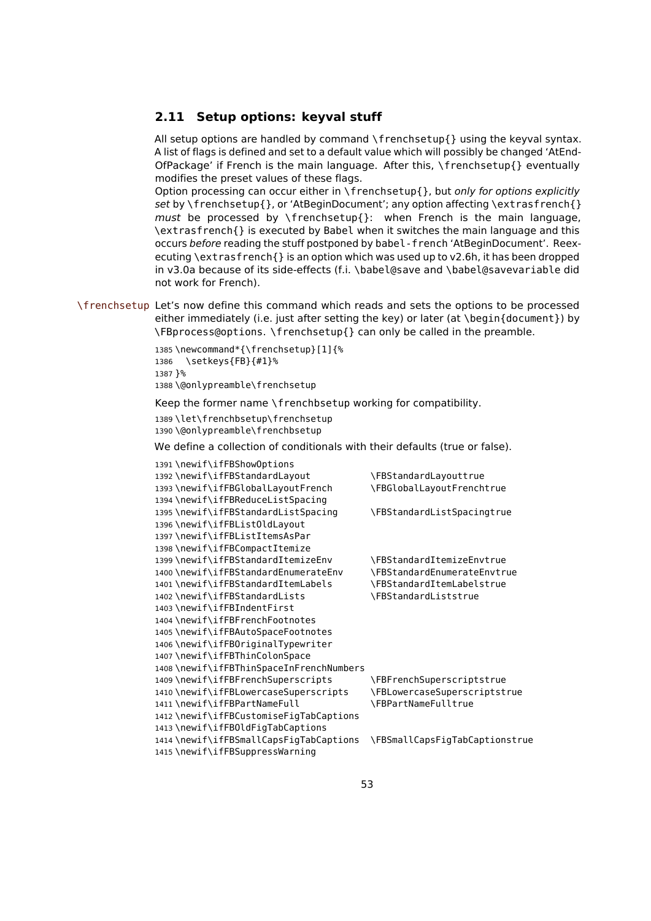## 2.11 Setup options: keyval stuff

All setup options are handled by command `\frenchsetup{}` using the keyval syntax. A list of flags is defined and set to a default value which will possibly be changed 'AtEndOfPackage' if French is the main language. After this, `\frenchsetup{}` eventually modifies the preset values of these flags.

Option processing can occur either in `\frenchsetup{}`, but *only for options explicitly set* by `\frenchsetup{}`, or 'AtBeginDocument'; any option affecting `\extrasfrench{}` *must* be processed by `\frenchsetup{}`: when French is the main language, `\extrasfrench{}` is executed by Babel when it switches the main language and this occurs *before* reading the stuff postponed by babel-french 'AtBeginDocument'. Reexecuting `\extrasfrench{}` is an option which was used up to v2.6h, it has been dropped in v3.0a because of its side-effects (f.i. `\babel@save` and `\babel@savevariable` did not work for French).

`\frenchsetup` Let's now define this command which reads and sets the options to be processed either immediately (i.e. just after setting the key) or later (at `\begin{document}`) by `\FBprocess@options`. `\frenchsetup{}` can only be called in the preamble.

```
1385 \newcommand*{\frenchsetup}[1]{%
1386   \setkeys{FB}{#1}%
1387 }%
1388 \@onlypreamble\frenchsetup
```

Keep the former name `\frenchbsetup` working for compatibility.

```
1389 \let\frenchbsetup\frenchsetup
1390 \@onlypreamble\frenchbsetup
```

We define a collection of conditionals with their defaults (true or false).

```
1391 \newif\ifFBShowOptions
1392 \newif\ifFBStandardLayout           \FBStandardLayouttrue
1393 \newif\ifFBGlobalLayoutFrench       \FBGlobalLayoutFrenchtrue
1394 \newif\ifFBReduceListSpacing
1395 \newif\ifFBStandardListSpacing      \FBStandardListSpacingtrue
1396 \newif\ifFBListOldLayout
1397 \newif\ifFBListItemsAsPar
1398 \newif\ifFBCompactItemize
1399 \newif\ifFBStandardItemizeEnv       \FBStandardItemizeEnvtrue
1400 \newif\ifFBStandardEnumerateEnv     \FBStandardEnumerateEnvtrue
1401 \newif\ifFBStandardItemLabels       \FBStandardItemLabelstrue
1402 \newif\ifFBStandardLists            \FBStandardListstrue
1403 \newif\ifFBIndentFirst
1404 \newif\ifFBFrenchFootnotes
1405 \newif\ifFBAutoSpaceFootnotes
1406 \newif\ifFBOriginalTypewriter
1407 \newif\ifFBThinColonSpace
1408 \newif\ifFBThinSpaceInFrenchNumbers
1409 \newif\ifFBFrenchSuperscripts       \FBFrenchSuperscriptstrue
1410 \newif\ifFBLowercaseSuperscripts    \FBLowercaseSuperscriptstrue
1411 \newif\ifFBPartNameFull             \FBPartNameFulltrue
1412 \newif\ifFBCustomiseFigTabCaptions
1413 \newif\ifFBOldFigTabCaptions
1414 \newif\ifFBSmallCapsFigTabCaptions  \FBSmallCapsFigTabCaptionstrue
1415 \newif\ifFBSuppressWarning
```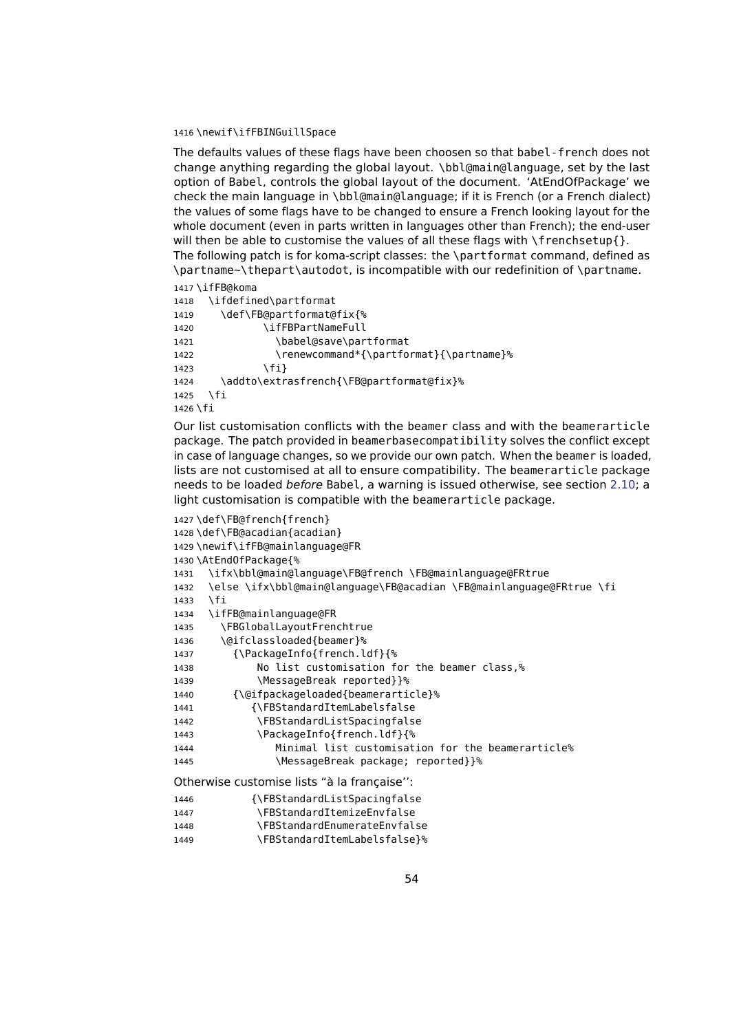```
1416 \newif\ifFBINGuillSpace
```

The defaults values of these flags have been choosen so that babel-french does not change anything regarding the global layout. \bbl@main@language, set by the last option of Babel, controls the global layout of the document. 'AtEndOfPackage' we check the main language in \bbl@main@language; if it is French (or a French dialect) the values of some flags have to be changed to ensure a French looking layout for the whole document (even in parts written in languages other than French); the end-user will then be able to customise the values of all these flags with \frenchsetup{}.
The following patch is for koma-script classes: the \partformat command, defined as \partname~\thepart\autodot, is incompatible with our redefinition of \partname.

```
1417 \ifFB@koma
1418   \ifdefined\partformat
1419     \def\FB@partformat@fix{%
1420           \ifFBPartNameFull
1421             \babel@save\partformat
1422             \renewcommand*{\partformat}{\partname}%
1423           \fi}
1424     \addto\extrasfrench{\FB@partformat@fix}%
1425   \fi
1426 \fi
```

Our list customisation conflicts with the beamer class and with the beamerarticle package. The patch provided in beamerbasecompatibility solves the conflict except in case of language changes, so we provide our own patch. When the beamer is loaded, lists are not customised at all to ensure compatibility. The beamerarticle package needs to be loaded *before* Babel, a warning is issued otherwise, see section 2.10; a light customisation is compatible with the beamerarticle package.

```
1427 \def\FB@french{french}
1428 \def\FB@acadian{acadian}
1429 \newif\ifFB@mainlanguage@FR
1430 \AtEndOfPackage{%
1431   \ifx\bbl@main@language\FB@french \FB@mainlanguage@FRtrue
1432   \else \ifx\bbl@main@language\FB@acadian \FB@mainlanguage@FRtrue \fi
1433   \fi
1434   \ifFB@mainlanguage@FR
1435     \FBGlobalLayoutFrenchtrue
1436     \@ifclassloaded{beamer}%
1437       {\PackageInfo{french.ldf}{%
1438           No list customisation for the beamer class,%
1439           \MessageBreak reported}}%
1440       {\@ifpackageloaded{beamerarticle}%
1441          {\FBStandardItemLabelsfalse
1442           \FBStandardListSpacingfalse
1443           \PackageInfo{french.ldf}{%
1444              Minimal list customisation for the beamerarticle%
1445              \MessageBreak package; reported}}%
```

Otherwise customise lists "à la française'':

```
1446          {\FBStandardListSpacingfalse
1447           \FBStandardItemizeEnvfalse
1448           \FBStandardEnumerateEnvfalse
1449           \FBStandardItemLabelsfalse}%
```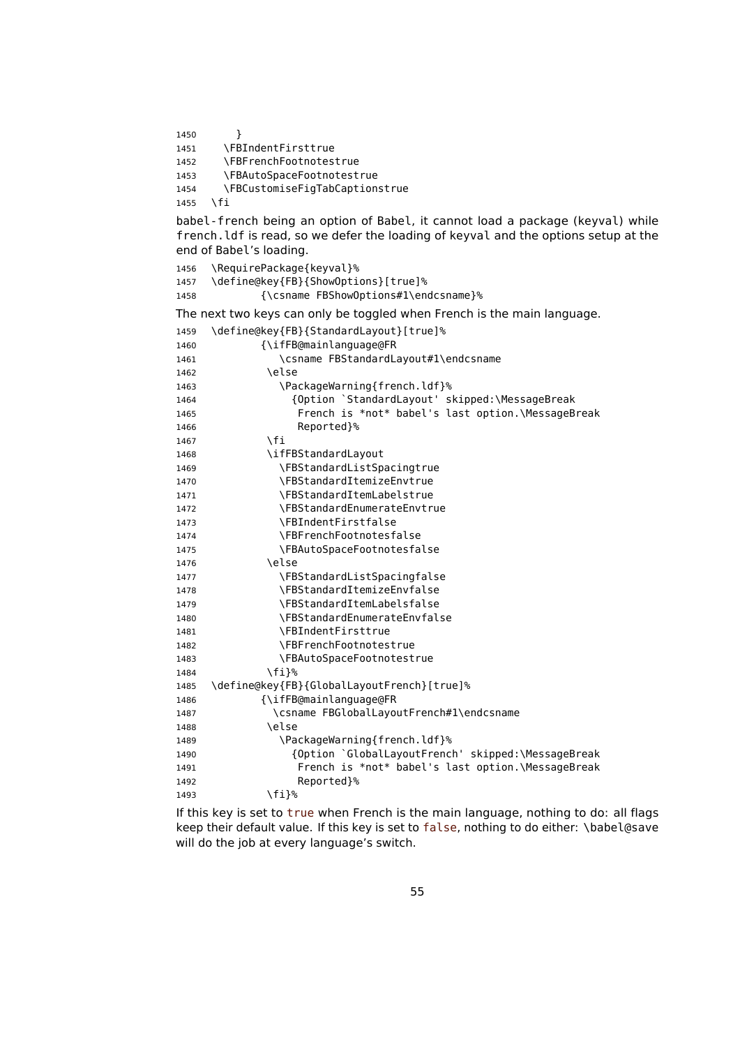```
1450      }
1451    \FBIndentFirsttrue
1452    \FBFrenchFootnotestrue
1453    \FBAutoSpaceFootnotestrue
1454    \FBCustomiseFigTabCaptionstrue
1455  \fi
```

babel-french being an option of Babel, it cannot load a package (keyval) while french.ldf is read, so we defer the loading of keyval and the options setup at the end of Babel's loading.

```
1456  \RequirePackage{keyval}%
1457  \define@key{FB}{ShowOptions}[true]%
1458          {\csname FBShowOptions#1\endcsname}%
```

The next two keys can only be toggled when French is the main language.

```
1459  \define@key{FB}{StandardLayout}[true]%
1460          {\ifFB@mainlanguage@FR
1461             \csname FBStandardLayout#1\endcsname
1462           \else
1463             \PackageWarning{french.ldf}%
1464               {Option `StandardLayout' skipped:\MessageBreak
1465                French is *not* babel's last option.\MessageBreak
1466                Reported}%
1467           \fi
1468           \ifFBStandardLayout
1469             \FBStandardListSpacingtrue
1470             \FBStandardItemizeEnvtrue
1471             \FBStandardItemLabelstrue
1472             \FBStandardEnumerateEnvtrue
1473             \FBIndentFirstfalse
1474             \FBFrenchFootnotesfalse
1475             \FBAutoSpaceFootnotesfalse
1476           \else
1477             \FBStandardListSpacingfalse
1478             \FBStandardItemizeEnvfalse
1479             \FBStandardItemLabelsfalse
1480             \FBStandardEnumerateEnvfalse
1481             \FBIndentFirsttrue
1482             \FBFrenchFootnotestrue
1483             \FBAutoSpaceFootnotestrue
1484           \fi}%
1485  \define@key{FB}{GlobalLayoutFrench}[true]%
1486          {\ifFB@mainlanguage@FR
1487            \csname FBGlobalLayoutFrench#1\endcsname
1488           \else
1489             \PackageWarning{french.ldf}%
1490               {Option `GlobalLayoutFrench' skipped:\MessageBreak
1491                French is *not* babel's last option.\MessageBreak
1492                Reported}%
1493           \fi}%
```

If this key is set to true when French is the main language, nothing to do: all flags keep their default value. If this key is set to false, nothing to do either: \babel@save will do the job at every language's switch.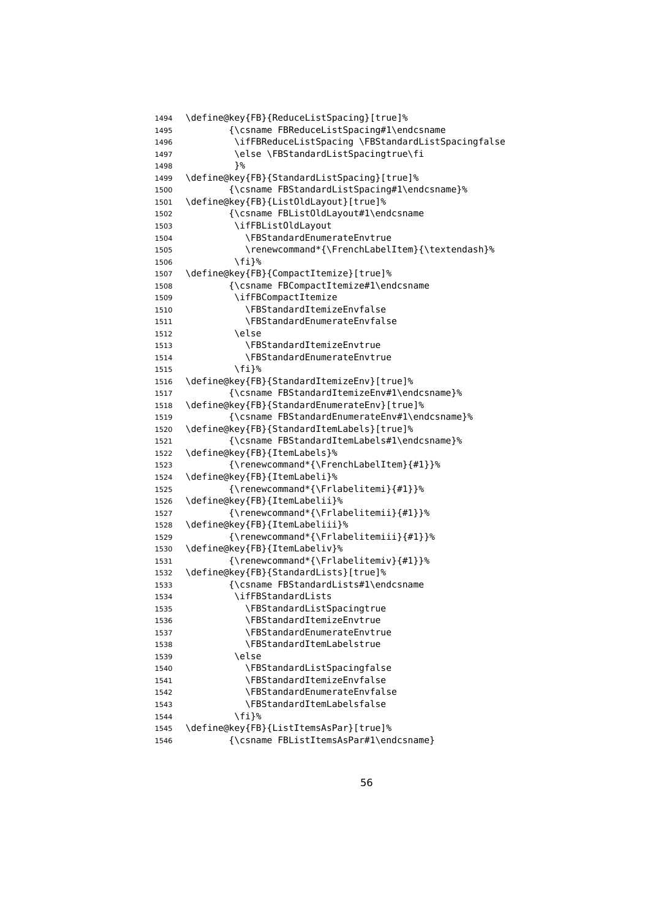```
1494 \define@key{FB}{ReduceListSpacing}[true]%
1495         {\csname FBReduceListSpacing#1\endcsname
1496          \ifFBReduceListSpacing \FBStandardListSpacingfalse
1497          \else \FBStandardListSpacingtrue\fi
1498          }%
1499 \define@key{FB}{StandardListSpacing}[true]%
1500         {\csname FBStandardListSpacing#1\endcsname}%
1501 \define@key{FB}{ListOldLayout}[true]%
1502         {\csname FBListOldLayout#1\endcsname
1503          \ifFBListOldLayout
1504            \FBStandardEnumerateEnvtrue
1505            \renewcommand*{\FrenchLabelItem}{\textendash}%
1506          \fi}%
1507 \define@key{FB}{CompactItemize}[true]%
1508         {\csname FBCompactItemize#1\endcsname
1509          \ifFBCompactItemize
1510            \FBStandardItemizeEnvfalse
1511            \FBStandardEnumerateEnvfalse
1512          \else
1513            \FBStandardItemizeEnvtrue
1514            \FBStandardEnumerateEnvtrue
1515          \fi}%
1516 \define@key{FB}{StandardItemizeEnv}[true]%
1517         {\csname FBStandardItemizeEnv#1\endcsname}%
1518 \define@key{FB}{StandardEnumerateEnv}[true]%
1519         {\csname FBStandardEnumerateEnv#1\endcsname}%
1520 \define@key{FB}{StandardItemLabels}[true]%
1521         {\csname FBStandardItemLabels#1\endcsname}%
1522 \define@key{FB}{ItemLabels}%
1523         {\renewcommand*{\FrenchLabelItem}{#1}}%
1524 \define@key{FB}{ItemLabeli}%
1525         {\renewcommand*{\Frlabelitemi}{#1}}%
1526 \define@key{FB}{ItemLabelii}%
1527         {\renewcommand*{\Frlabelitemii}{#1}}%
1528 \define@key{FB}{ItemLabeliii}%
1529         {\renewcommand*{\Frlabelitemiii}{#1}}%
1530 \define@key{FB}{ItemLabeliv}%
1531         {\renewcommand*{\Frlabelitemiv}{#1}}%
1532 \define@key{FB}{StandardLists}[true]%
1533         {\csname FBStandardLists#1\endcsname
1534          \ifFBStandardLists
1535            \FBStandardListSpacingtrue
1536            \FBStandardItemizeEnvtrue
1537            \FBStandardEnumerateEnvtrue
1538            \FBStandardItemLabelstrue
1539          \else
1540            \FBStandardListSpacingfalse
1541            \FBStandardItemizeEnvfalse
1542            \FBStandardEnumerateEnvfalse
1543            \FBStandardItemLabelsfalse
1544          \fi}%
1545 \define@key{FB}{ListItemsAsPar}[true]%
1546         {\csname FBListItemsAsPar#1\endcsname}
```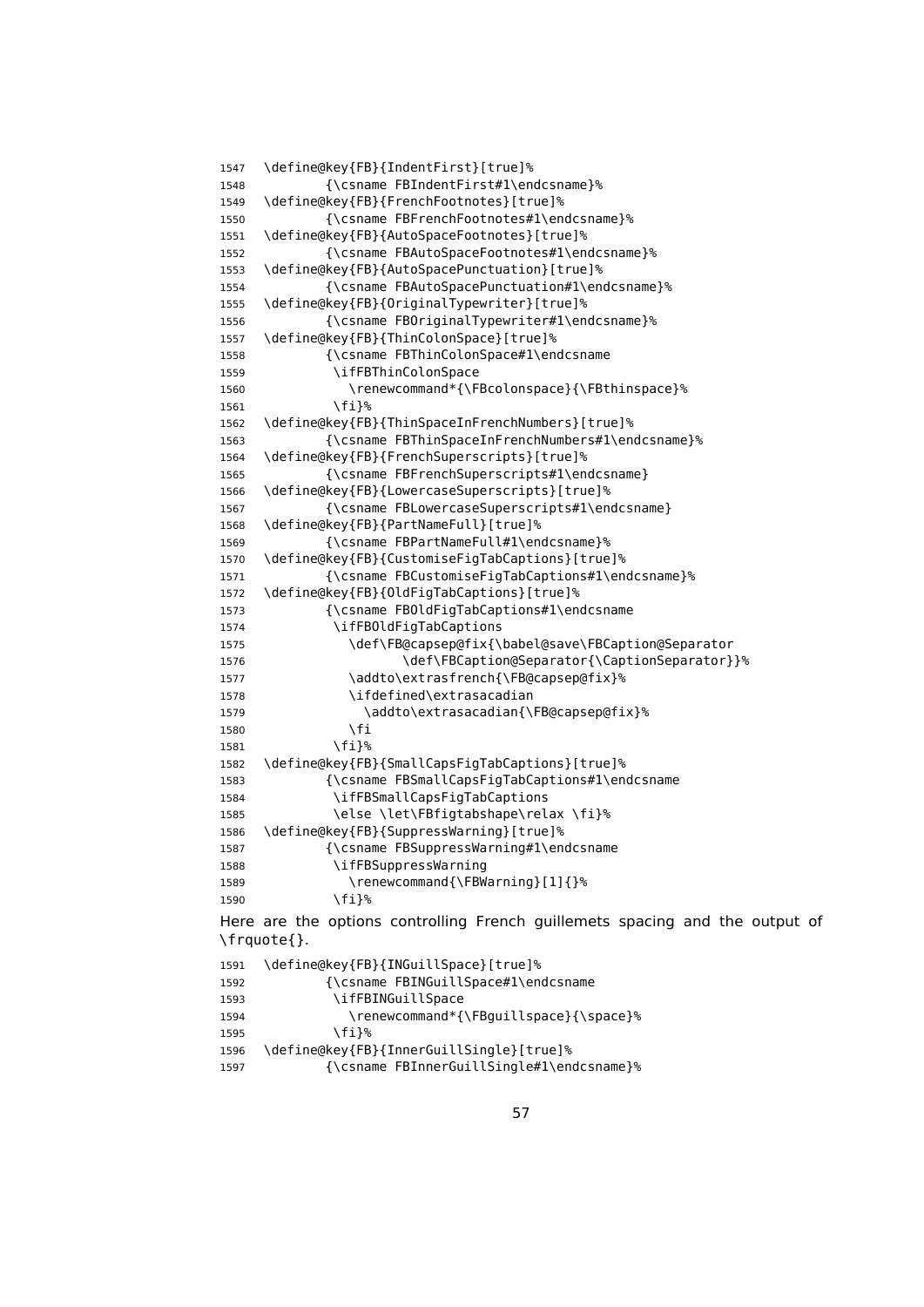```
1547 \define@key{FB}{IndentFirst}[true]%
1548         {\csname FBIndentFirst#1\endcsname}%
1549 \define@key{FB}{FrenchFootnotes}[true]%
1550         {\csname FBFrenchFootnotes#1\endcsname}%
1551 \define@key{FB}{AutoSpaceFootnotes}[true]%
1552         {\csname FBAutoSpaceFootnotes#1\endcsname}%
1553 \define@key{FB}{AutoSpacePunctuation}[true]%
1554         {\csname FBAutoSpacePunctuation#1\endcsname}%
1555 \define@key{FB}{OriginalTypewriter}[true]%
1556         {\csname FBOriginalTypewriter#1\endcsname}%
1557 \define@key{FB}{ThinColonSpace}[true]%
1558         {\csname FBThinColonSpace#1\endcsname
1559          \ifFBThinColonSpace
1560            \renewcommand*{\FBcolonspace}{\FBthinspace}%
1561          \fi}%
1562 \define@key{FB}{ThinSpaceInFrenchNumbers}[true]%
1563         {\csname FBThinSpaceInFrenchNumbers#1\endcsname}%
1564 \define@key{FB}{FrenchSuperscripts}[true]%
1565         {\csname FBFrenchSuperscripts#1\endcsname}
1566 \define@key{FB}{LowercaseSuperscripts}[true]%
1567         {\csname FBLowercaseSuperscripts#1\endcsname}
1568 \define@key{FB}{PartNameFull}[true]%
1569         {\csname FBPartNameFull#1\endcsname}%
1570 \define@key{FB}{CustomiseFigTabCaptions}[true]%
1571         {\csname FBCustomiseFigTabCaptions#1\endcsname}%
1572 \define@key{FB}{OldFigTabCaptions}[true]%
1573         {\csname FBOldFigTabCaptions#1\endcsname
1574          \ifFBOldFigTabCaptions
1575            \def\FB@capsep@fix{\babel@save\FBCaption@Separator
1576                   \def\FBCaption@Separator{\CaptionSeparator}}%
1577            \addto\extrasfrench{\FB@capsep@fix}%
1578            \ifdefined\extrasacadian
1579              \addto\extrasacadian{\FB@capsep@fix}%
1580            \fi
1581          \fi}%
1582 \define@key{FB}{SmallCapsFigTabCaptions}[true]%
1583         {\csname FBSmallCapsFigTabCaptions#1\endcsname
1584          \ifFBSmallCapsFigTabCaptions
1585          \else \let\FBfigtabshape\relax \fi}%
1586 \define@key{FB}{SuppressWarning}[true]%
1587         {\csname FBSuppressWarning#1\endcsname
1588          \ifFBSuppressWarning
1589            \renewcommand{\FBWarning}[1]{}%
1590          \fi}%
```

Here are the options controlling French guillemets spacing and the output of \frquote{}.

```
1591 \define@key{FB}{INGuillSpace}[true]%
1592         {\csname FBINGuillSpace#1\endcsname
1593          \ifFBINGuillSpace
1594            \renewcommand*{\FBguillspace}{\space}%
1595          \fi}%
1596 \define@key{FB}{InnerGuillSingle}[true]%
1597         {\csname FBInnerGuillSingle#1\endcsname}%
```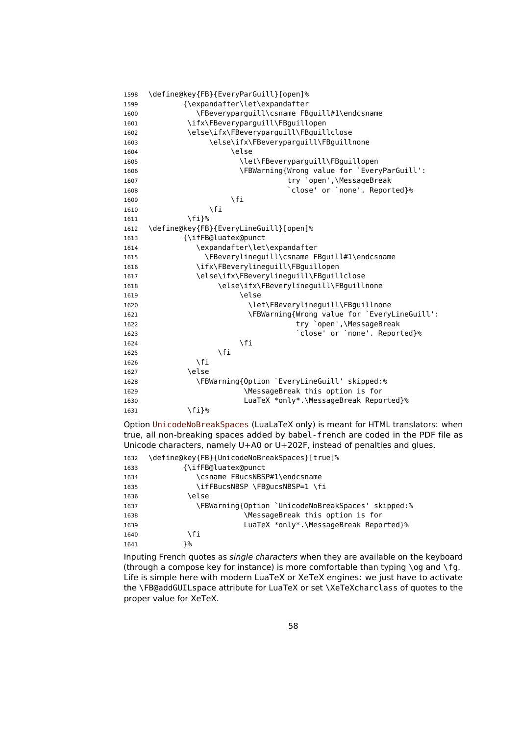```
1598 \define@key{FB}{EveryParGuill}[open]%
1599         {\expandafter\let\expandafter
1600            \FBeveryparguill\csname FBguill#1\endcsname
1601          \ifx\FBeveryparguill\FBguillopen
1602          \else\ifx\FBeveryparguill\FBguillclose
1603               \else\ifx\FBeveryparguill\FBguillnone
1604                    \else
1605                      \let\FBeveryparguill\FBguillopen
1606                      \FBWarning{Wrong value for `EveryParGuill':
1607                                 try `open',\MessageBreak
1608                                 `close' or `none'. Reported}%
1609                    \fi
1610               \fi
1611          \fi}%
1612 \define@key{FB}{EveryLineGuill}[open]%
1613         {\ifFB@luatex@punct
1614            \expandafter\let\expandafter
1615              \FBeverylineguill\csname FBguill#1\endcsname
1616            \ifx\FBeverylineguill\FBguillopen
1617            \else\ifx\FBeverylineguill\FBguillclose
1618                 \else\ifx\FBeverylineguill\FBguillnone
1619                      \else
1620                        \let\FBeverylineguill\FBguillnone
1621                        \FBWarning{Wrong value for `EveryLineGuill':
1622                                   try `open',\MessageBreak
1623                                   `close' or `none'. Reported}%
1624                      \fi
1625                 \fi
1626            \fi
1627          \else
1628            \FBWarning{Option `EveryLineGuill' skipped:%
1629                       \MessageBreak this option is for
1630                       LuaTeX *only*.\MessageBreak Reported}%
1631          \fi}%
```

Option UnicodeNoBreakSpaces (LuaLaTeX only) is meant for HTML translators: when true, all non-breaking spaces added by babel-french are coded in the PDF file as Unicode characters, namely U+A0 or U+202F, instead of penalties and glues.

```
1632 \define@key{FB}{UnicodeNoBreakSpaces}[true]%
1633         {\ifFB@luatex@punct
1634            \csname FBucsNBSP#1\endcsname
1635            \ifFBucsNBSP \FB@ucsNBSP=1 \fi
1636          \else
1637            \FBWarning{Option `UnicodeNoBreakSpaces' skipped:%
1638                       \MessageBreak this option is for
1639                       LuaTeX *only*.\MessageBreak Reported}%
1640          \fi
1641         }%
```

Inputing French quotes as *single characters* when they are available on the keyboard (through a compose key for instance) is more comfortable than typing \og and \fg. Life is simple here with modern LuaTeX or XeTeX engines: we just have to activate the \FB@addGUILspace attribute for LuaTeX or set \XeTeXcharclass of quotes to the proper value for XeTeX.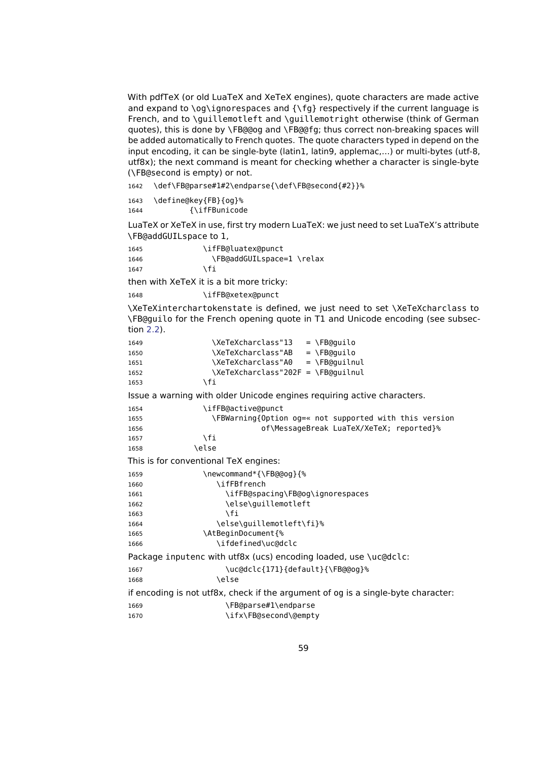With pdfTeX (or old LuaTeX and XeTeX engines), quote characters are made active and expand to `\og\ignorespaces` and `{\fg}` respectively if the current language is French, and to `\guillemotleft` and `\guillemotright` otherwise (think of German quotes), this is done by `\FB@@og` and `\FB@@fg`; thus correct non-breaking spaces will be added automatically to French quotes. The quote characters typed in depend on the input encoding, it can be single-byte (latin1, latin9, applemac,...) or multi-bytes (utf-8, utf8x); the next command is meant for checking whether a character is single-byte (`\FB@second` is empty) or not.

```
1642 \def\FB@parse#1#2\endparse{\def\FB@second{#2}}%
```

```
1643 \define@key{FB}{og}%
1644         {\ifFBunicode
```

LuaTeX or XeTeX in use, first try modern LuaTeX: we just need to set LuaTeX's attribute `\FB@addGUILspace` to 1,

```
1645            \ifFB@luatex@punct
1646              \FB@addGUILspace=1 \relax
1647            \fi
```

then with XeTeX it is a bit more tricky:

```
1648            \ifFB@xetex@punct
```

`\XeTeXinterchartokenstate` is defined, we just need to set `\XeTeXcharclass` to `\FB@guilo` for the French opening quote in T1 and Unicode encoding (see subsection 2.2).

```
1649              \XeTeXcharclass"13   = \FB@guilo
1650              \XeTeXcharclass"AB   = \FB@guilo
1651              \XeTeXcharclass"A0   = \FB@guilnul
1652              \XeTeXcharclass"202F = \FB@guilnul
1653            \fi
```

Issue a warning with older Unicode engines requiring active characters.

```
1654            \ifFB@active@punct
1655              \FBWarning{Option og=« not supported with this version
1656                         of\MessageBreak LuaTeX/XeTeX; reported}%
1657            \fi
1658          \else
```

This is for conventional TeX engines:

```
1659            \newcommand*{\FB@@og}{%
1660              \ifFBfrench
1661                \ifFB@spacing\FB@og\ignorespaces
1662                \else\guillemotleft
1663                \fi
1664              \else\guillemotleft\fi}%
1665            \AtBeginDocument{%
1666              \ifdefined\uc@dclc
```

Package inputenc with utf8x (ucs) encoding loaded, use `\uc@dclc`:

```
1667                \uc@dclc{171}{default}{\FB@@og}%
1668              \else
```

if encoding is not utf8x, check if the argument of og is a single-byte character:

```
1669                \FB@parse#1\endparse
1670                \ifx\FB@second\@empty
```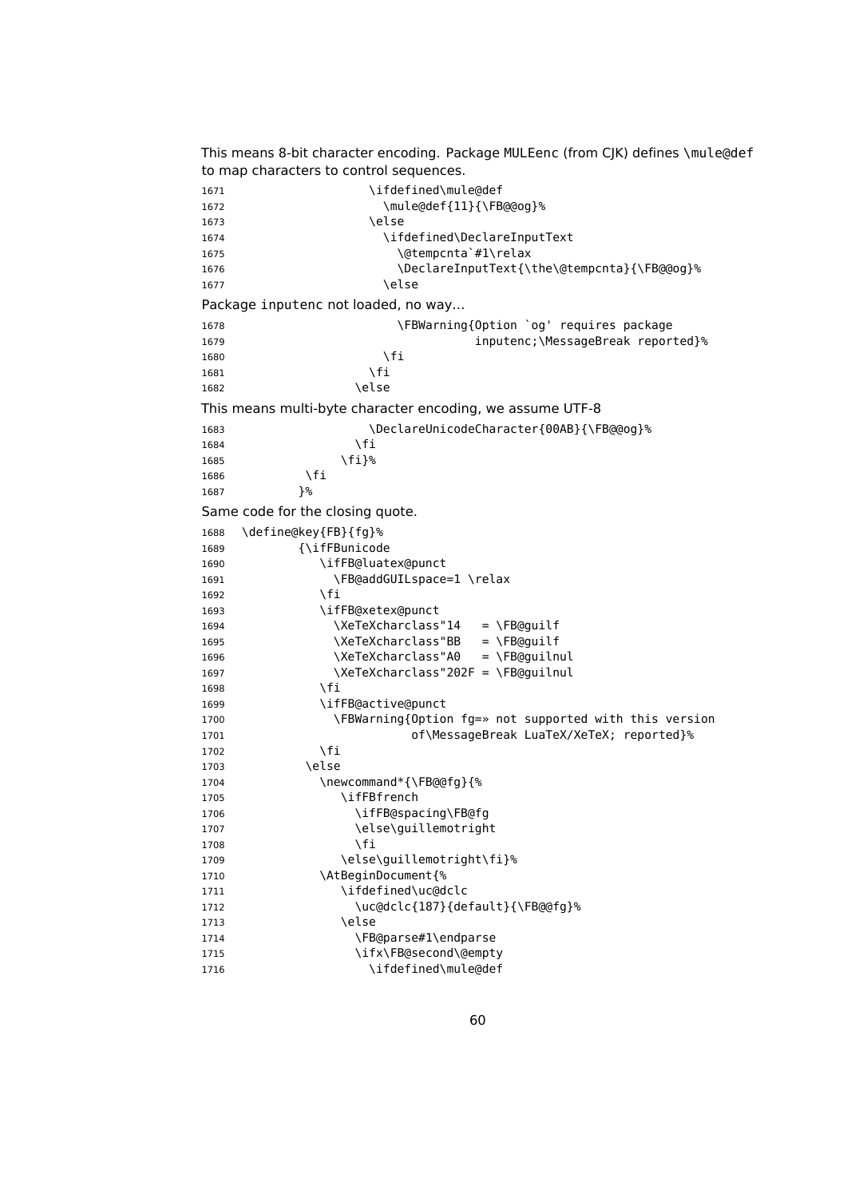This means 8-bit character encoding. Package MULEenc (from CJK) defines \mule@def to map characters to control sequences.

```
1671                    \ifdefined\mule@def
1672                      \mule@def{11}{\FB@@og}%
1673                    \else
1674                      \ifdefined\DeclareInputText
1675                        \@tempcnta`#1\relax
1676                        \DeclareInputText{\the\@tempcnta}{\FB@@og}%
1677                      \else
```

Package inputenc not loaded, no way...

```
1678                        \FBWarning{Option `og' requires package
1679                                   inputenc;\MessageBreak reported}%
1680                      \fi
1681                    \fi
1682                  \else
```

This means multi-byte character encoding, we assume UTF-8

```
1683                    \DeclareUnicodeCharacter{00AB}{\FB@@og}%
1684                  \fi
1685                \fi}%
1686           \fi
1687          }%
```

Same code for the closing quote.

```
1688 \define@key{FB}{fg}%
1689          {\ifFBunicode
1690             \ifFB@luatex@punct
1691               \FB@addGUILspace=1 \relax
1692             \fi
1693             \ifFB@xetex@punct
1694               \XeTeXcharclass"14   = \FB@guilf
1695               \XeTeXcharclass"BB   = \FB@guilf
1696               \XeTeXcharclass"A0   = \FB@guilnul
1697               \XeTeXcharclass"202F = \FB@guilnul
1698             \fi
1699             \ifFB@active@punct
1700               \FBWarning{Option fg=» not supported with this version
1701                          of\MessageBreak LuaTeX/XeTeX; reported}%
1702             \fi
1703           \else
1704             \newcommand*{\FB@@fg}{%
1705                \ifFBfrench
1706                  \ifFB@spacing\FB@fg
1707                  \else\guillemotright
1708                  \fi
1709                \else\guillemotright\fi}%
1710             \AtBeginDocument{%
1711                \ifdefined\uc@dclc
1712                  \uc@dclc{187}{default}{\FB@@fg}%
1713                \else
1714                  \FB@parse#1\endparse
1715                  \ifx\FB@second\@empty
1716                    \ifdefined\mule@def
```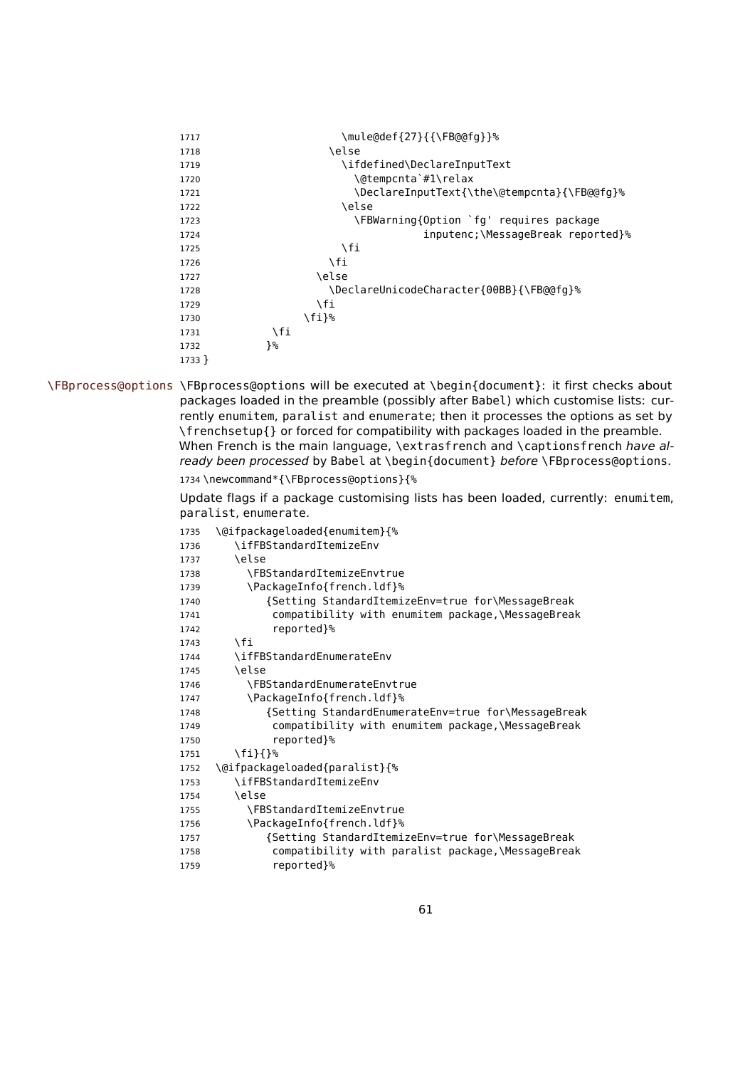```
1717                    \mule@def{27}{{\FB@@fg}}%
1718                  \else
1719                    \ifdefined\DeclareInputText
1720                      \@tempcnta`#1\relax
1721                      \DeclareInputText{\the\@tempcnta}{\FB@@fg}%
1722                    \else
1723                      \FBWarning{Option `fg' requires package
1724                                 inputenc;\MessageBreak reported}%
1725                    \fi
1726                  \fi
1727                \else
1728                  \DeclareUnicodeCharacter{00BB}{\FB@@fg}%
1729                \fi
1730              \fi}%
1731          \fi
1732         }%
1733 }
```

\FBprocess@options \FBprocess@options will be executed at \begin{document}: it first checks about packages loaded in the preamble (possibly after Babel) which customise lists: currently enumitem, paralist and enumerate; then it processes the options as set by \frenchsetup{} or forced for compatibility with packages loaded in the preamble. When French is the main language, \extrasfrench and \captionsfrench *have already been processed* by Babel at \begin{document} *before* \FBprocess@options.

```
1734 \newcommand*{\FBprocess@options}{%
```

Update flags if a package customising lists has been loaded, currently: enumitem, paralist, enumerate.

```
1735   \@ifpackageloaded{enumitem}{%
1736     \ifFBStandardItemizeEnv
1737     \else
1738       \FBStandardItemizeEnvtrue
1739       \PackageInfo{french.ldf}%
1740          {Setting StandardItemizeEnv=true for\MessageBreak
1741           compatibility with enumitem package,\MessageBreak
1742           reported}%
1743     \fi
1744     \ifFBStandardEnumerateEnv
1745     \else
1746       \FBStandardEnumerateEnvtrue
1747       \PackageInfo{french.ldf}%
1748          {Setting StandardEnumerateEnv=true for\MessageBreak
1749           compatibility with enumitem package,\MessageBreak
1750           reported}%
1751     \fi}{}%
1752   \@ifpackageloaded{paralist}{%
1753     \ifFBStandardItemizeEnv
1754     \else
1755       \FBStandardItemizeEnvtrue
1756       \PackageInfo{french.ldf}%
1757          {Setting StandardItemizeEnv=true for\MessageBreak
1758           compatibility with paralist package,\MessageBreak
1759           reported}%
```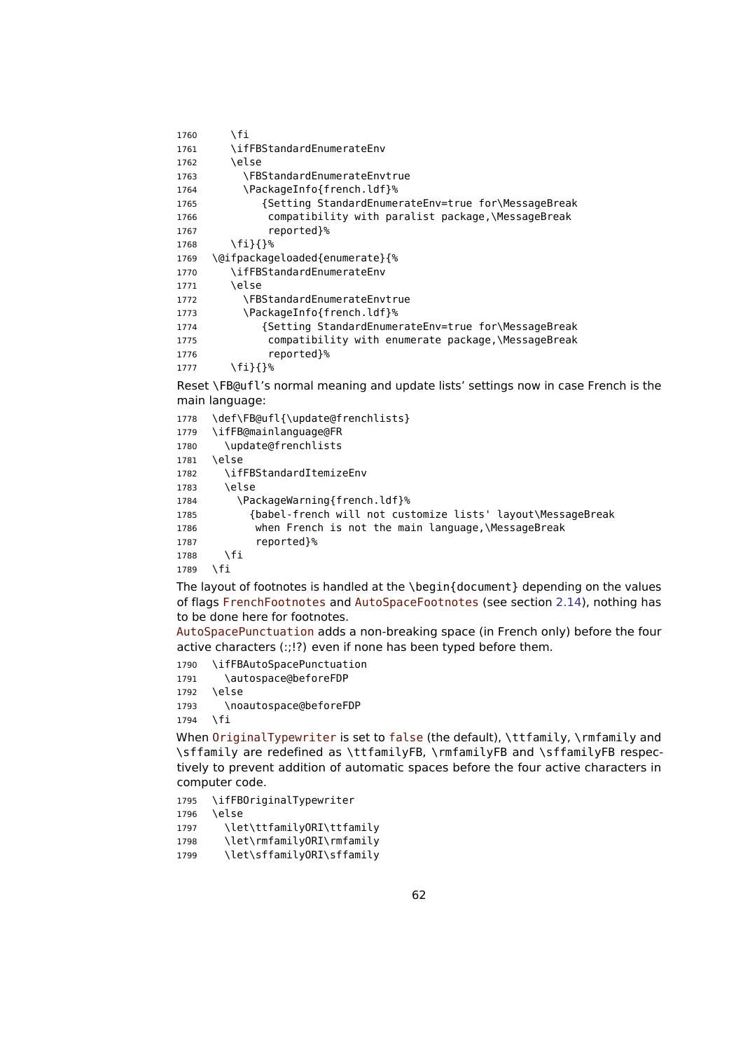```
1760     \fi
1761     \ifFBStandardEnumerateEnv
1762     \else
1763       \FBStandardEnumerateEnvtrue
1764       \PackageInfo{french.ldf}%
1765          {Setting StandardEnumerateEnv=true for\MessageBreak
1766           compatibility with paralist package,\MessageBreak
1767           reported}%
1768     \fi}{}%
1769   \@ifpackageloaded{enumerate}{%
1770     \ifFBStandardEnumerateEnv
1771     \else
1772       \FBStandardEnumerateEnvtrue
1773       \PackageInfo{french.ldf}%
1774          {Setting StandardEnumerateEnv=true for\MessageBreak
1775           compatibility with enumerate package,\MessageBreak
1776           reported}%
1777     \fi}{}%
```

Reset \FB@ufl's normal meaning and update lists' settings now in case French is the main language:

```
1778   \def\FB@ufl{\update@frenchlists}
1779   \ifFB@mainlanguage@FR
1780     \update@frenchlists
1781   \else
1782     \ifFBStandardItemizeEnv
1783     \else
1784       \PackageWarning{french.ldf}%
1785         {babel-french will not customize lists' layout\MessageBreak
1786          when French is not the main language,\MessageBreak
1787          reported}%
1788     \fi
1789   \fi
```

The layout of footnotes is handled at the \begin{document} depending on the values of flags FrenchFootnotes and AutoSpaceFootnotes (see section 2.14), nothing has to be done here for footnotes.

AutoSpacePunctuation adds a non-breaking space (in French only) before the four active characters (:;!?) even if none has been typed before them.

```
1790   \ifFBAutoSpacePunctuation
1791     \autospace@beforeFDP
1792   \else
1793     \noautospace@beforeFDP
1794   \fi
```

When OriginalTypewriter is set to false (the default), \ttfamily, \rmfamily and \sffamily are redefined as \ttfamilyFB, \rmfamilyFB and \sffamilyFB respectively to prevent addition of automatic spaces before the four active characters in computer code.

```
1795   \ifFBOriginalTypewriter
1796   \else
1797     \let\ttfamilyORI\ttfamily
1798     \let\rmfamilyORI\rmfamily
1799     \let\sffamilyORI\sffamily
```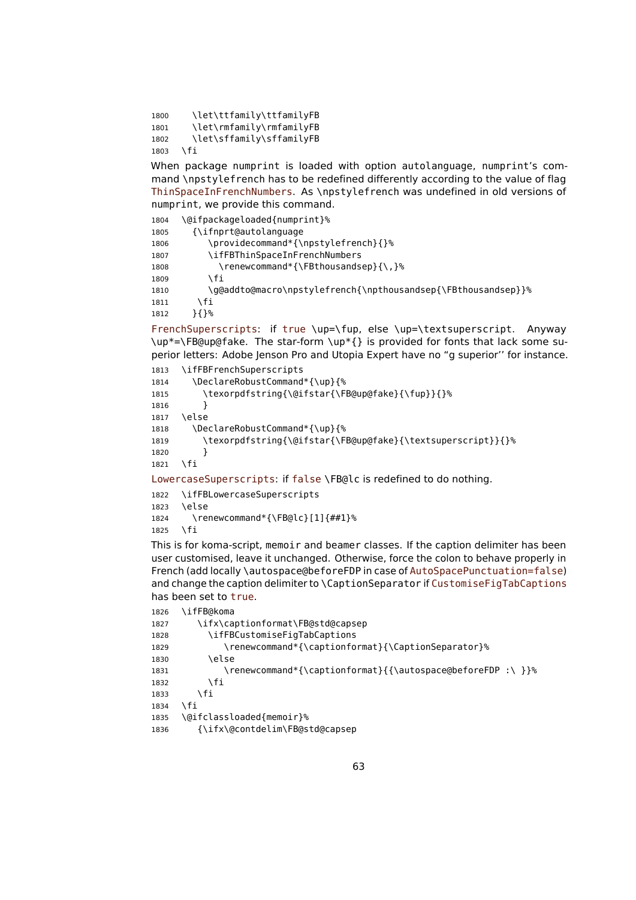```
1800    \let\ttfamily\ttfamilyFB
1801    \let\rmfamily\rmfamilyFB
1802    \let\sffamily\sffamilyFB
1803  \fi
```

When package numprint is loaded with option autolanguage, numprint's command \npstylefrench has to be redefined differently according to the value of flag ThinSpaceInFrenchNumbers. As \npstylefrench was undefined in old versions of numprint, we provide this command.

```
1804  \@ifpackageloaded{numprint}%
1805    {\ifnprt@autolanguage
1806       \providecommand*{\npstylefrench}{}%
1807       \ifFBThinSpaceInFrenchNumbers
1808         \renewcommand*{\FBthousandsep}{\,}%
1809       \fi
1810       \g@addto@macro\npstylefrench{\npthousandsep{\FBthousandsep}}%
1811     \fi
1812    }{}%
```

FrenchSuperscripts: if true \up=\fup, else \up=\textsuperscript. Anyway \up*=\FB@up@fake. The star-form \up*{} is provided for fonts that lack some superior letters: Adobe Jenson Pro and Utopia Expert have no "g superior" for instance.

```
1813  \ifFBFrenchSuperscripts
1814    \DeclareRobustCommand*{\up}{%
1815      \texorpdfstring{\@ifstar{\FB@up@fake}{\fup}}{}%
1816      }
1817  \else
1818    \DeclareRobustCommand*{\up}{%
1819      \texorpdfstring{\@ifstar{\FB@up@fake}{\textsuperscript}}{}%
1820      }
1821  \fi
```

LowercaseSuperscripts: if false \FB@lc is redefined to do nothing.

```
1822  \ifFBLowercaseSuperscripts
1823  \else
1824    \renewcommand*{\FB@lc}[1]{##1}%
1825  \fi
```

This is for koma-script, memoir and beamer classes. If the caption delimiter has been user customised, leave it unchanged. Otherwise, force the colon to behave properly in French (add locally \autospace@beforeFDP in case of AutoSpacePunctuation=false) and change the caption delimiter to \CaptionSeparator if CustomiseFigTabCaptions has been set to true.

```
1826  \ifFB@koma
1827     \ifx\captionformat\FB@std@capsep
1828       \ifFBCustomiseFigTabCaptions
1829          \renewcommand*{\captionformat}{\CaptionSeparator}%
1830       \else
1831          \renewcommand*{\captionformat}{{\autospace@beforeFDP :\ }}%
1832       \fi
1833     \fi
1834  \fi
1835  \@ifclassloaded{memoir}%
1836     {\ifx\@contdelim\FB@std@capsep
```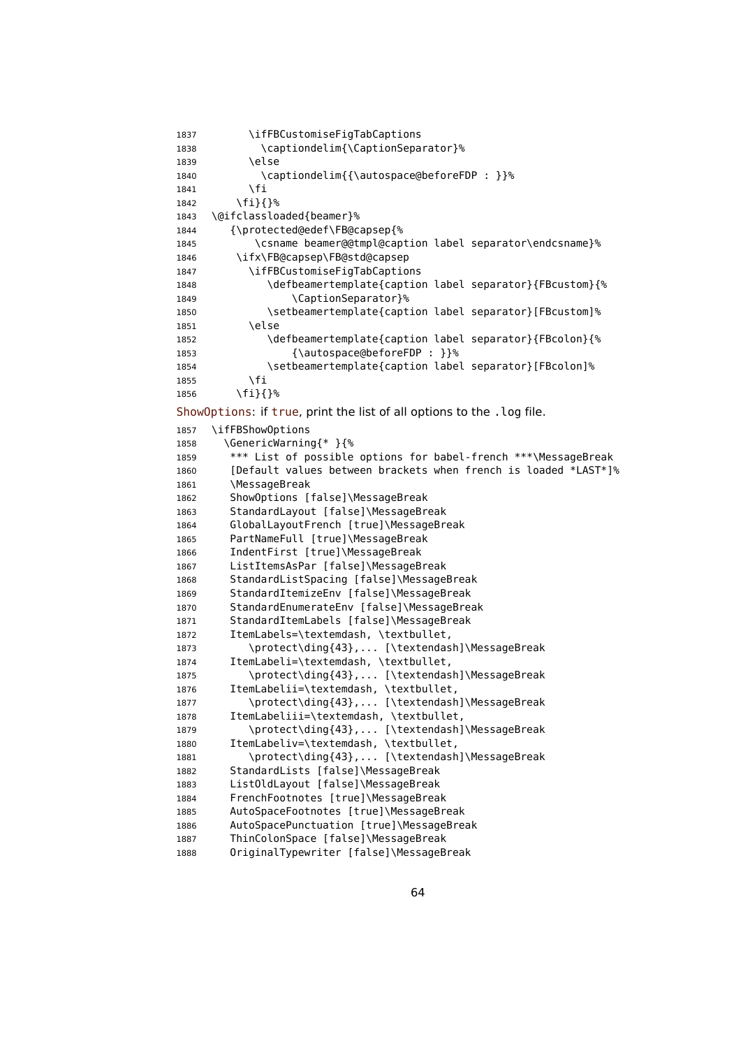```
1837       \ifFBCustomiseFigTabCaptions
1838         \captiondelim{\CaptionSeparator}%
1839       \else
1840         \captiondelim{{\autospace@beforeFDP : }}%
1841       \fi
1842     \fi}{}%
1843 \@ifclassloaded{beamer}%
1844    {\protected@edef\FB@capsep{%
1845        \csname beamer@@tmpl@caption label separator\endcsname}%
1846     \ifx\FB@capsep\FB@std@capsep
1847       \ifFBCustomiseFigTabCaptions
1848          \defbeamertemplate{caption label separator}{FBcustom}{%
1849              \CaptionSeparator}%
1850          \setbeamertemplate{caption label separator}[FBcustom]%
1851       \else
1852          \defbeamertemplate{caption label separator}{FBcolon}{%
1853              {\autospace@beforeFDP : }}%
1854          \setbeamertemplate{caption label separator}[FBcolon]%
1855       \fi
1856     \fi}{}%
```

ShowOptions: if true, print the list of all options to the .log file.

```
1857 \ifFBShowOptions
1858   \GenericWarning{* }{%
1859    *** List of possible options for babel-french ***\MessageBreak
1860    [Default values between brackets when french is loaded *LAST*]%
1861    \MessageBreak
1862    ShowOptions [false]\MessageBreak
1863    StandardLayout [false]\MessageBreak
1864    GlobalLayoutFrench [true]\MessageBreak
1865    PartNameFull [true]\MessageBreak
1866    IndentFirst [true]\MessageBreak
1867    ListItemsAsPar [false]\MessageBreak
1868    StandardListSpacing [false]\MessageBreak
1869    StandardItemizeEnv [false]\MessageBreak
1870    StandardEnumerateEnv [false]\MessageBreak
1871    StandardItemLabels [false]\MessageBreak
1872    ItemLabels=\textemdash, \textbullet,
1873       \protect\ding{43},... [\textendash]\MessageBreak
1874    ItemLabeli=\textemdash, \textbullet,
1875       \protect\ding{43},... [\textendash]\MessageBreak
1876    ItemLabelii=\textemdash, \textbullet,
1877       \protect\ding{43},... [\textendash]\MessageBreak
1878    ItemLabeliii=\textemdash, \textbullet,
1879       \protect\ding{43},... [\textendash]\MessageBreak
1880    ItemLabeliv=\textemdash, \textbullet,
1881       \protect\ding{43},... [\textendash]\MessageBreak
1882    StandardLists [false]\MessageBreak
1883    ListOldLayout [false]\MessageBreak
1884    FrenchFootnotes [true]\MessageBreak
1885    AutoSpaceFootnotes [true]\MessageBreak
1886    AutoSpacePunctuation [true]\MessageBreak
1887    ThinColonSpace [false]\MessageBreak
1888    OriginalTypewriter [false]\MessageBreak
```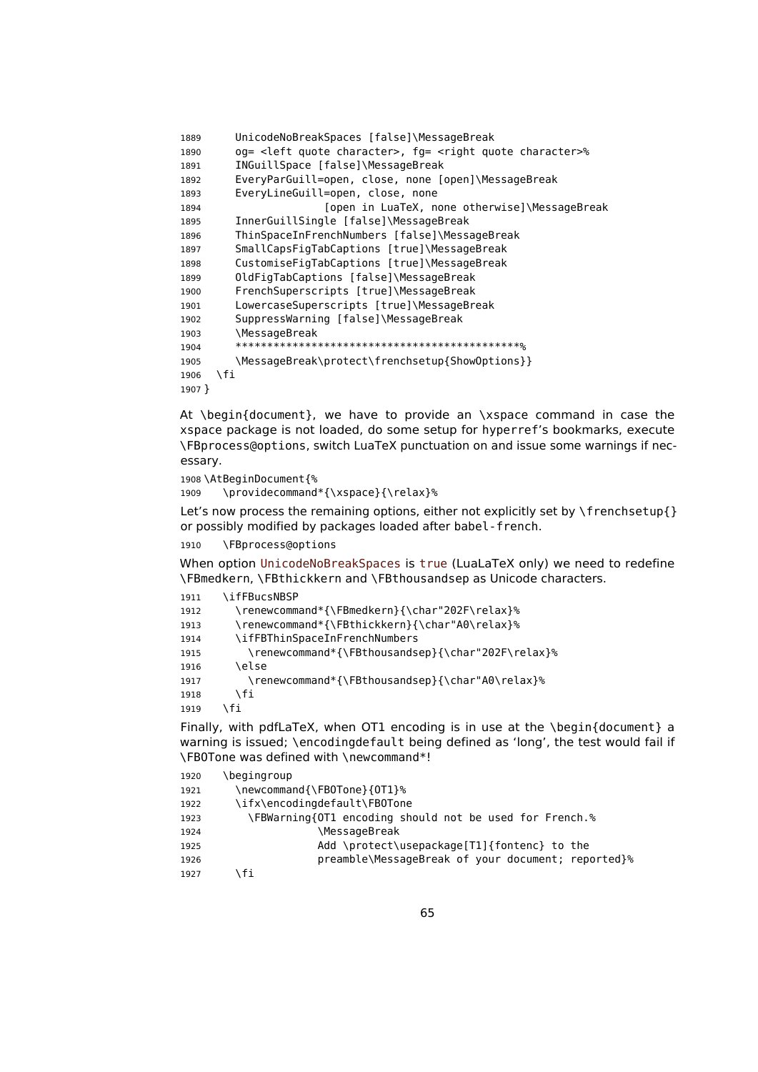```
1889     UnicodeNoBreakSpaces [false]\MessageBreak
1890     og= <left quote character>, fg= <right quote character>%
1891     INGuillSpace [false]\MessageBreak
1892     EveryParGuill=open, close, none [open]\MessageBreak
1893     EveryLineGuill=open, close, none
1894                   [open in LuaTeX, none otherwise]\MessageBreak
1895     InnerGuillSingle [false]\MessageBreak
1896     ThinSpaceInFrenchNumbers [false]\MessageBreak
1897     SmallCapsFigTabCaptions [true]\MessageBreak
1898     CustomiseFigTabCaptions [true]\MessageBreak
1899     OldFigTabCaptions [false]\MessageBreak
1900     FrenchSuperscripts [true]\MessageBreak
1901     LowercaseSuperscripts [true]\MessageBreak
1902     SuppressWarning [false]\MessageBreak
1903     \MessageBreak
1904     ********************************************%
1905     \MessageBreak\protect\frenchsetup{ShowOptions}}
1906   \fi
1907 }
```

At \begin{document}, we have to provide an \xspace command in case the xspace package is not loaded, do some setup for hyperref's bookmarks, execute \FBprocess@options, switch LuaTeX punctuation on and issue some warnings if necessary.

```
1908 \AtBeginDocument{%
1909    \providecommand*{\xspace}{\relax}%
```

Let's now process the remaining options, either not explicitly set by \frenchsetup{} or possibly modified by packages loaded after babel-french.

```
1910    \FBprocess@options
```

When option UnicodeNoBreakSpaces is true (LuaLaTeX only) we need to redefine \FBmedkern, \FBthickkern and \FBthousandsep as Unicode characters.

```
1911    \ifFBucsNBSP
1912      \renewcommand*{\FBmedkern}{\char"202F\relax}%
1913      \renewcommand*{\FBthickkern}{\char"A0\relax}%
1914      \ifFBThinSpaceInFrenchNumbers
1915        \renewcommand*{\FBthousandsep}{\char"202F\relax}%
1916      \else
1917        \renewcommand*{\FBthousandsep}{\char"A0\relax}%
1918      \fi
1919    \fi
```

Finally, with pdfLaTeX, when OT1 encoding is in use at the \begin{document} a warning is issued; \encodingdefault being defined as 'long', the test would fail if \FBOTone was defined with \newcommand*!

```
1920    \begingroup
1921      \newcommand{\FBOTone}{OT1}%
1922      \ifx\encodingdefault\FBOTone
1923        \FBWarning{OT1 encoding should not be used for French.%
1924                   \MessageBreak
1925                   Add \protect\usepackage[T1]{fontenc} to the
1926                   preamble\MessageBreak of your document; reported}%
1927      \fi
```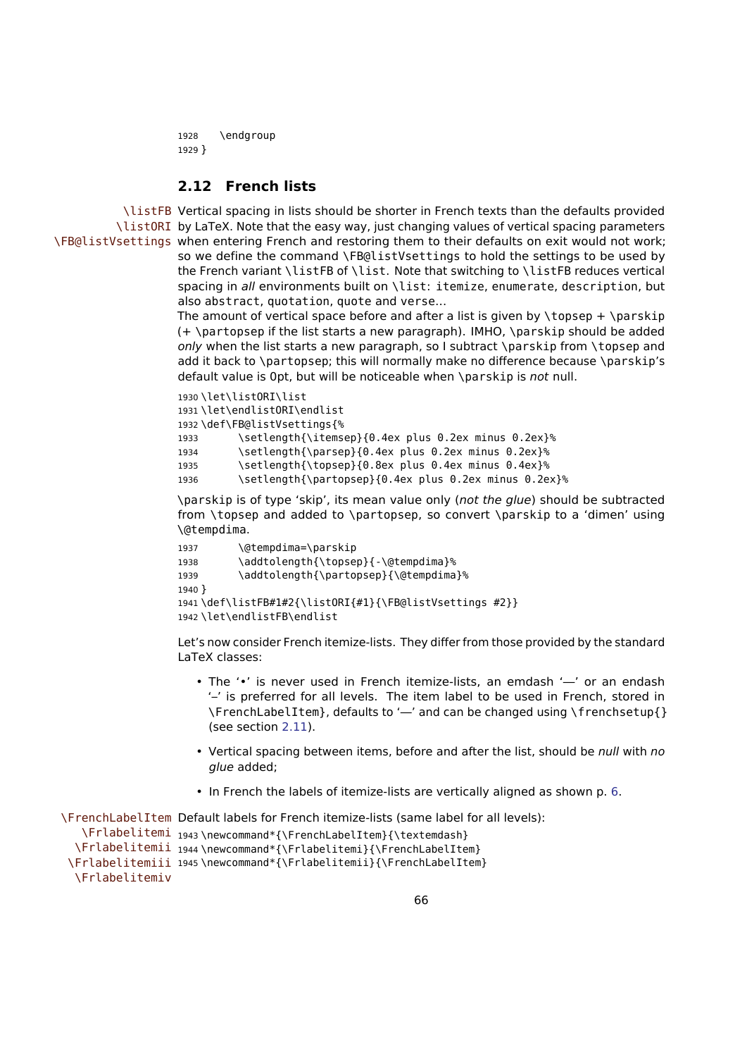```
1928    \endgroup
1929 }
```

### 2.12 French lists

\listFB \listORI \FB@listVsettings Vertical spacing in lists should be shorter in French texts than the defaults provided by LaTeX. Note that the easy way, just changing values of vertical spacing parameters when entering French and restoring them to their defaults on exit would not work; so we define the command `\FB@listVsettings` to hold the settings to be used by the French variant `\listFB` of `\list`. Note that switching to `\listFB` reduces vertical spacing in *all* environments built on `\list`: `itemize`, `enumerate`, `description`, but also `abstract`, `quotation`, `quote` and `verse`…

The amount of vertical space before and after a list is given by `\topsep` + `\parskip` (+ `\partopsep` if the list starts a new paragraph). IMHO, `\parskip` should be added *only* when the list starts a new paragraph, so I subtract `\parskip` from `\topsep` and add it back to `\partopsep`; this will normally make no difference because `\parskip`'s default value is 0pt, but will be noticeable when `\parskip` is *not* null.

```
1930 \let\listORI\list
1931 \let\endlistORI\endlist
1932 \def\FB@listVsettings{%
1933       \setlength{\itemsep}{0.4ex plus 0.2ex minus 0.2ex}%
1934       \setlength{\parsep}{0.4ex plus 0.2ex minus 0.2ex}%
1935       \setlength{\topsep}{0.8ex plus 0.4ex minus 0.4ex}%
1936       \setlength{\partopsep}{0.4ex plus 0.2ex minus 0.2ex}%
```

`\parskip` is of type 'skip', its mean value only (*not the glue*) should be subtracted from `\topsep` and added to `\partopsep`, so convert `\parskip` to a 'dimen' using `\@tempdima`.

```
1937       \@tempdima=\parskip
1938       \addtolength{\topsep}{-\@tempdima}%
1939       \addtolength{\partopsep}{\@tempdima}%
1940 }
1941 \def\listFB#1#2{\listORI{#1}{\FB@listVsettings #2}}
1942 \let\endlistFB\endlist
```

Let's now consider French itemize-lists. They differ from those provided by the standard LaTeX classes:

- The '•' is never used in French itemize-lists, an emdash '—' or an endash '–' is preferred for all levels. The item label to be used in French, stored in `\FrenchLabelItem`, defaults to '—' and can be changed using `\frenchsetup{}` (see section 2.11).
- Vertical spacing between items, before and after the list, should be *null* with *no glue* added;
- In French the labels of itemize-lists are vertically aligned as shown p. 6.

\FrenchLabelItem \Frlabelitemi \Frlabelitemii \Frlabelitemiii \Frlabelitemiv Default labels for French itemize-lists (same label for all levels):

```
1943 \newcommand*{\FrenchLabelItem}{\textemdash}
1944 \newcommand*{\Frlabelitemi}{\FrenchLabelItem}
1945 \newcommand*{\Frlabelitemii}{\FrenchLabelItem}
```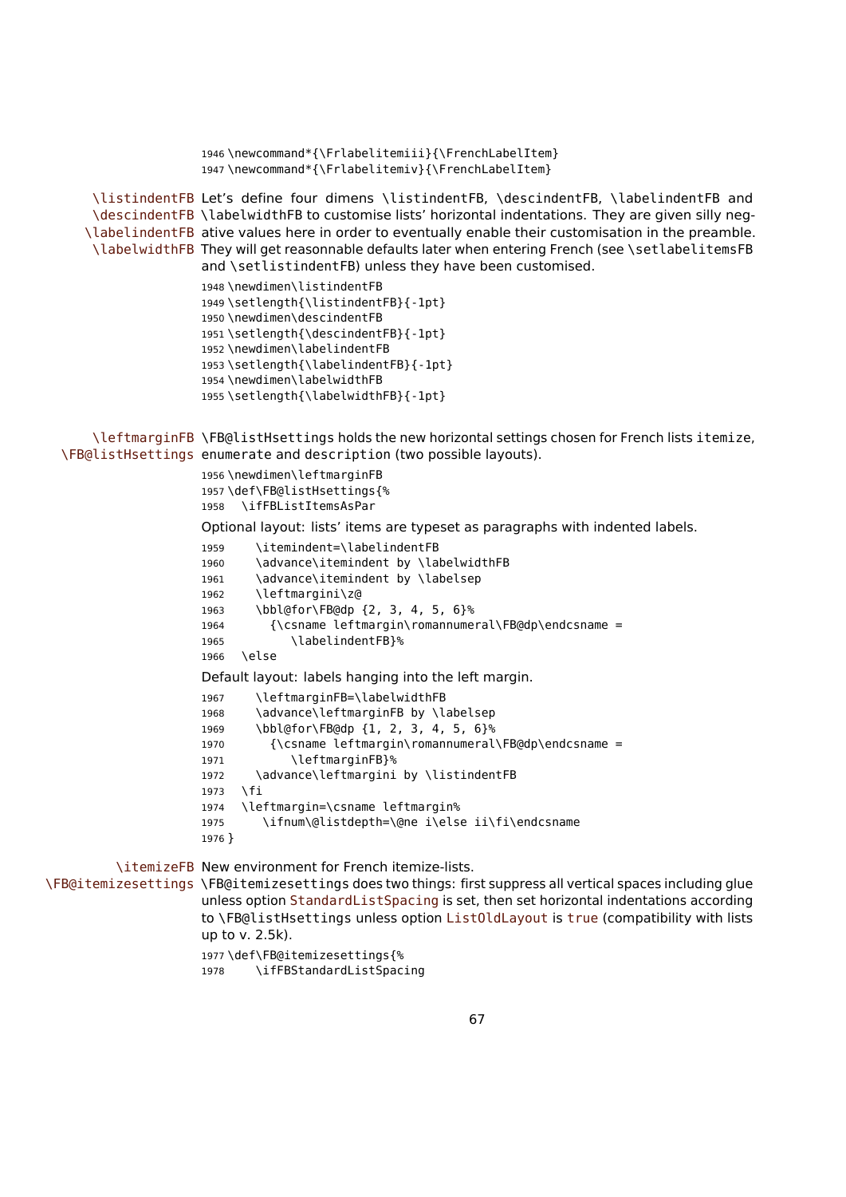```
1946 \newcommand*{\Frlabelitemiii}{\FrenchLabelItem}
1947 \newcommand*{\Frlabelitemiv}{\FrenchLabelItem}
```

\listindentFB \descindentFB \labelindentFB \labelwidthFB

Let's define four dimens \listindentFB, \descindentFB, \labelindentFB and \labelwidthFB to customise lists' horizontal indentations. They are given silly negative values here in order to eventually enable their customisation in the preamble. They will get reasonnable defaults later when entering French (see \setlabelitemsFB and \setlistindentFB) unless they have been customised.

```
1948 \newdimen\listindentFB
1949 \setlength{\listindentFB}{-1pt}
1950 \newdimen\descindentFB
1951 \setlength{\descindentFB}{-1pt}
1952 \newdimen\labelindentFB
1953 \setlength{\labelindentFB}{-1pt}
1954 \newdimen\labelwidthFB
1955 \setlength{\labelwidthFB}{-1pt}
```

\leftmarginFB \FB@listHsettings

\FB@listHsettings holds the new horizontal settings chosen for French lists itemize, enumerate and description (two possible layouts).

```
1956 \newdimen\leftmarginFB
1957 \def\FB@listHsettings{%
1958   \ifFBListItemsAsPar
```

Optional layout: lists' items are typeset as paragraphs with indented labels.

```
1959     \itemindent=\labelindentFB
1960     \advance\itemindent by \labelwidthFB
1961     \advance\itemindent by \labelsep
1962     \leftmargini\z@
1963     \bbl@for\FB@dp {2, 3, 4, 5, 6}%
1964       {\csname leftmargin\romannumeral\FB@dp\endcsname =
1965          \labelindentFB}%
1966   \else
```

Default layout: labels hanging into the left margin.

```
1967     \leftmarginFB=\labelwidthFB
1968     \advance\leftmarginFB by \labelsep
1969     \bbl@for\FB@dp {1, 2, 3, 4, 5, 6}%
1970       {\csname leftmargin\romannumeral\FB@dp\endcsname =
1971          \leftmarginFB}%
1972     \advance\leftmargini by \listindentFB
1973   \fi
1974   \leftmargin=\csname leftmargin%
1975      \ifnum\@listdepth=\@ne i\else ii\fi\endcsname
1976 }
```

\itemizeFB \FB@itemizesettings

New environment for French itemize-lists.

\FB@itemizesettings does two things: first suppress all vertical spaces including glue unless option StandardListSpacing is set, then set horizontal indentations according to \FB@listHsettings unless option ListOldLayout is true (compatibility with lists up to v. 2.5k).

```
1977 \def\FB@itemizesettings{%
1978     \ifFBStandardListSpacing
```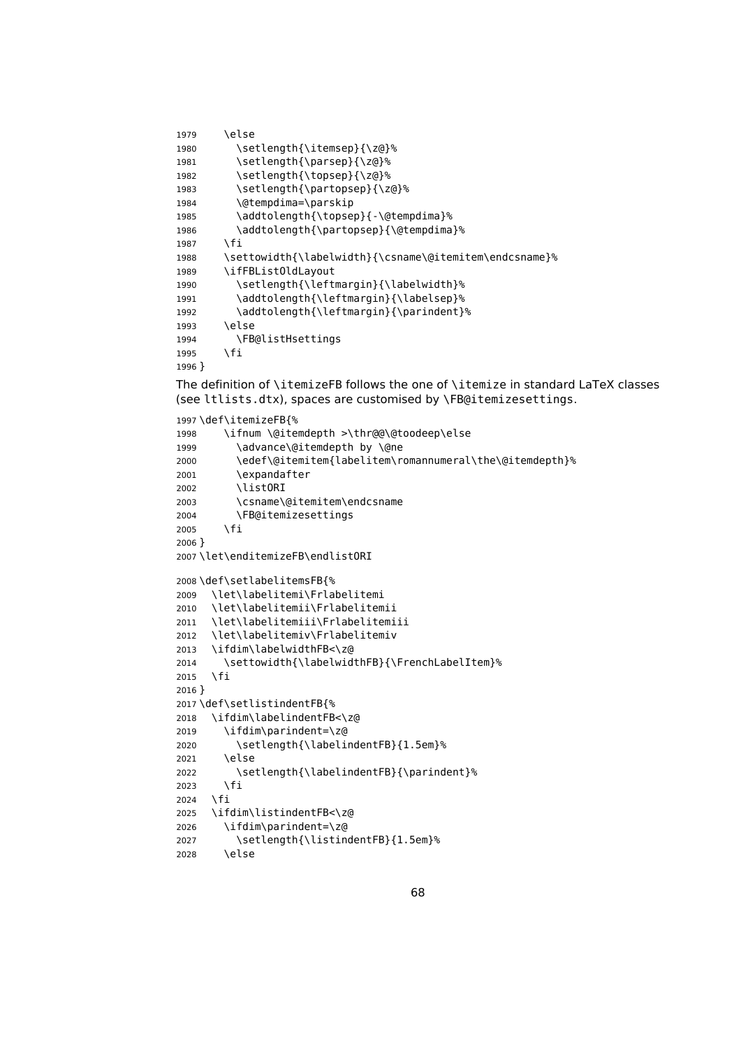```
1979    \else
1980      \setlength{\itemsep}{\z@}%
1981      \setlength{\parsep}{\z@}%
1982      \setlength{\topsep}{\z@}%
1983      \setlength{\partopsep}{\z@}%
1984      \@tempdima=\parskip
1985      \addtolength{\topsep}{-\@tempdima}%
1986      \addtolength{\partopsep}{\@tempdima}%
1987    \fi
1988    \settowidth{\labelwidth}{\csname\@itemitem\endcsname}%
1989    \ifFBListOldLayout
1990      \setlength{\leftmargin}{\labelwidth}%
1991      \addtolength{\leftmargin}{\labelsep}%
1992      \addtolength{\leftmargin}{\parindent}%
1993    \else
1994      \FB@listHsettings
1995    \fi
1996 }
```

The definition of `\itemizeFB` follows the one of `\itemize` in standard LaTeX classes (see `ltlists.dtx`), spaces are customised by `\FB@itemizesettings`.

```
1997 \def\itemizeFB{%
1998    \ifnum \@itemdepth >\thr@@\@toodeep\else
1999      \advance\@itemdepth by \@ne
2000      \edef\@itemitem{labelitem\romannumeral\the\@itemdepth}%
2001      \expandafter
2002      \listORI
2003      \csname\@itemitem\endcsname
2004      \FB@itemizesettings
2005    \fi
2006 }
2007 \let\enditemizeFB\endlistORI
```

```
2008 \def\setlabelitemsFB{%
2009   \let\labelitemi\Frlabelitemi
2010   \let\labelitemii\Frlabelitemii
2011   \let\labelitemiii\Frlabelitemiii
2012   \let\labelitemiv\Frlabelitemiv
2013   \ifdim\labelwidthFB<\z@
2014     \settowidth{\labelwidthFB}{\FrenchLabelItem}%
2015   \fi
2016 }
2017 \def\setlistindentFB{%
2018   \ifdim\labelindentFB<\z@
2019     \ifdim\parindent=\z@
2020       \setlength{\labelindentFB}{1.5em}%
2021     \else
2022       \setlength{\labelindentFB}{\parindent}%
2023     \fi
2024   \fi
2025   \ifdim\listindentFB<\z@
2026     \ifdim\parindent=\z@
2027       \setlength{\listindentFB}{1.5em}%
2028     \else
```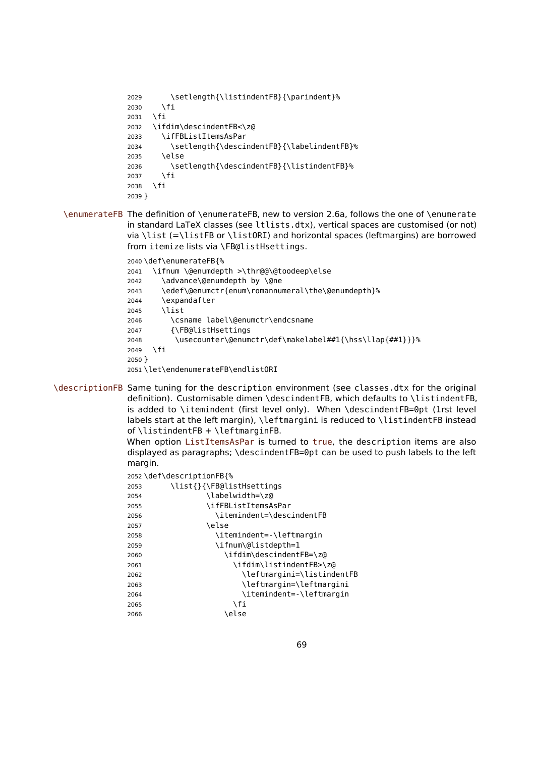```
2029      \setlength{\listindentFB}{\parindent}%
2030    \fi
2031  \fi
2032  \ifdim\descindentFB<\z@
2033    \ifFBListItemsAsPar
2034      \setlength{\descindentFB}{\labelindentFB}%
2035    \else
2036      \setlength{\descindentFB}{\listindentFB}%
2037    \fi
2038  \fi
2039 }
```

**\enumerateFB** The definition of \enumerateFB, new to version 2.6a, follows the one of \enumerate in standard LaTeX classes (see ltlists.dtx), vertical spaces are customised (or not) via \list (=\listFB or \listORI) and horizontal spaces (leftmargins) are borrowed from itemize lists via \FB@listHsettings.

```
2040 \def\enumerateFB{%
2041   \ifnum \@enumdepth >\thr@@\@toodeep\else
2042     \advance\@enumdepth by \@ne
2043     \edef\@enumctr{enum\romannumeral\the\@enumdepth}%
2044     \expandafter
2045     \list
2046       \csname label\@enumctr\endcsname
2047       {\FB@listHsettings
2048        \usecounter\@enumctr\def\makelabel##1{\hss\llap{##1}}}%
2049   \fi
2050 }
2051 \let\endenumerateFB\endlistORI
```

**\descriptionFB** Same tuning for the description environment (see classes.dtx for the original definition). Customisable dimen \descindentFB, which defaults to \listindentFB, is added to \itemindent (first level only). When \descindentFB=0pt (1rst level labels start at the left margin), \leftmargini is reduced to \listindentFB instead of \listindentFB + \leftmarginFB.

When option ListItemsAsPar is turned to true, the description items are also displayed as paragraphs; \descindentFB=0pt can be used to push labels to the left margin.

```
2052 \def\descriptionFB{%
2053       \list{}{\FB@listHsettings
2054               \labelwidth=\z@
2055               \ifFBListItemsAsPar
2056                 \itemindent=\descindentFB
2057               \else
2058                 \itemindent=-\leftmargin
2059                 \ifnum\@listdepth=1
2060                   \ifdim\descindentFB=\z@
2061                     \ifdim\listindentFB>\z@
2062                       \leftmargini=\listindentFB
2063                       \leftmargin=\leftmargini
2064                       \itemindent=-\leftmargin
2065                     \fi
2066                   \else
```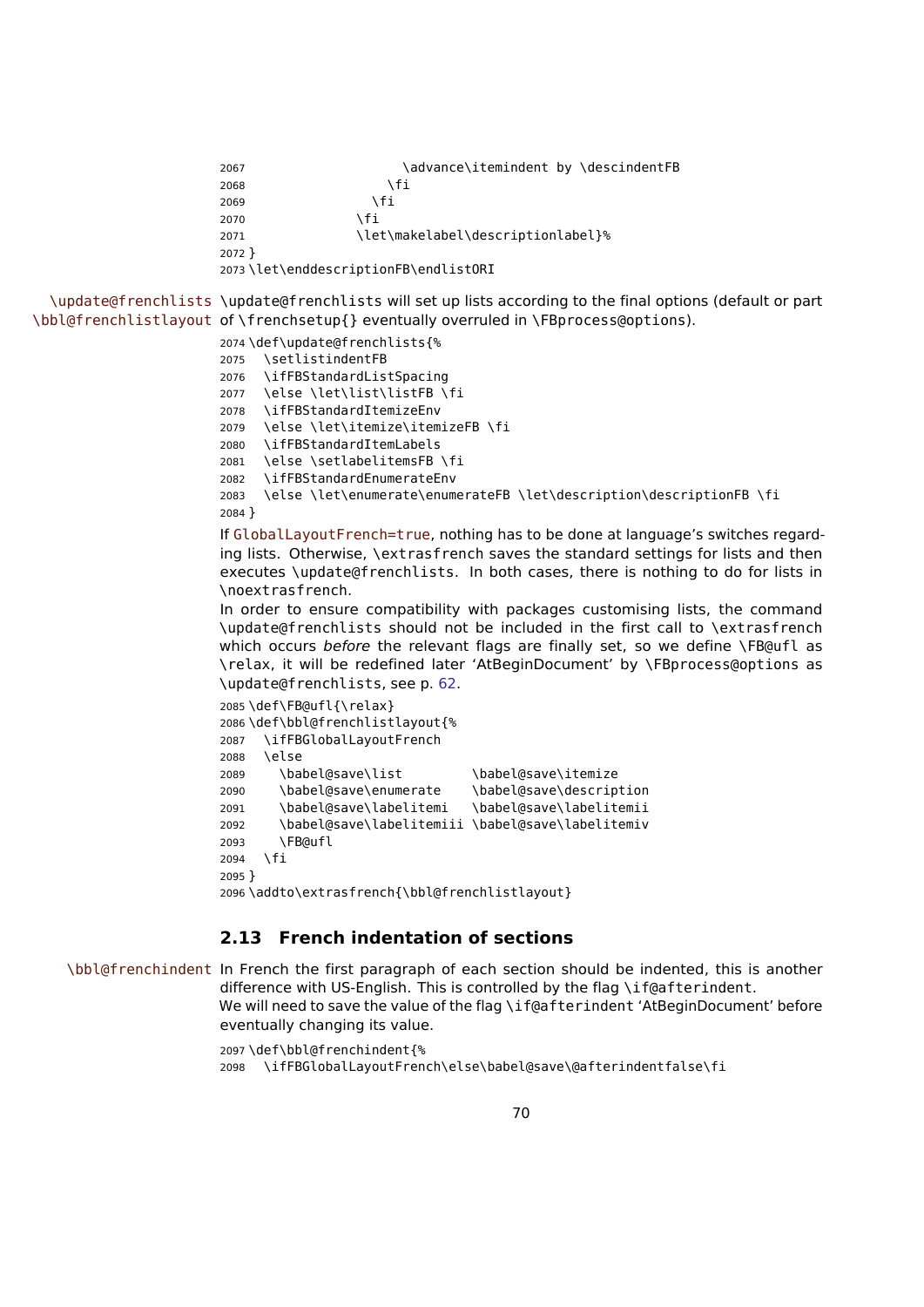```
2067                     \advance\itemindent by \descindentFB
2068                   \fi
2069                 \fi
2070               \fi
2071               \let\makelabel\descriptionlabel}%
2072 }
2073 \let\enddescriptionFB\endlistORI
```

\update@frenchlists \bbl@frenchlistlayout \update@frenchlists will set up lists according to the final options (default or part of \frenchsetup{} eventually overruled in \FBprocess@options).

```
2074 \def\update@frenchlists{%
2075   \setlistindentFB
2076   \ifFBStandardListSpacing
2077   \else \let\list\listFB \fi
2078   \ifFBStandardItemizeEnv
2079   \else \let\itemize\itemizeFB \fi
2080   \ifFBStandardItemLabels
2081   \else \setlabelitemsFB \fi
2082   \ifFBStandardEnumerateEnv
2083   \else \let\enumerate\enumerateFB \let\description\descriptionFB \fi
2084 }
```

If GlobalLayoutFrench=true, nothing has to be done at language's switches regarding lists. Otherwise, \extrasfrench saves the standard settings for lists and then executes \update@frenchlists. In both cases, there is nothing to do for lists in \noextrasfrench.

In order to ensure compatibility with packages customising lists, the command \update@frenchlists should not be included in the first call to \extrasfrench which occurs *before* the relevant flags are finally set, so we define \FB@ufl as \relax, it will be redefined later 'AtBeginDocument' by \FBprocess@options as \update@frenchlists, see p. 62.

```
2085 \def\FB@ufl{\relax}
2086 \def\bbl@frenchlistlayout{%
2087   \ifFBGlobalLayoutFrench
2088   \else
2089     \babel@save\list         \babel@save\itemize
2090     \babel@save\enumerate    \babel@save\description
2091     \babel@save\labelitemi   \babel@save\labelitemii
2092     \babel@save\labelitemiii \babel@save\labelitemiv
2093     \FB@ufl
2094   \fi
2095 }
2096 \addto\extrasfrench{\bbl@frenchlistlayout}
```

## 2.13 French indentation of sections

\bbl@frenchindent In French the first paragraph of each section should be indented, this is another difference with US-English. This is controlled by the flag \if@afterindent.
We will need to save the value of the flag \if@afterindent 'AtBeginDocument' before eventually changing its value.

```
2097 \def\bbl@frenchindent{%
2098   \ifFBGlobalLayoutFrench\else\babel@save\@afterindentfalse\fi
```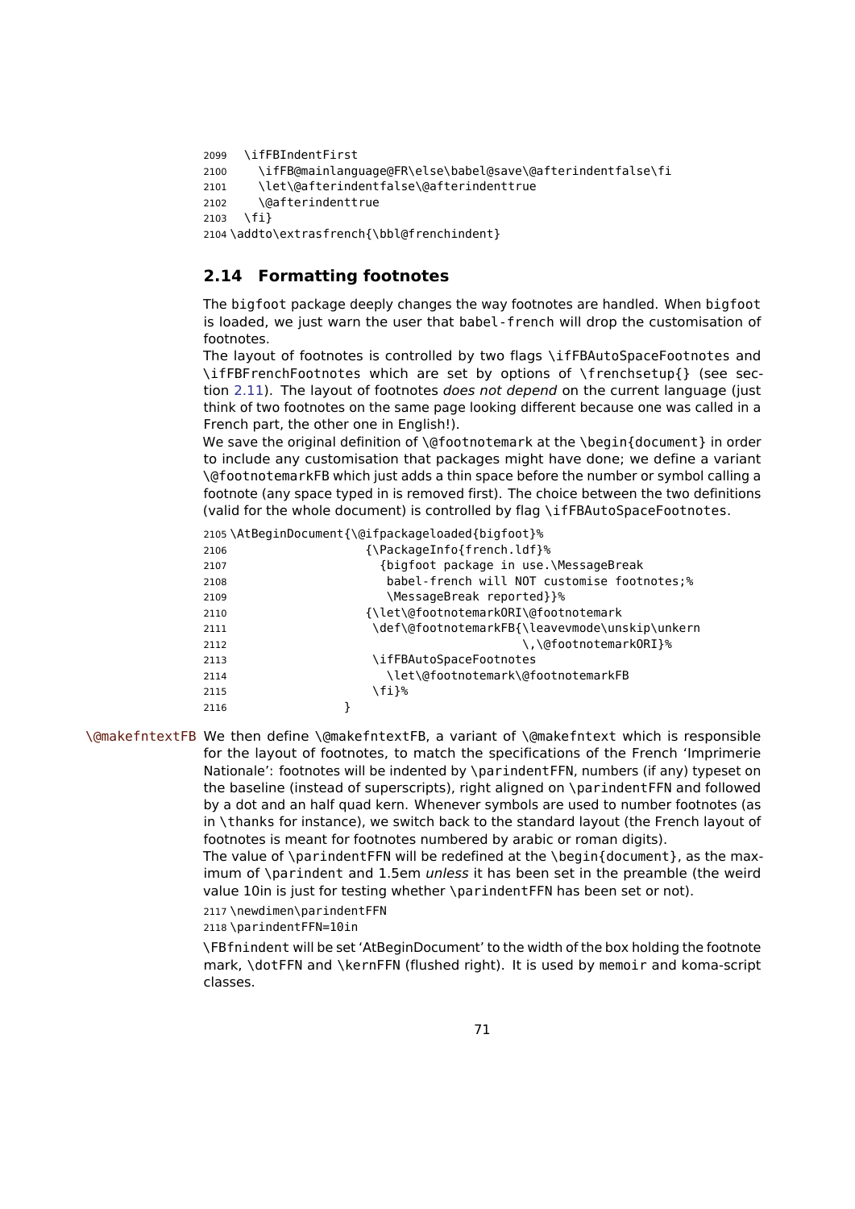```
2099   \ifFBIndentFirst
2100     \ifFB@mainlanguage@FR\else\babel@save\@afterindentfalse\fi
2101     \let\@afterindentfalse\@afterindenttrue
2102     \@afterindenttrue
2103   \fi}
2104 \addto\extrasfrench{\bbl@frenchindent}
```

## 2.14 Formatting footnotes

The bigfoot package deeply changes the way footnotes are handled. When bigfoot is loaded, we just warn the user that babel-french will drop the customisation of footnotes.

The layout of footnotes is controlled by two flags \ifFBAutoSpaceFootnotes and \ifFBFrenchFootnotes which are set by options of \frenchsetup{} (see section 2.11). The layout of footnotes *does not depend* on the current language (just think of two footnotes on the same page looking different because one was called in a French part, the other one in English!).

We save the original definition of \@footnotemark at the \begin{document} in order to include any customisation that packages might have done; we define a variant \@footnotemarkFB which just adds a thin space before the number or symbol calling a footnote (any space typed in is removed first). The choice between the two definitions (valid for the whole document) is controlled by flag \ifFBAutoSpaceFootnotes.

```
2105 \AtBeginDocument{\@ifpackageloaded{bigfoot}%
2106                   {\PackageInfo{french.ldf}%
2107                     {bigfoot package in use.\MessageBreak
2108                      babel-french will NOT customise footnotes;%
2109                      \MessageBreak reported}}%
2110                   {\let\@footnotemarkORI\@footnotemark
2111                    \def\@footnotemarkFB{\leavevmode\unskip\unkern
2112                                         \,\@footnotemarkORI}%
2113                    \ifFBAutoSpaceFootnotes
2114                      \let\@footnotemark\@footnotemarkFB
2115                    \fi}%
2116                }
```

\@makefntextFB We then define \@makefntextFB, a variant of \@makefntext which is responsible for the layout of footnotes, to match the specifications of the French 'Imprimerie Nationale': footnotes will be indented by \parindentFFN, numbers (if any) typeset on the baseline (instead of superscripts), right aligned on \parindentFFN and followed by a dot and an half quad kern. Whenever symbols are used to number footnotes (as in \thanks for instance), we switch back to the standard layout (the French layout of footnotes is meant for footnotes numbered by arabic or roman digits).

The value of \parindentFFN will be redefined at the \begin{document}, as the maximum of \parindent and 1.5em *unless* it has been set in the preamble (the weird value 10in is just for testing whether \parindentFFN has been set or not).

```
2117 \newdimen\parindentFFN
2118 \parindentFFN=10in
```

\FBfnindent will be set 'AtBeginDocument' to the width of the box holding the footnote mark, \dotFFN and \kernFFN (flushed right). It is used by memoir and koma-script classes.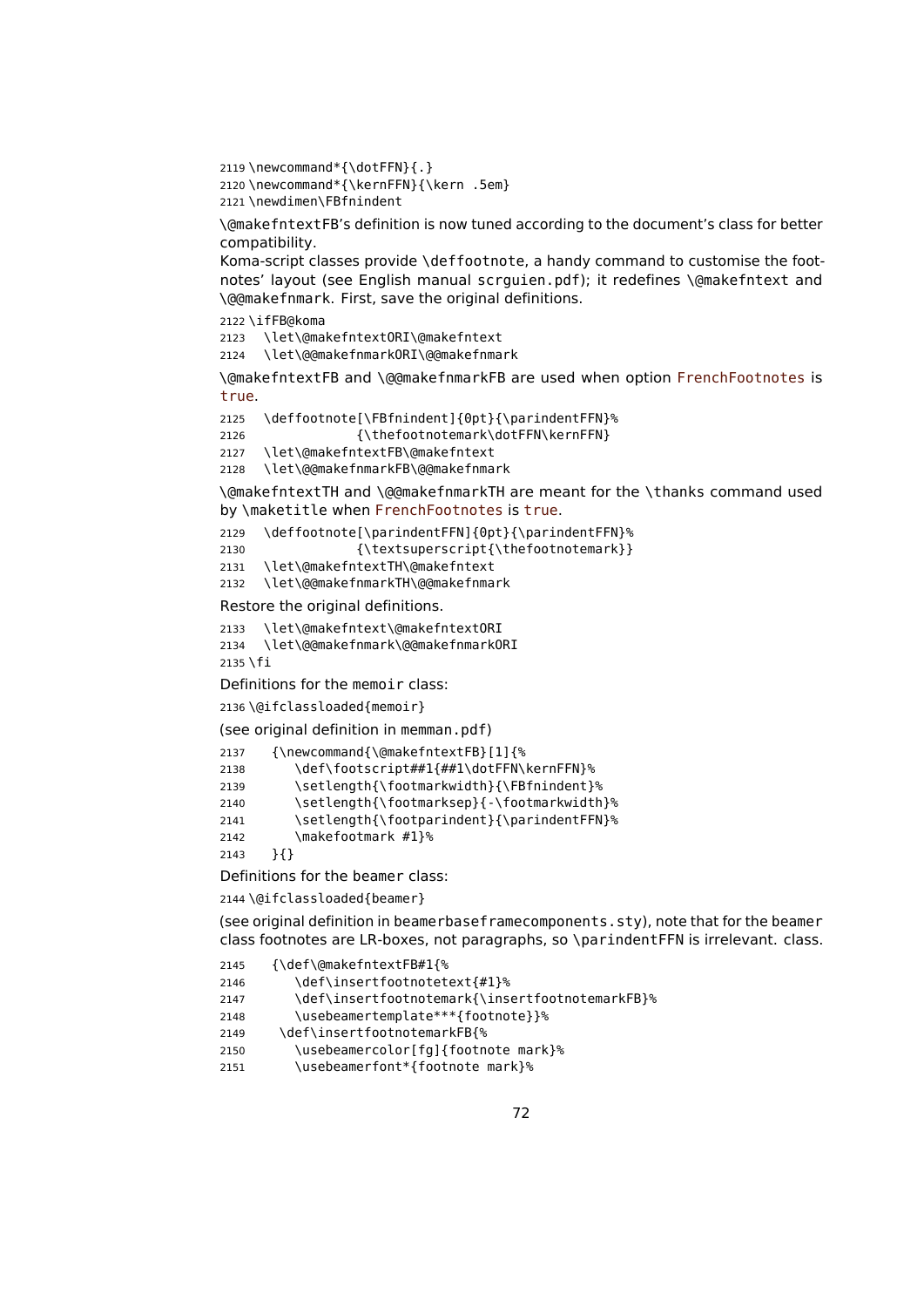```
2119 \newcommand*{\dotFFN}{.}
2120 \newcommand*{\kernFFN}{\kern .5em}
2121 \newdimen\FBfnindent
```

`\@makefntextFB`'s definition is now tuned according to the document's class for better compatibility.

Koma-script classes provide `\deffootnote`, a handy command to customise the footnotes' layout (see English manual `scrguien.pdf`); it redefines `\@makefntext` and `\@@makefnmark`. First, save the original definitions.

```
2122 \ifFB@koma
2123   \let\@makefntextORI\@makefntext
2124   \let\@@makefnmarkORI\@@makefnmark
```

`\@makefntextFB` and `\@@makefnmarkFB` are used when option FrenchFootnotes is true.

```
2125   \deffootnote[\FBfnindent]{0pt}{\parindentFFN}%
2126               {\thefootnotemark\dotFFN\kernFFN}
2127   \let\@makefntextFB\@makefntext
2128   \let\@@makefnmarkFB\@@makefnmark
```

`\@makefntextTH` and `\@@makefnmarkTH` are meant for the `\thanks` command used by `\maketitle` when FrenchFootnotes is true.

```
2129   \deffootnote[\parindentFFN]{0pt}{\parindentFFN}%
2130               {\textsuperscript{\thefootnotemark}}
2131   \let\@makefntextTH\@makefntext
2132   \let\@@makefnmarkTH\@@makefnmark
```

Restore the original definitions.

```
2133   \let\@makefntext\@makefntextORI
2134   \let\@@makefnmark\@@makefnmarkORI
2135 \fi
```

Definitions for the `memoir` class:

```
2136 \@ifclassloaded{memoir}
```

(see original definition in `memman.pdf`)

```
2137   {\newcommand{\@makefntextFB}[1]{%
2138      \def\footscript##1{##1\dotFFN\kernFFN}%
2139      \setlength{\footmarkwidth}{\FBfnindent}%
2140      \setlength{\footmarksep}{-\footmarkwidth}%
2141      \setlength{\footparindent}{\parindentFFN}%
2142      \makefootmark #1}%
2143   }{}
```

Definitions for the `beamer` class:

```
2144 \@ifclassloaded{beamer}
```

(see original definition in `beamerbaseframecomponents.sty`), note that for the `beamer` class footnotes are LR-boxes, not paragraphs, so `\parindentFFN` is irrelevant. class.

```
2145   {\def\@makefntextFB#1{%
2146      \def\insertfootnotetext{#1}%
2147      \def\insertfootnotemark{\insertfootnotemarkFB}%
2148      \usebeamertemplate***{footnote}}%
2149    \def\insertfootnotemarkFB{%
2150      \usebeamercolor[fg]{footnote mark}%
2151      \usebeamerfont*{footnote mark}%
```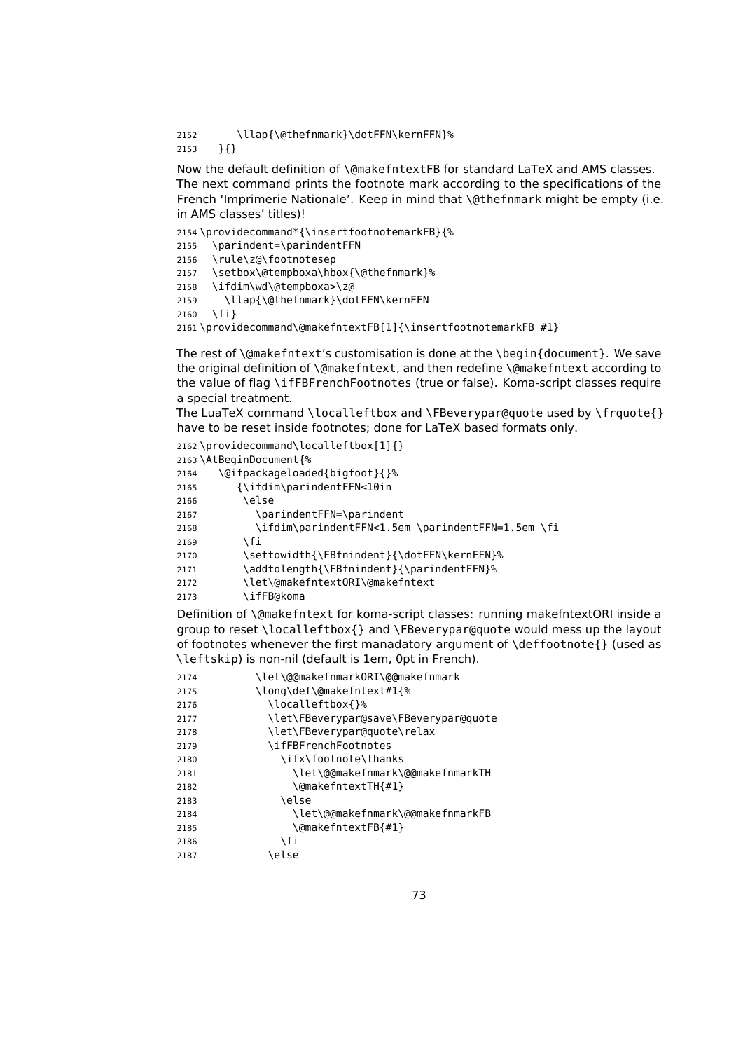```
2152      \llap{\@thefnmark}\dotFFN\kernFFN}%
2153   }{}
```

Now the default definition of `\@makefntextFB` for standard LaTeX and AMS classes. The next command prints the footnote mark according to the specifications of the French 'Imprimerie Nationale'. Keep in mind that `\@thefnmark` might be empty (i.e. in AMS classes' titles)!

```
2154 \providecommand*{\insertfootnotemarkFB}{%
2155   \parindent=\parindentFFN
2156   \rule\z@\footnotesep
2157   \setbox\@tempboxa\hbox{\@thefnmark}%
2158   \ifdim\wd\@tempboxa>\z@
2159     \llap{\@thefnmark}\dotFFN\kernFFN
2160   \fi}
2161 \providecommand\@makefntextFB[1]{\insertfootnotemarkFB #1}
```

The rest of `\@makefntext`'s customisation is done at the `\begin{document}`. We save the original definition of `\@makefntext`, and then redefine `\@makefntext` according to the value of flag `\ifFBFrenchFootnotes` (true or false). Koma-script classes require a special treatment.
The LuaTeX command `\localleftbox` and `\FBeverypar@quote` used by `\frquote{}` have to be reset inside footnotes; done for LaTeX based formats only.

```
2162 \providecommand\localleftbox[1]{}
2163 \AtBeginDocument{%
2164   \@ifpackageloaded{bigfoot}{}%
2165     {\ifdim\parindentFFN<10in
2166      \else
2167        \parindentFFN=\parindent
2168        \ifdim\parindentFFN<1.5em \parindentFFN=1.5em \fi
2169      \fi
2170      \settowidth{\FBfnindent}{\dotFFN\kernFFN}%
2171      \addtolength{\FBfnindent}{\parindentFFN}%
2172      \let\@makefntextORI\@makefntext
2173      \ifFB@koma
```

Definition of `\@makefntext` for koma-script classes: running makefntextORI inside a group to reset `\localleftbox{}` and `\FBeverypar@quote` would mess up the layout of footnotes whenever the first manadatory argument of `\deffootnote{}` (used as `\leftskip`) is non-nil (default is 1em, 0pt in French).

```
2174        \let\@@makefnmarkORI\@@makefnmark
2175        \long\def\@makefntext#1{%
2176          \localleftbox{}%
2177          \let\FBeverypar@save\FBeverypar@quote
2178          \let\FBeverypar@quote\relax
2179          \ifFBFrenchFootnotes
2180            \ifx\footnote\thanks
2181              \let\@@makefnmark\@@makefnmarkTH
2182              \@makefntextTH{#1}
2183            \else
2184              \let\@@makefnmark\@@makefnmarkFB
2185              \@makefntextFB{#1}
2186            \fi
2187          \else
```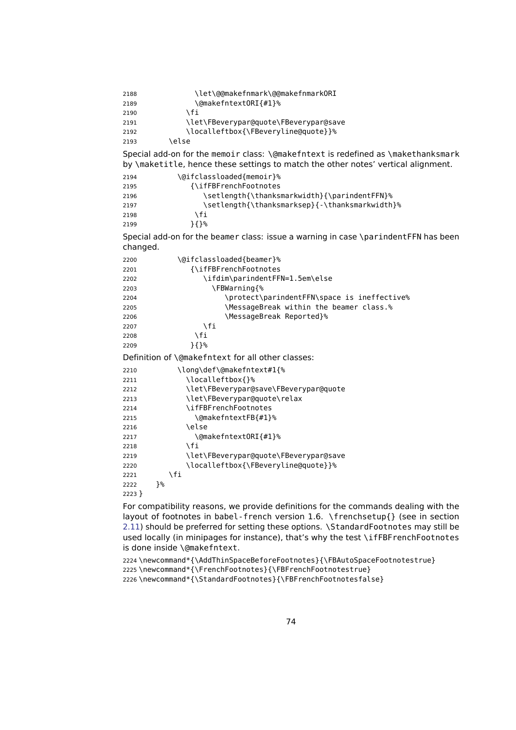```
2188            \let\@@makefnmark\@@makefnmarkORI
2189            \@makefntextORI{#1}%
2190          \fi
2191          \let\FBeverypar@quote\FBeverypar@save
2192          \localleftbox{\FBeveryline@quote}}%
2193      \else
```

Special add-on for the memoir class: \@makefntext is redefined as \makethanksmark by \maketitle, hence these settings to match the other notes' vertical alignment.

```
2194        \@ifclassloaded{memoir}%
2195          {\ifFBFrenchFootnotes
2196             \setlength{\thanksmarkwidth}{\parindentFFN}%
2197             \setlength{\thanksmarksep}{-\thanksmarkwidth}%
2198           \fi
2199          }{}%
```

Special add-on for the beamer class: issue a warning in case \parindentFFN has been changed.

```
2200        \@ifclassloaded{beamer}%
2201          {\ifFBFrenchFootnotes
2202             \ifdim\parindentFFN=1.5em\else
2203               \FBWarning{%
2204                  \protect\parindentFFN\space is ineffective%
2205                  \MessageBreak within the beamer class.%
2206                  \MessageBreak Reported}%
2207             \fi
2208           \fi
2209          }{}%
```

Definition of \@makefntext for all other classes:

```
2210        \long\def\@makefntext#1{%
2211          \localleftbox{}%
2212          \let\FBeverypar@save\FBeverypar@quote
2213          \let\FBeverypar@quote\relax
2214          \ifFBFrenchFootnotes
2215            \@makefntextFB{#1}%
2216          \else
2217            \@makefntextORI{#1}%
2218          \fi
2219          \let\FBeverypar@quote\FBeverypar@save
2220          \localleftbox{\FBeveryline@quote}}%
2221      \fi
2222    }%
2223 }
```

For compatibility reasons, we provide definitions for the commands dealing with the layout of footnotes in babel-french version 1.6. \frenchsetup{} (see in section 2.11) should be preferred for setting these options. \StandardFootnotes may still be used locally (in minipages for instance), that's why the test \ifFBFrenchFootnotes is done inside \@makefntext.

```
2224 \newcommand*{\AddThinSpaceBeforeFootnotes}{\FBAutoSpaceFootnotestrue}
2225 \newcommand*{\FrenchFootnotes}{\FBFrenchFootnotestrue}
2226 \newcommand*{\StandardFootnotes}{\FBFrenchFootnotesfalse}
```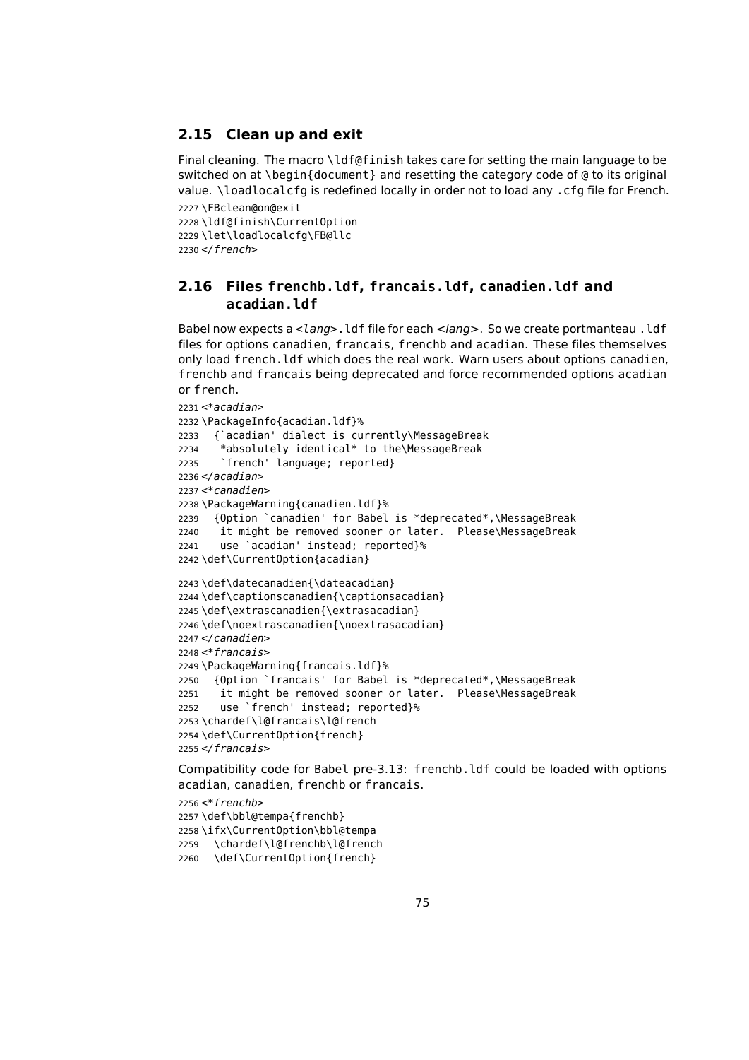## 2.15 Clean up and exit

Final cleaning. The macro `\ldf@finish` takes care for setting the main language to be switched on at `\begin{document}` and resetting the category code of `@` to its original value. `\loadlocalcfg` is redefined locally in order not to load any `.cfg` file for French.

```
2227 \FBclean@on@exit
2228 \ldf@finish\CurrentOption
2229 \let\loadlocalcfg\FB@llc
2230 </french>
```

## 2.16 Files `frenchb.ldf`, `francais.ldf`, `canadien.ldf` and `acadian.ldf`

Babel now expects a <*lang*>`.ldf` file for each <*lang*>. So we create portmanteau `.ldf` files for options `canadien`, `francais`, `frenchb` and `acadian`. These files themselves only load `french.ldf` which does the real work. Warn users about options `canadien`, `frenchb` and `francais` being deprecated and force recommended options `acadian` or `french`.

```
2231 <*acadian>
2232 \PackageInfo{acadian.ldf}%
2233   {`acadian' dialect is currently\MessageBreak
2234    *absolutely identical* to the\MessageBreak
2235    `french' language; reported}
2236 </acadian>
2237 <*canadien>
2238 \PackageWarning{canadien.ldf}%
2239   {Option `canadien' for Babel is *deprecated*,\MessageBreak
2240    it might be removed sooner or later.  Please\MessageBreak
2241    use `acadian' instead; reported}%
2242 \def\CurrentOption{acadian}

2243 \def\datecanadien{\dateacadian}
2244 \def\captionscanadien{\captionsacadian}
2245 \def\extrascanadien{\extrasacadian}
2246 \def\noextrascanadien{\noextrasacadian}
2247 </canadien>
2248 <*francais>
2249 \PackageWarning{francais.ldf}%
2250   {Option `francais' for Babel is *deprecated*,\MessageBreak
2251    it might be removed sooner or later.  Please\MessageBreak
2252    use `french' instead; reported}%
2253 \chardef\l@francais\l@french
2254 \def\CurrentOption{french}
2255 </francais>
```

Compatibility code for Babel pre-3.13: `frenchb.ldf` could be loaded with options `acadian`, `canadien`, `frenchb` or `francais`.

```
2256 <*frenchb>
2257 \def\bbl@tempa{frenchb}
2258 \ifx\CurrentOption\bbl@tempa
2259   \chardef\l@frenchb\l@french
2260   \def\CurrentOption{french}
```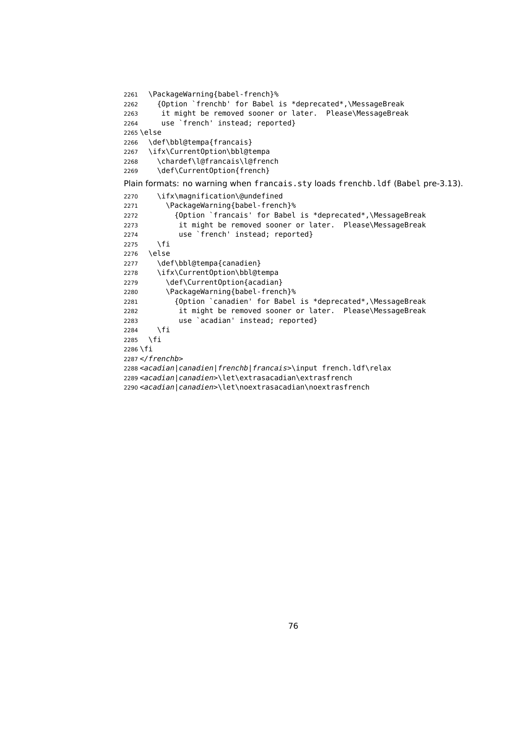```
2261  \PackageWarning{babel-french}%
2262    {Option `frenchb' for Babel is *deprecated*,\MessageBreak
2263     it might be removed sooner or later.  Please\MessageBreak
2264     use `french' instead; reported}
2265 \else
2266  \def\bbl@tempa{francais}
2267  \ifx\CurrentOption\bbl@tempa
2268    \chardef\l@francais\l@french
2269    \def\CurrentOption{french}
```

Plain formats: no warning when francais.sty loads frenchb.ldf (Babel pre-3.13).

```
2270    \ifx\magnification\@undefined
2271      \PackageWarning{babel-french}%
2272        {Option `francais' for Babel is *deprecated*,\MessageBreak
2273         it might be removed sooner or later.  Please\MessageBreak
2274         use `french' instead; reported}
2275    \fi
2276  \else
2277    \def\bbl@tempa{canadien}
2278    \ifx\CurrentOption\bbl@tempa
2279      \def\CurrentOption{acadian}
2280      \PackageWarning{babel-french}%
2281        {Option `canadien' for Babel is *deprecated*,\MessageBreak
2282         it might be removed sooner or later.  Please\MessageBreak
2283         use `acadian' instead; reported}
2284    \fi
2285  \fi
2286 \fi
2287 </frenchb>
2288 <acadian|canadien|frenchb|francais>\input french.ldf\relax
2289 <acadian|canadien>\let\extrasacadian\extrasfrench
2290 <acadian|canadien>\let\noextrasacadian\noextrasfrench
```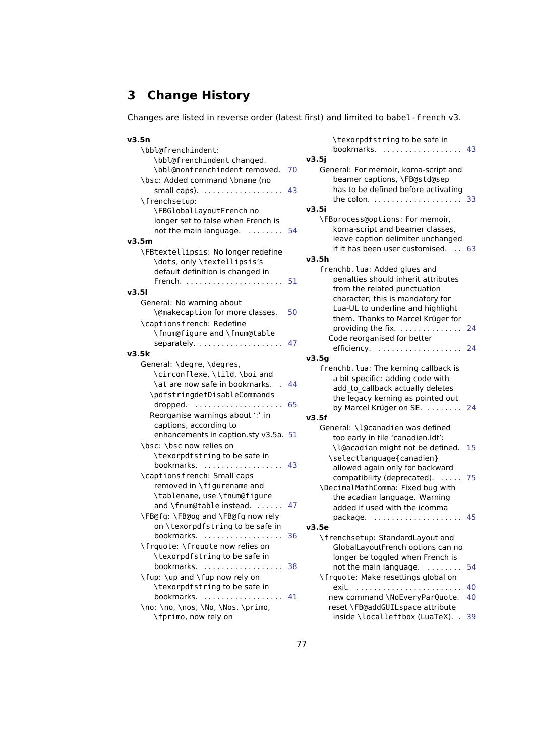## 3 Change History

Changes are listed in reverse order (latest first) and limited to babel-french v3.

**v3.5n**

- \bbl@frenchindent: \bbl@frenchindent changed. \bbl@nonfrenchindent removed. 70
- \bsc: Added command \bname (no small caps). 43
- \frenchsetup: \FBGlobalLayoutFrench no longer set to false when French is not the main language. 54

**v3.5m**

- \FBtextellipsis: No longer redefine \dots, only \textellipsis's default definition is changed in French. 51

**v3.5l**

- General: No warning about \@makecaption for more classes. 50
- \captionsfrench: Redefine \fnum@figure and \fnum@table separately. 47

**v3.5k**

- General: \degre, \degres, \circonflexe, \tild, \boi and \at are now safe in bookmarks. 44
  - \pdfstringdefDisableCommands dropped. 65
  - Reorganise warnings about ':' in captions, according to enhancements in caption.sty v3.5a. 51
- \bsc: \bsc now relies on \texorpdfstring to be safe in bookmarks. 43
- \captionsfrench: Small caps removed in \figurename and \tablename, use \fnum@figure and \fnum@table instead. 47
- \FB@fg: \FB@og and \FB@fg now rely on \texorpdfstring to be safe in bookmarks. 36
- \frquote: \frquote now relies on \texorpdfstring to be safe in bookmarks. 38
- \fup: \up and \fup now rely on \texorpdfstring to be safe in bookmarks. 41
- \no: \no, \nos, \No, \Nos, \primo, \fprimo, now rely on \texorpdfstring to be safe in bookmarks. 43

**v3.5j**

- General: For memoir, koma-script and beamer captions, \FB@std@sep has to be defined before activating the colon. 33

**v3.5i**

- \FBprocess@options: For memoir, koma-script and beamer classes, leave caption delimiter unchanged if it has been user customised. 63

**v3.5h**

- frenchb.lua: Added glues and penalties should inherit attributes from the related punctuation character; this is mandatory for Lua-UL to underline and highlight them. Thanks to Marcel Krüger for providing the fix. 24
  - Code reorganised for better efficiency. 24

**v3.5g**

- frenchb.lua: The kerning callback is a bit specific: adding code with add_to_callback actually deletes the legacy kerning as pointed out by Marcel Krüger on SE. 24

**v3.5f**

- General: \l@canadien was defined too early in file 'canadien.ldf': \l@acadian might not be defined. 15
  - \selectlanguage{canadien} allowed again only for backward compatibility (deprecated). 75
- \DecimalMathComma: Fixed bug with the acadian language. Warning added if used with the icomma package. 45

**v3.5e**

- \frenchsetup: StandardLayout and GlobalLayoutFrench options can no longer be toggled when French is not the main language. 54
- \frquote: Make resettings global on exit. 40
  - new command \NoEveryParQuote. 40
  - reset \FB@addGUILspace attribute inside \localleftbox (LuaTeX). 39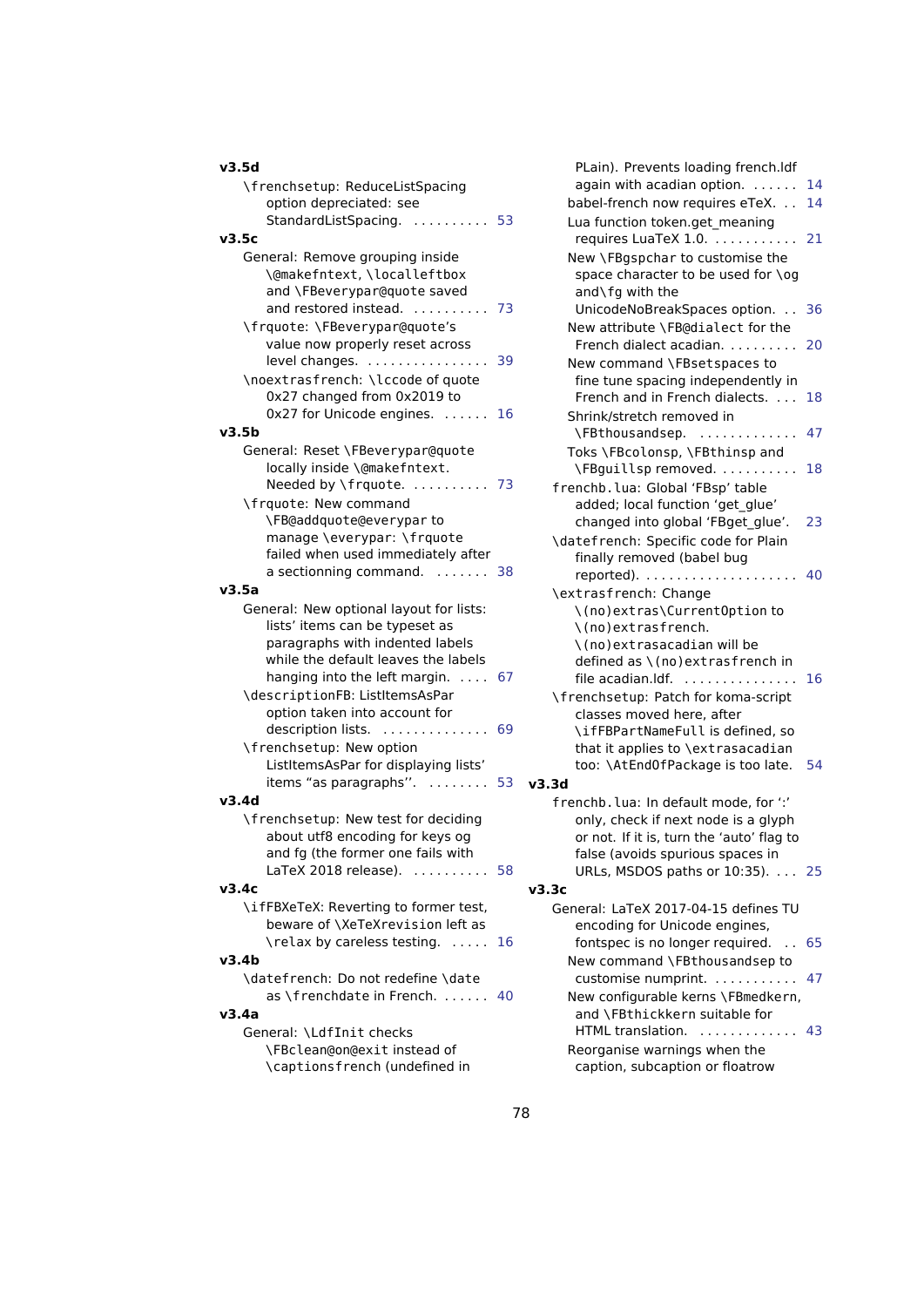**v3.5d**

\frenchsetup: ReduceListSpacing option depreciated: see StandardListSpacing. .......... 53

**v3.5c**

General: Remove grouping inside \@makefntext, \localleftbox and \FBeverypar@quote saved and restored instead. .......... 73

\frquote: \FBeverypar@quote's value now properly reset across level changes. ................ 39

\noextrasfrench: \lccode of quote 0x27 changed from 0x2019 to 0x27 for Unicode engines. ...... 16

**v3.5b**

General: Reset \FBeverypar@quote locally inside \@makefntext. Needed by \frquote. .......... 73

\frquote: New command \FB@addquote@everypar to manage \everypar: \frquote failed when used immediately after a sectionning command. ....... 38

**v3.5a**

General: New optional layout for lists: lists' items can be typeset as paragraphs with indented labels while the default leaves the labels hanging into the left margin. .... 67

\descriptionFB: ListItemsAsPar option taken into account for description lists. .............. 69

\frenchsetup: New option ListItemsAsPar for displaying lists' items "as paragraphs". ........ 53

**v3.4d**

\frenchsetup: New test for deciding about utf8 encoding for keys og and fg (the former one fails with LaTeX 2018 release). .......... 58

**v3.4c**

\ifFBXeTeX: Reverting to former test, beware of \XeTeXrevision left as \relax by careless testing. ..... 16

**v3.4b**

\datefrench: Do not redefine \date as \frenchdate in French. ...... 40

**v3.4a**

General: \LdfInit checks \FBclean@on@exit instead of \captionsfrench (undefined in PLain). Prevents loading french.ldf again with acadian option. ...... 14

babel-french now requires eTeX. .. 14

Lua function token.get_meaning requires LuaTeX 1.0. ........... 21

New \FBgspchar to customise the space character to be used for \og and\fg with the UnicodeNoBreakSpaces option. .. 36

New attribute \FB@dialect for the French dialect acadian. ......... 20

New command \FBsetspaces to fine tune spacing independently in French and in French dialects. ... 18

Shrink/stretch removed in \FBthousandsep. ............. 47

Toks \FBcolonsp, \FBthinsp and \FBguillsp removed. .......... 18

frenchb.lua: Global 'FBsp' table added; local function 'get_glue' changed into global 'FBget_glue'. 23

\datefrench: Specific code for Plain finally removed (babel bug reported). .................... 40

\extrasfrench: Change \(no)extras\CurrentOption to \(no)extrasfrench. \(no)extrasacadian will be defined as \(no)extrasfrench in file acadian.ldf. ............... 16

\frenchsetup: Patch for koma-script classes moved here, after \ifFBPartNameFull is defined, so that it applies to \extrasacadian too: \AtEndOfPackage is too late. 54

**v3.3d**

frenchb.lua: In default mode, for ':' only, check if next node is a glyph or not. If it is, turn the 'auto' flag to false (avoids spurious spaces in URLs, MSDOS paths or 10:35). ... 25

**v3.3c**

General: LaTeX 2017-04-15 defines TU encoding for Unicode engines, fontspec is no longer required. .. 65

New command \FBthousandsep to customise numprint. ........... 47

New configurable kerns \FBmedkern, and \FBthickkern suitable for HTML translation. ............. 43

Reorganise warnings when the caption, subcaption or floatrow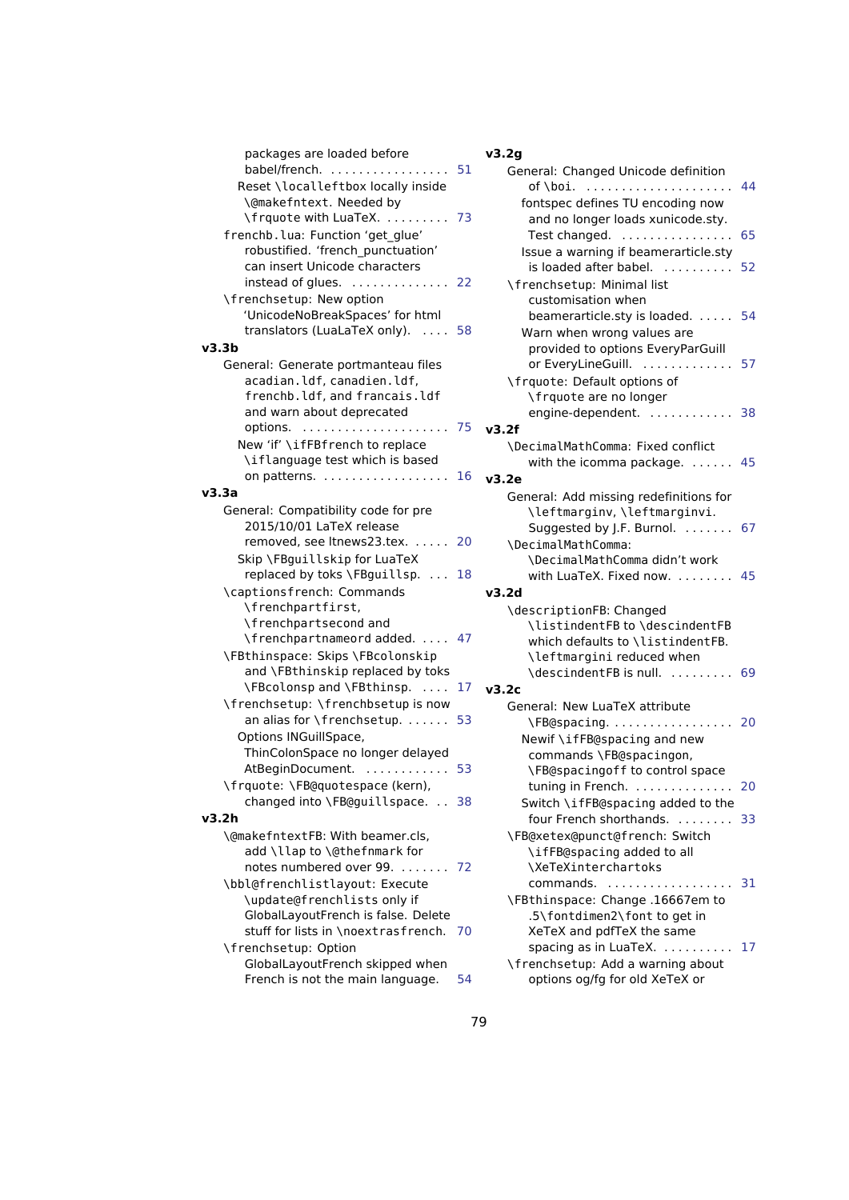packages are loaded before babel/french. . . . . . . . . . . . . . . . . 51

Reset \localleftbox locally inside \@makefntext. Needed by \frquote with LuaTeX. . . . . . . . . 73

frenchb.lua: Function 'get_glue' robustified. 'french_punctuation' can insert Unicode characters instead of glues. . . . . . . . . . . . . . 22

\frenchsetup: New option 'UnicodeNoBreakSpaces' for html translators (LuaLaTeX only). . . . . 58

**v3.3b**

General: Generate portmanteau files acadian.ldf, canadien.ldf, frenchb.ldf, and francais.ldf and warn about deprecated options. . . . . . . . . . . . . . . . . . . . . 75

New 'if' \ifFBfrench to replace \iflanguage test which is based on patterns. . . . . . . . . . . . . . . . . . 16

**v3.3a**

General: Compatibility code for pre 2015/10/01 LaTeX release removed, see ltnews23.tex. . . . . . 20

Skip \FBguillskip for LuaTeX replaced by toks \FBguillsp. . . . 18

\captionsfrench: Commands \frenchpartfirst, \frenchpartsecond and \frenchpartnameord added. . . . . 47

\FBthinspace: Skips \FBcolonskip and \FBthinskip replaced by toks \FBcolonsp and \FBthinsp. . . . . 17

\frenchsetup: \frenchbsetup is now an alias for \frenchsetup. . . . . . 53

Options INGuillSpace, ThinColonSpace no longer delayed AtBeginDocument. . . . . . . . . . . . 53

\frquote: \FB@quotespace (kern), changed into \FB@guillspace. . . 38

**v3.2h**

\@makefntextFB: With beamer.cls, add \llap to \@thefnmark for notes numbered over 99. . . . . . . 72

\bbl@frenchlistlayout: Execute \update@frenchlists only if GlobalLayoutFrench is false. Delete stuff for lists in \noextrasfrench. 70

\frenchsetup: Option GlobalLayoutFrench skipped when French is not the main language. 54

**v3.2g**

General: Changed Unicode definition of \boi. . . . . . . . . . . . . . . . . . . . . 44

fontspec defines TU encoding now and no longer loads xunicode.sty. Test changed. . . . . . . . . . . . . . . . 65

Issue a warning if beamerarticle.sty is loaded after babel. . . . . . . . . . 52

\frenchsetup: Minimal list customisation when beamerarticle.sty is loaded. . . . . 54

Warn when wrong values are provided to options EveryParGuill or EveryLineGuill. . . . . . . . . . . . . 57

\frquote: Default options of \frquote are no longer engine-dependent. . . . . . . . . . . . 38

**v3.2f**

\DecimalMathComma: Fixed conflict with the icomma package. . . . . . 45

**v3.2e**

General: Add missing redefinitions for \leftmarginv, \leftmarginvi. Suggested by J.F. Burnol. . . . . . . 67

\DecimalMathComma: \DecimalMathComma didn't work with LuaTeX. Fixed now. . . . . . . . 45

**v3.2d**

\descriptionFB: Changed \listindentFB to \descindentFB which defaults to \listindentFB. \leftmargini reduced when \descindentFB is null. . . . . . . . . 69

**v3.2c**

General: New LuaTeX attribute \FB@spacing. . . . . . . . . . . . . . . . . 20

Newif \ifFB@spacing and new commands \FB@spacingon, \FB@spacingoff to control space tuning in French. . . . . . . . . . . . . . 20

Switch \ifFB@spacing added to the four French shorthands. . . . . . . . 33

\FB@xetex@punct@french: Switch \ifFB@spacing added to all \XeTeXinterchartoks commands. . . . . . . . . . . . . . . . . . 31

\FBthinspace: Change .16667em to .5\fontdimen2\font to get in XeTeX and pdfTeX the same spacing as in LuaTeX. . . . . . . . . . 17

\frenchsetup: Add a warning about options og/fg for old XeTeX or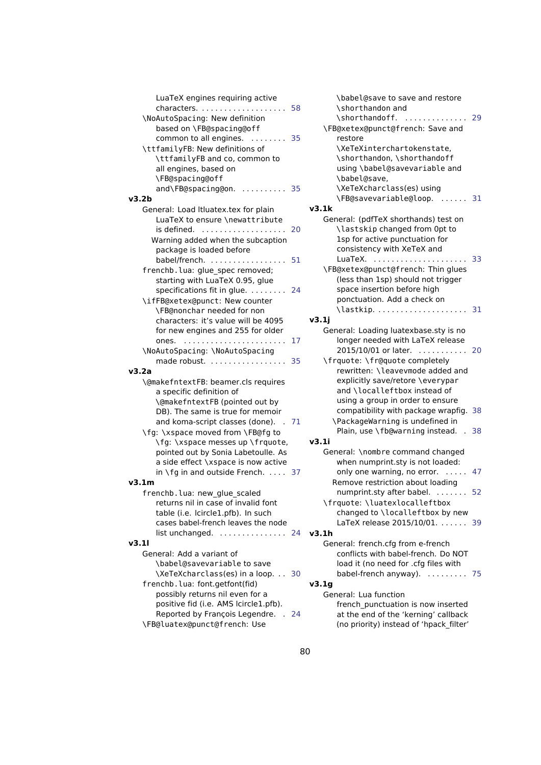LuaTeX engines requiring active characters. . . . . . . . . . . . . . . . . . . . 58

\NoAutoSpacing: New definition based on \FB@spacing@off common to all engines. . . . . . . . . 35

\ttfamilyFB: New definitions of \ttfamilyFB and co, common to all engines, based on \FB@spacing@off and\FB@spacing@on. . . . . . . . . . . 35

**v3.2b**

General: Load ltluatex.tex for plain LuaTeX to ensure \newattribute is defined. . . . . . . . . . . . . . . . . . . . 20

Warning added when the subcaption package is loaded before babel/french. . . . . . . . . . . . . . . . . . 51

frenchb.lua: glue_spec removed; starting with LuaTeX 0.95, glue specifications fit in glue. . . . . . . . . 24

\ifFB@xetex@punct: New counter \FB@nonchar needed for non characters: it's value will be 4095 for new engines and 255 for older ones. . . . . . . . . . . . . . . . . . . . . . . . 17

\NoAutoSpacing: \NoAutoSpacing made robust. . . . . . . . . . . . . . . . . . 35

**v3.2a**

\@makefntextFB: beamer.cls requires a specific definition of \@makefntextFB (pointed out by DB). The same is true for memoir and koma-script classes (done). . 71

\fg: \xspace moved from \FB@fg to \fg: \xspace messes up \frquote, pointed out by Sonia Labetoulle. As a side effect \xspace is now active in \fg in and outside French. . . . . 37

**v3.1m**

frenchb.lua: new_glue_scaled returns nil in case of invalid font table (i.e. lcircle1.pfb). In such cases babel-french leaves the node list unchanged. . . . . . . . . . . . . . . . 24

**v3.1l**

General: Add a variant of \babel@savevariable to save \XeTeXcharclass(es) in a loop. . . 30

frenchb.lua: font.getfont(fid) possibly returns nil even for a positive fid (i.e. AMS lcircle1.pfb). Reported by François Legendre. . 24

\FB@luatex@punct@french: Use \babel@save to save and restore \shorthandon and \shorthandoff. . . . . . . . . . . . . . . 29

\FB@xetex@punct@french: Save and restore \XeTeXinterchartokenstate, \shorthandon, \shorthandoff using \babel@savevariable and \babel@save, \XeTeXcharclass(es) using \FB@savevariable@loop. . . . . . . 31

**v3.1k**

General: (pdfTeX shorthands) test on \lastskip changed from 0pt to 1sp for active punctuation for consistency with XeTeX and LuaTeX. . . . . . . . . . . . . . . . . . . . . . 33

\FB@xetex@punct@french: Thin glues (less than 1sp) should not trigger space insertion before high ponctuation. Add a check on \lastkip. . . . . . . . . . . . . . . . . . . . . 31

**v3.1j**

General: Loading luatexbase.sty is no longer needed with LaTeX release 2015/10/01 or later. . . . . . . . . . . . 20

\frquote: \fr@quote completely rewritten: \leavevmode added and explicitly save/retore \everypar and \localleftbox instead of using a group in order to ensure compatibility with package wrapfig. 38

\PackageWarning is undefined in Plain, use \fb@warning instead. . 38

**v3.1i**

General: \nombre command changed when numprint.sty is not loaded: only one warning, no error. . . . . . 47

Remove restriction about loading numprint.sty after babel. . . . . . . . 52

\frquote: \luatexlocalleftbox changed to \localleftbox by new LaTeX release 2015/10/01. . . . . . . 39

**v3.1h**

General: french.cfg from e-french conflicts with babel-french. Do NOT load it (no need for .cfg files with babel-french anyway). . . . . . . . . . 75

**v3.1g**

General: Lua function french_punctuation is now inserted at the end of the 'kerning' callback (no priority) instead of 'hpack_filter'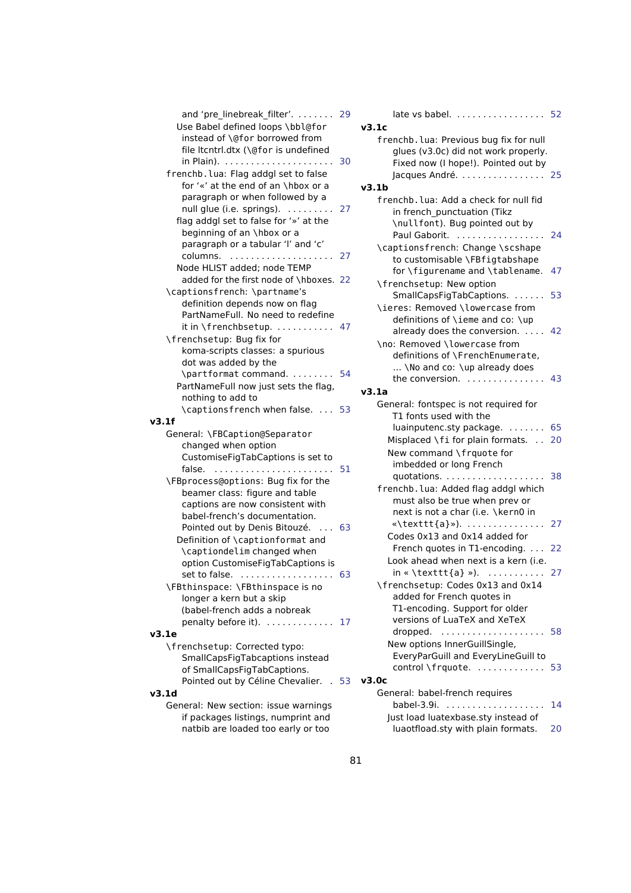and 'pre_linebreak_filter'. . . . . . . . 29

Use Babel defined loops `\bbl@for` instead of `\@for` borrowed from file ltcntrl.dtx (`\@for` is undefined in Plain). . . . . . . . . . . . . . . . . . . . . . 30

`frenchb.lua`: Flag addgl set to false for '«' at the end of an `\hbox` or a paragraph or when followed by a null glue (i.e. springs). . . . . . . . . . 27

flag addgl set to false for '»' at the beginning of an `\hbox` or a paragraph or a tabular 'l' and 'c' columns. . . . . . . . . . . . . . . . . . . . . 27

Node HLIST added; node TEMP added for the first node of `\hboxes`. 22

`\captionsfrench`: `\partname`'s definition depends now on flag PartNameFull. No need to redefine it in `\frenchbsetup`. . . . . . . . . . . . 47

`\frenchsetup`: Bug fix for koma-scripts classes: a spurious dot was added by the `\partformat` command. . . . . . . . . 54

PartNameFull now just sets the flag, nothing to add to `\captionsfrench` when false. . . . 53

**v3.1f**

General: `\FBCaption@Separator` changed when option CustomiseFigTabCaptions is set to false. . . . . . . . . . . . . . . . . . . . . . . . . 51

`\FBprocess@options`: Bug fix for the beamer class: figure and table captions are now consistent with babel-french's documentation. Pointed out by Denis Bitouzé. . . . 63

Definition of `\captionformat` and `\captiondelim` changed when option CustomiseFigTabCaptions is set to false. . . . . . . . . . . . . . . . . . . 63

`\FBthinspace`: `\FBthinspace` is no longer a kern but a skip (babel-french adds a nobreak penalty before it). . . . . . . . . . . . . . 17

**v3.1e**

`\frenchsetup`: Corrected typo: SmallCapsFigTabcaptions instead of SmallCapsFigTabCaptions. Pointed out by Céline Chevalier. . 53

**v3.1d**

General: New section: issue warnings if packages listings, numprint and natbib are loaded too early or too late vs babel. . . . . . . . . . . . . . . . . . 52

**v3.1c**

`frenchb.lua`: Previous bug fix for null glues (v3.0c) did not work properly. Fixed now (I hope!). Pointed out by Jacques André. . . . . . . . . . . . . . . . . 25

**v3.1b**

`frenchb.lua`: Add a check for null fid in french_punctuation (Tikz `\nullfont`). Bug pointed out by Paul Gaborit. . . . . . . . . . . . . . . . . 24

`\captionsfrench`: Change `\scshape` to customisable `\FBfigtabshape` for `\figurename` and `\tablename`. 47

`\frenchsetup`: New option SmallCapsFigTabCaptions. . . . . . 53

`\ieres`: Removed `\lowercase` from definitions of `\ieme` and co: `\up` already does the conversion. . . . 42

`\no`: Removed `\lowercase` from definitions of `\FrenchEnumerate`, ... `\No` and co: `\up` already does the conversion. . . . . . . . . . . . . . . 43

**v3.1a**

General: fontspec is not required for T1 fonts used with the luainputenc.sty package. . . . . . . 65

Misplaced `\fi` for plain formats. . . 20

New command `\frquote` for imbedded or long French quotations. . . . . . . . . . . . . . . . . . . 38

`frenchb.lua`: Added flag addgl which must also be true when prev or next is not a char (i.e. `\kern0` in «`\texttt{a}`»). . . . . . . . . . . . . . . 27

Codes 0x13 and 0x14 added for French quotes in T1-encoding. . . . 22

Look ahead when next is a kern (i.e. in « `\texttt{a}` »). . . . . . . . . . . 27

`\frenchsetup`: Codes 0x13 and 0x14 added for French quotes in T1-encoding. Support for older versions of LuaTeX and XeTeX dropped. . . . . . . . . . . . . . . . . . . . 58

New options InnerGuillSingle, EveryParGuill and EveryLineGuill to control `\frquote`. . . . . . . . . . . . . 53

**v3.0c**

General: babel-french requires babel-3.9i. . . . . . . . . . . . . . . . . . . 14

Just load luatexbase.sty instead of luaotfload.sty with plain formats. 20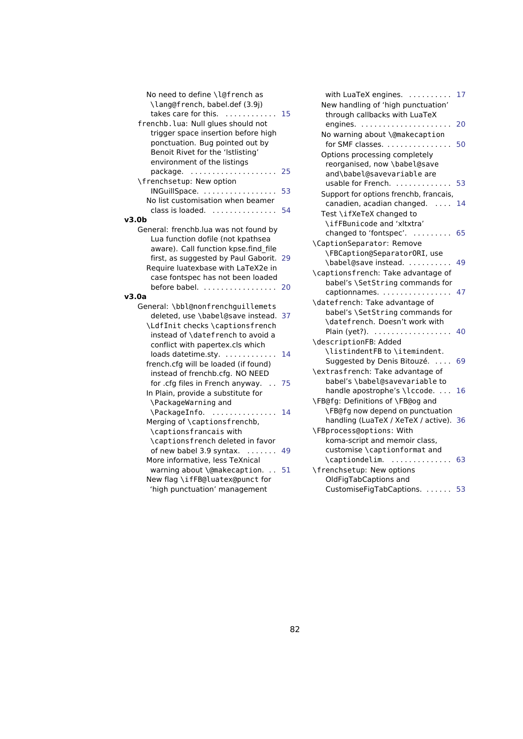No need to define \l@french as \lang@french, babel.def (3.9j) takes care for this. . . . . . . . . . . . . 15

frenchb.lua: Null glues should not trigger space insertion before high ponctuation. Bug pointed out by Benoit Rivet for the ‘lstlisting’ environment of the listings package. . . . . . . . . . . . . . . . . . . . . 25

\frenchsetup: New option INGuillSpace. . . . . . . . . . . . . . . . . . 53

No list customisation when beamer class is loaded. . . . . . . . . . . . . . . . 54

**v3.0b**

General: frenchb.lua was not found by Lua function dofile (not kpathsea aware). Call function kpse.find_file first, as suggested by Paul Gaborit. 29

Require luatexbase with LaTeX2e in case fontspec has not been loaded before babel. . . . . . . . . . . . . . . . . . 20

**v3.0a**

General: \bbl@nonfrenchguillemets deleted, use \babel@save instead. 37

\LdfInit checks \captionsfrench instead of \datefrench to avoid a conflict with papertex.cls which loads datetime.sty. . . . . . . . . . . . . 14

french.cfg will be loaded (if found) instead of frenchb.cfg. NO NEED for .cfg files in French anyway. . . 75

In Plain, provide a substitute for \PackageWarning and \PackageInfo. . . . . . . . . . . . . . . . 14

Merging of \captionsfrenchb, \captionsfrancais with \captionsfrench deleted in favor of new babel 3.9 syntax. . . . . . . . 49

More informative, less TeXnical warning about \@makecaption. . . 51

New flag \ifFB@luatex@punct for ‘high punctuation’ management with LuaTeX engines. . . . . . . . . . . 17

New handling of ‘high punctuation’ through callbacks with LuaTeX engines. . . . . . . . . . . . . . . . . . . . . . 20

No warning about \@makecaption for SMF classes. . . . . . . . . . . . . . . . 50

Options processing completely reorganised, now \babel@save and\babel@savevariable are usable for French. . . . . . . . . . . . . 53

Support for options frenchb, francais, canadien, acadian changed. . . . . 14

Test \ifXeTeX changed to \ifFBunicode and ‘xltxtra’ changed to ‘fontspec’. . . . . . . . . . 65

\CaptionSeparator: Remove \FBCaption@SeparatorORI, use \babel@save instead. . . . . . . . . . 49

\captionsfrench: Take advantage of babel’s \SetString commands for captionnames. . . . . . . . . . . . . . . . . 47

\datefrench: Take advantage of babel’s \SetString commands for \datefrench. Doesn’t work with Plain (yet?). . . . . . . . . . . . . . . . . . . 40

\descriptionFB: Added \listindentFB to \itemindent. Suggested by Denis Bitouzé. . . . . 69

\extrasfrench: Take advantage of babel’s \babel@savevariable to handle apostrophe’s \lccode. . . . 16

\FB@fg: Definitions of \FB@og and \FB@fg now depend on punctuation handling (LuaTeX / XeTeX / active). 36

\FBprocess@options: With koma-script and memoir class, customise \captionformat and \captiondelim. . . . . . . . . . . . . . 63

\frenchsetup: New options OldFigTabCaptions and CustomiseFigTabCaptions. . . . . . . 53